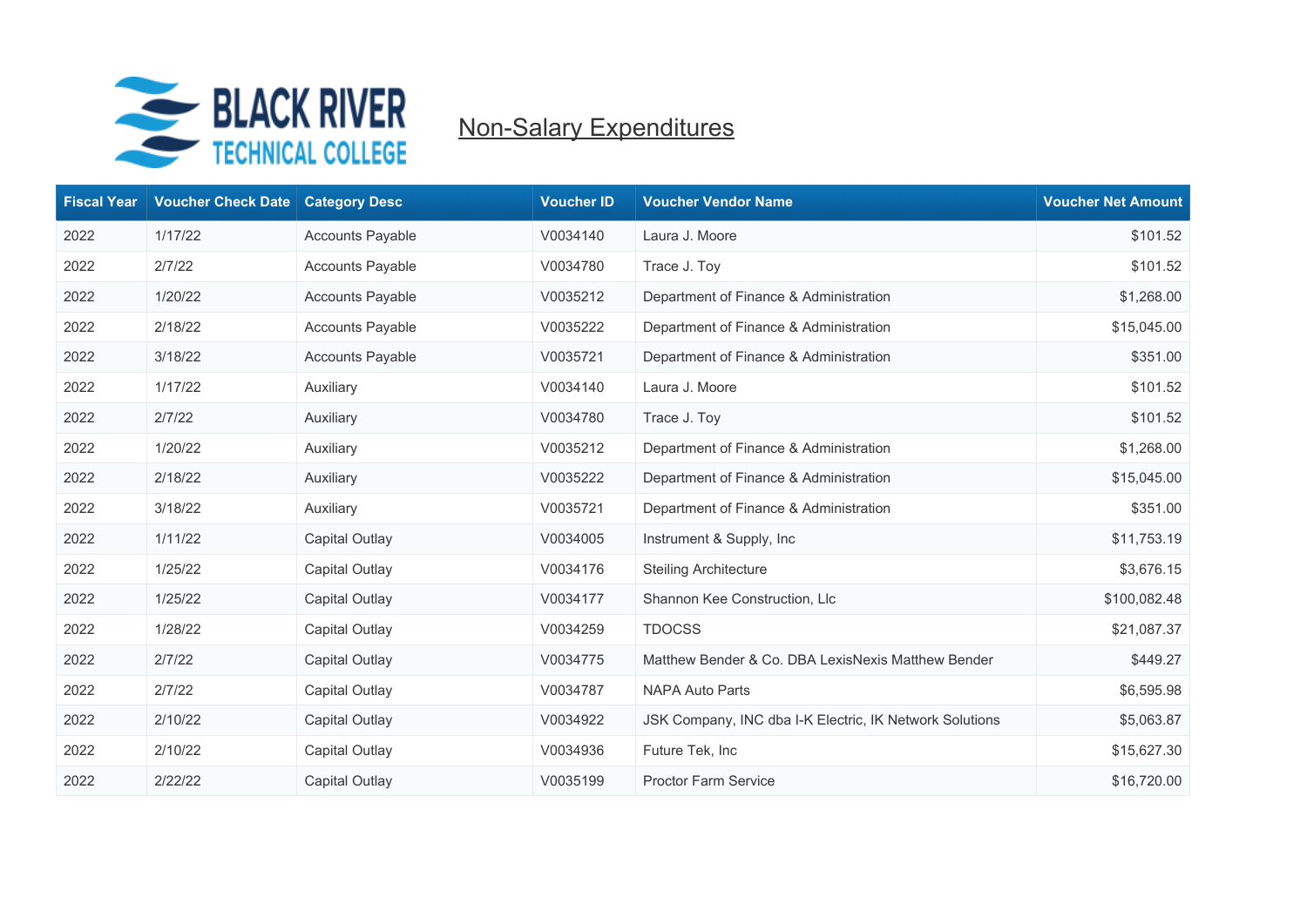BLACK RIVER TECHNICAL COLLEGE

# Non-Salary Expenditures

| Fiscal Year | Voucher Check Date | Category Desc | Voucher ID | Voucher Vendor Name | Voucher Net Amount |
|---|---|---|---|---|---|
| 2022 | 1/17/22 | Accounts Payable | V0034140 | Laura J. Moore | $101.52 |
| 2022 | 2/7/22 | Accounts Payable | V0034780 | Trace J. Toy | $101.52 |
| 2022 | 1/20/22 | Accounts Payable | V0035212 | Department of Finance & Administration | $1,268.00 |
| 2022 | 2/18/22 | Accounts Payable | V0035222 | Department of Finance & Administration | $15,045.00 |
| 2022 | 3/18/22 | Accounts Payable | V0035721 | Department of Finance & Administration | $351.00 |
| 2022 | 1/17/22 | Auxiliary | V0034140 | Laura J. Moore | $101.52 |
| 2022 | 2/7/22 | Auxiliary | V0034780 | Trace J. Toy | $101.52 |
| 2022 | 1/20/22 | Auxiliary | V0035212 | Department of Finance & Administration | $1,268.00 |
| 2022 | 2/18/22 | Auxiliary | V0035222 | Department of Finance & Administration | $15,045.00 |
| 2022 | 3/18/22 | Auxiliary | V0035721 | Department of Finance & Administration | $351.00 |
| 2022 | 1/11/22 | Capital Outlay | V0034005 | Instrument & Supply, Inc | $11,753.19 |
| 2022 | 1/25/22 | Capital Outlay | V0034176 | Steiling Architecture | $3,676.15 |
| 2022 | 1/25/22 | Capital Outlay | V0034177 | Shannon Kee Construction, Llc | $100,082.48 |
| 2022 | 1/28/22 | Capital Outlay | V0034259 | TDOCSS | $21,087.37 |
| 2022 | 2/7/22 | Capital Outlay | V0034775 | Matthew Bender & Co. DBA LexisNexis Matthew Bender | $449.27 |
| 2022 | 2/7/22 | Capital Outlay | V0034787 | NAPA Auto Parts | $6,595.98 |
| 2022 | 2/10/22 | Capital Outlay | V0034922 | JSK Company, INC dba I-K Electric, IK Network Solutions | $5,063.87 |
| 2022 | 2/10/22 | Capital Outlay | V0034936 | Future Tek, Inc | $15,627.30 |
| 2022 | 2/22/22 | Capital Outlay | V0035199 | Proctor Farm Service | $16,720.00 |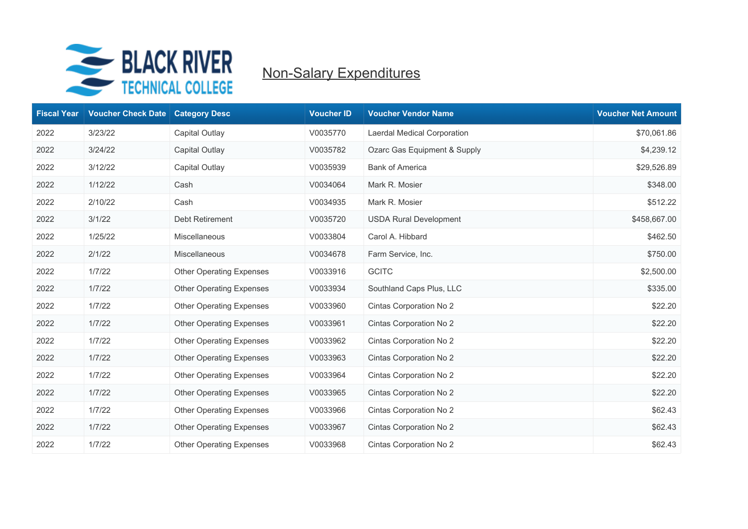BLACK RIVER TECHNICAL COLLEGE

## Non-Salary Expenditures

| Fiscal Year | Voucher Check Date | Category Desc | Voucher ID | Voucher Vendor Name | Voucher Net Amount |
|---|---|---|---|---|---|
| 2022 | 3/23/22 | Capital Outlay | V0035770 | Laerdal Medical Corporation | $70,061.86 |
| 2022 | 3/24/22 | Capital Outlay | V0035782 | Ozarc Gas Equipment & Supply | $4,239.12 |
| 2022 | 3/12/22 | Capital Outlay | V0035939 | Bank of America | $29,526.89 |
| 2022 | 1/12/22 | Cash | V0034064 | Mark R. Mosier | $348.00 |
| 2022 | 2/10/22 | Cash | V0034935 | Mark R. Mosier | $512.22 |
| 2022 | 3/1/22 | Debt Retirement | V0035720 | USDA Rural Development | $458,667.00 |
| 2022 | 1/25/22 | Miscellaneous | V0033804 | Carol A. Hibbard | $462.50 |
| 2022 | 2/1/22 | Miscellaneous | V0034678 | Farm Service, Inc. | $750.00 |
| 2022 | 1/7/22 | Other Operating Expenses | V0033916 | GCITC | $2,500.00 |
| 2022 | 1/7/22 | Other Operating Expenses | V0033934 | Southland Caps Plus, LLC | $335.00 |
| 2022 | 1/7/22 | Other Operating Expenses | V0033960 | Cintas Corporation No 2 | $22.20 |
| 2022 | 1/7/22 | Other Operating Expenses | V0033961 | Cintas Corporation No 2 | $22.20 |
| 2022 | 1/7/22 | Other Operating Expenses | V0033962 | Cintas Corporation No 2 | $22.20 |
| 2022 | 1/7/22 | Other Operating Expenses | V0033963 | Cintas Corporation No 2 | $22.20 |
| 2022 | 1/7/22 | Other Operating Expenses | V0033964 | Cintas Corporation No 2 | $22.20 |
| 2022 | 1/7/22 | Other Operating Expenses | V0033965 | Cintas Corporation No 2 | $22.20 |
| 2022 | 1/7/22 | Other Operating Expenses | V0033966 | Cintas Corporation No 2 | $62.43 |
| 2022 | 1/7/22 | Other Operating Expenses | V0033967 | Cintas Corporation No 2 | $62.43 |
| 2022 | 1/7/22 | Other Operating Expenses | V0033968 | Cintas Corporation No 2 | $62.43 |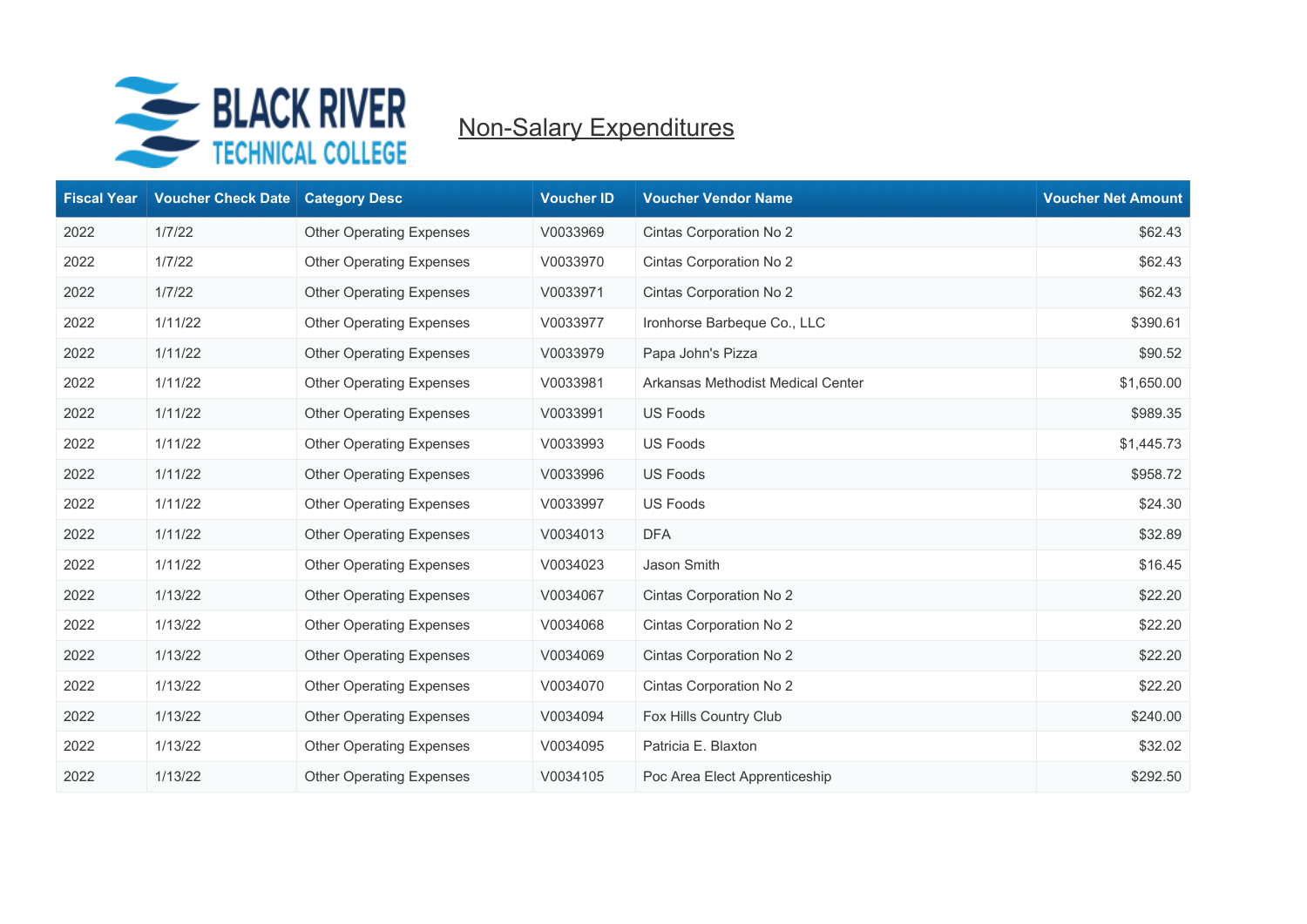BLACK RIVER TECHNICAL COLLEGE

## Non-Salary Expenditures

| Fiscal Year | Voucher Check Date | Category Desc | Voucher ID | Voucher Vendor Name | Voucher Net Amount |
|---|---|---|---|---|---|
| 2022 | 1/7/22 | Other Operating Expenses | V0033969 | Cintas Corporation No 2 | $62.43 |
| 2022 | 1/7/22 | Other Operating Expenses | V0033970 | Cintas Corporation No 2 | $62.43 |
| 2022 | 1/7/22 | Other Operating Expenses | V0033971 | Cintas Corporation No 2 | $62.43 |
| 2022 | 1/11/22 | Other Operating Expenses | V0033977 | Ironhorse Barbeque Co., LLC | $390.61 |
| 2022 | 1/11/22 | Other Operating Expenses | V0033979 | Papa John's Pizza | $90.52 |
| 2022 | 1/11/22 | Other Operating Expenses | V0033981 | Arkansas Methodist Medical Center | $1,650.00 |
| 2022 | 1/11/22 | Other Operating Expenses | V0033991 | US Foods | $989.35 |
| 2022 | 1/11/22 | Other Operating Expenses | V0033993 | US Foods | $1,445.73 |
| 2022 | 1/11/22 | Other Operating Expenses | V0033996 | US Foods | $958.72 |
| 2022 | 1/11/22 | Other Operating Expenses | V0033997 | US Foods | $24.30 |
| 2022 | 1/11/22 | Other Operating Expenses | V0034013 | DFA | $32.89 |
| 2022 | 1/11/22 | Other Operating Expenses | V0034023 | Jason Smith | $16.45 |
| 2022 | 1/13/22 | Other Operating Expenses | V0034067 | Cintas Corporation No 2 | $22.20 |
| 2022 | 1/13/22 | Other Operating Expenses | V0034068 | Cintas Corporation No 2 | $22.20 |
| 2022 | 1/13/22 | Other Operating Expenses | V0034069 | Cintas Corporation No 2 | $22.20 |
| 2022 | 1/13/22 | Other Operating Expenses | V0034070 | Cintas Corporation No 2 | $22.20 |
| 2022 | 1/13/22 | Other Operating Expenses | V0034094 | Fox Hills Country Club | $240.00 |
| 2022 | 1/13/22 | Other Operating Expenses | V0034095 | Patricia E. Blaxton | $32.02 |
| 2022 | 1/13/22 | Other Operating Expenses | V0034105 | Poc Area Elect Apprenticeship | $292.50 |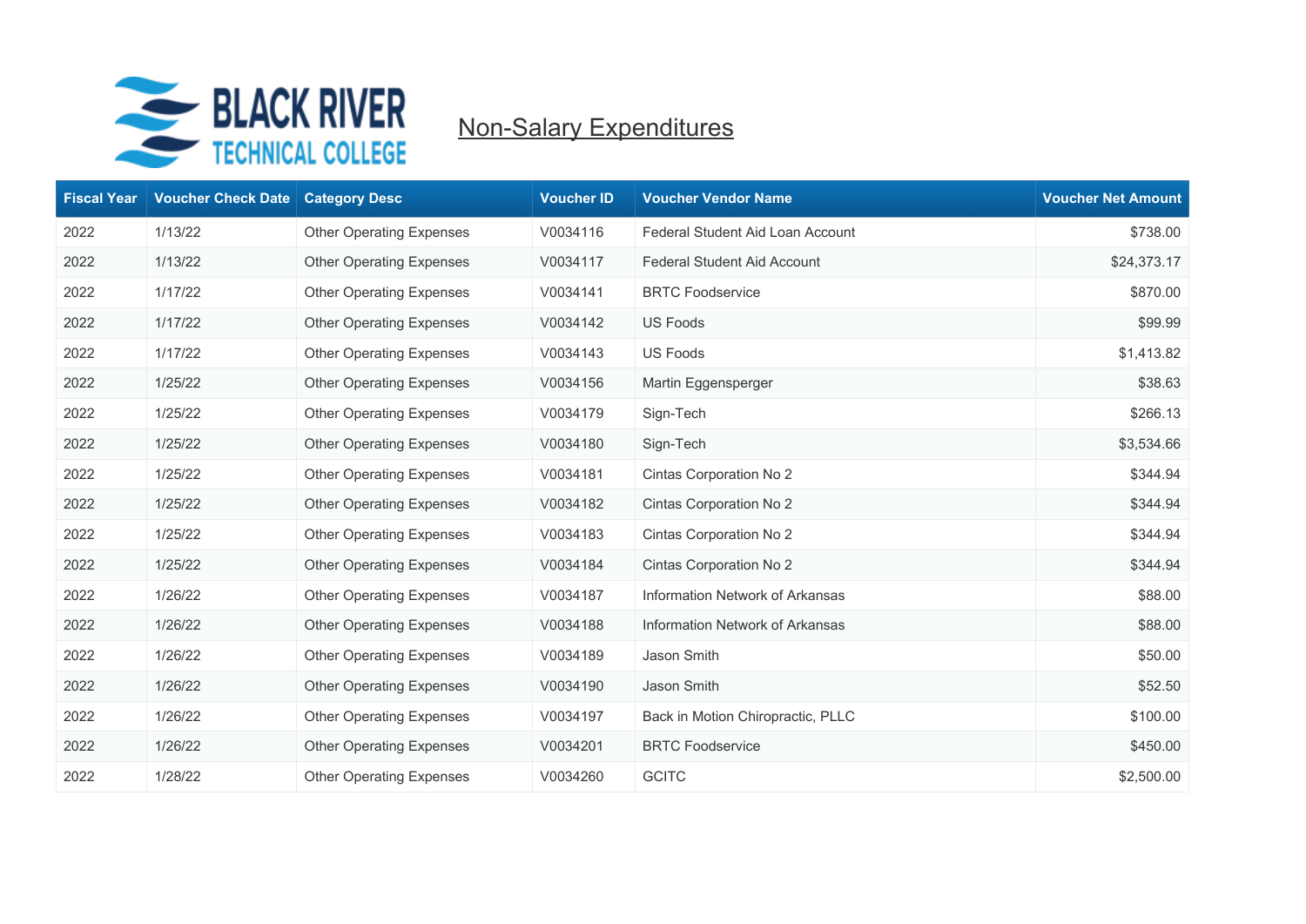BLACK RIVER TECHNICAL COLLEGE

# Non-Salary Expenditures

| Fiscal Year | Voucher Check Date | Category Desc | Voucher ID | Voucher Vendor Name | Voucher Net Amount |
|---|---|---|---|---|---|
| 2022 | 1/13/22 | Other Operating Expenses | V0034116 | Federal Student Aid Loan Account | $738.00 |
| 2022 | 1/13/22 | Other Operating Expenses | V0034117 | Federal Student Aid Account | $24,373.17 |
| 2022 | 1/17/22 | Other Operating Expenses | V0034141 | BRTC Foodservice | $870.00 |
| 2022 | 1/17/22 | Other Operating Expenses | V0034142 | US Foods | $99.99 |
| 2022 | 1/17/22 | Other Operating Expenses | V0034143 | US Foods | $1,413.82 |
| 2022 | 1/25/22 | Other Operating Expenses | V0034156 | Martin Eggensperger | $38.63 |
| 2022 | 1/25/22 | Other Operating Expenses | V0034179 | Sign-Tech | $266.13 |
| 2022 | 1/25/22 | Other Operating Expenses | V0034180 | Sign-Tech | $3,534.66 |
| 2022 | 1/25/22 | Other Operating Expenses | V0034181 | Cintas Corporation No 2 | $344.94 |
| 2022 | 1/25/22 | Other Operating Expenses | V0034182 | Cintas Corporation No 2 | $344.94 |
| 2022 | 1/25/22 | Other Operating Expenses | V0034183 | Cintas Corporation No 2 | $344.94 |
| 2022 | 1/25/22 | Other Operating Expenses | V0034184 | Cintas Corporation No 2 | $344.94 |
| 2022 | 1/26/22 | Other Operating Expenses | V0034187 | Information Network of Arkansas | $88.00 |
| 2022 | 1/26/22 | Other Operating Expenses | V0034188 | Information Network of Arkansas | $88.00 |
| 2022 | 1/26/22 | Other Operating Expenses | V0034189 | Jason Smith | $50.00 |
| 2022 | 1/26/22 | Other Operating Expenses | V0034190 | Jason Smith | $52.50 |
| 2022 | 1/26/22 | Other Operating Expenses | V0034197 | Back in Motion Chiropractic, PLLC | $100.00 |
| 2022 | 1/26/22 | Other Operating Expenses | V0034201 | BRTC Foodservice | $450.00 |
| 2022 | 1/28/22 | Other Operating Expenses | V0034260 | GCITC | $2,500.00 |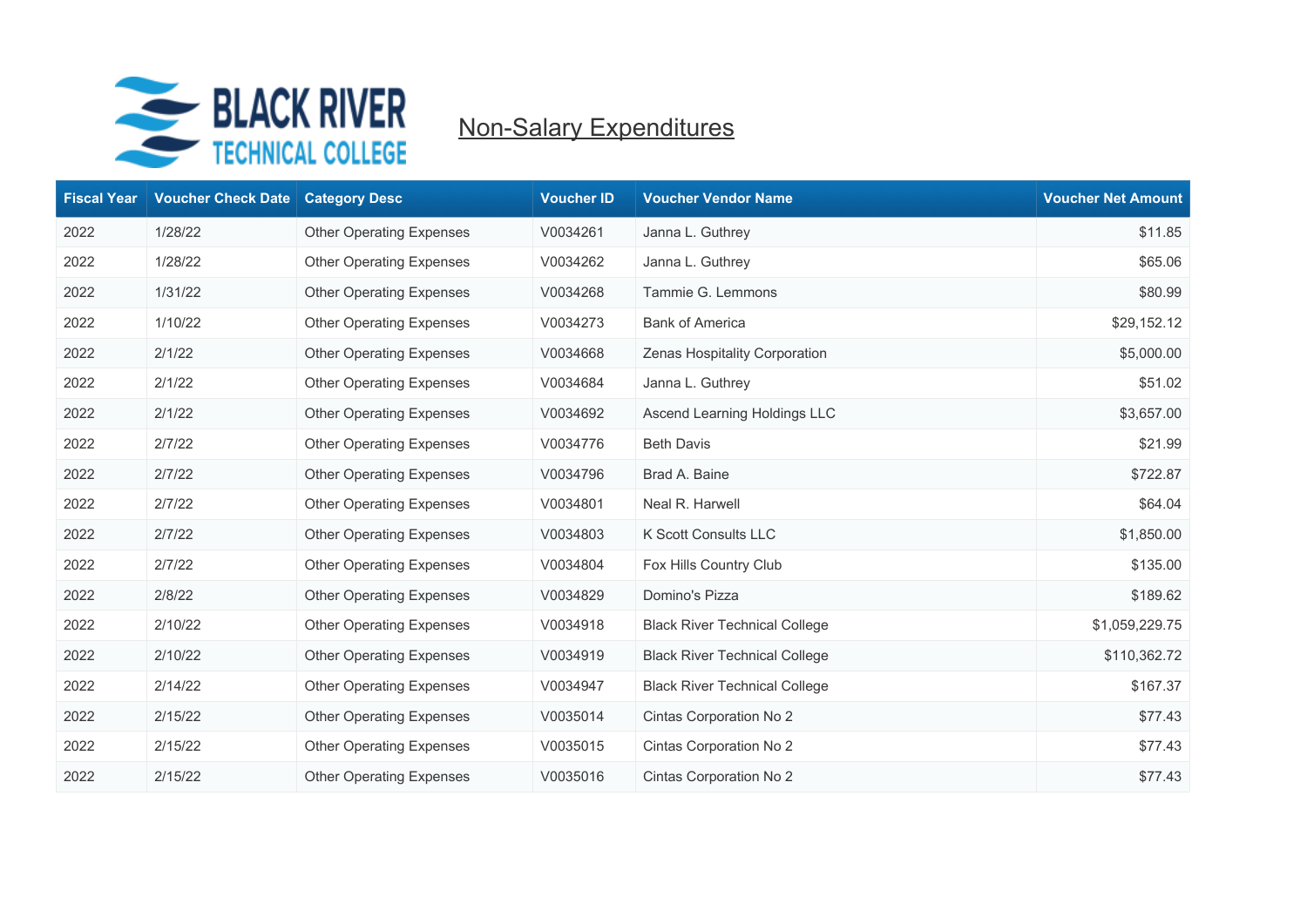BLACK RIVER TECHNICAL COLLEGE

## Non-Salary Expenditures

| Fiscal Year | Voucher Check Date | Category Desc | Voucher ID | Voucher Vendor Name | Voucher Net Amount |
|---|---|---|---|---|---|
| 2022 | 1/28/22 | Other Operating Expenses | V0034261 | Janna L. Guthrey | $11.85 |
| 2022 | 1/28/22 | Other Operating Expenses | V0034262 | Janna L. Guthrey | $65.06 |
| 2022 | 1/31/22 | Other Operating Expenses | V0034268 | Tammie G. Lemmons | $80.99 |
| 2022 | 1/10/22 | Other Operating Expenses | V0034273 | Bank of America | $29,152.12 |
| 2022 | 2/1/22 | Other Operating Expenses | V0034668 | Zenas Hospitality Corporation | $5,000.00 |
| 2022 | 2/1/22 | Other Operating Expenses | V0034684 | Janna L. Guthrey | $51.02 |
| 2022 | 2/1/22 | Other Operating Expenses | V0034692 | Ascend Learning Holdings LLC | $3,657.00 |
| 2022 | 2/7/22 | Other Operating Expenses | V0034776 | Beth Davis | $21.99 |
| 2022 | 2/7/22 | Other Operating Expenses | V0034796 | Brad A. Baine | $722.87 |
| 2022 | 2/7/22 | Other Operating Expenses | V0034801 | Neal R. Harwell | $64.04 |
| 2022 | 2/7/22 | Other Operating Expenses | V0034803 | K Scott Consults LLC | $1,850.00 |
| 2022 | 2/7/22 | Other Operating Expenses | V0034804 | Fox Hills Country Club | $135.00 |
| 2022 | 2/8/22 | Other Operating Expenses | V0034829 | Domino's Pizza | $189.62 |
| 2022 | 2/10/22 | Other Operating Expenses | V0034918 | Black River Technical College | $1,059,229.75 |
| 2022 | 2/10/22 | Other Operating Expenses | V0034919 | Black River Technical College | $110,362.72 |
| 2022 | 2/14/22 | Other Operating Expenses | V0034947 | Black River Technical College | $167.37 |
| 2022 | 2/15/22 | Other Operating Expenses | V0035014 | Cintas Corporation No 2 | $77.43 |
| 2022 | 2/15/22 | Other Operating Expenses | V0035015 | Cintas Corporation No 2 | $77.43 |
| 2022 | 2/15/22 | Other Operating Expenses | V0035016 | Cintas Corporation No 2 | $77.43 |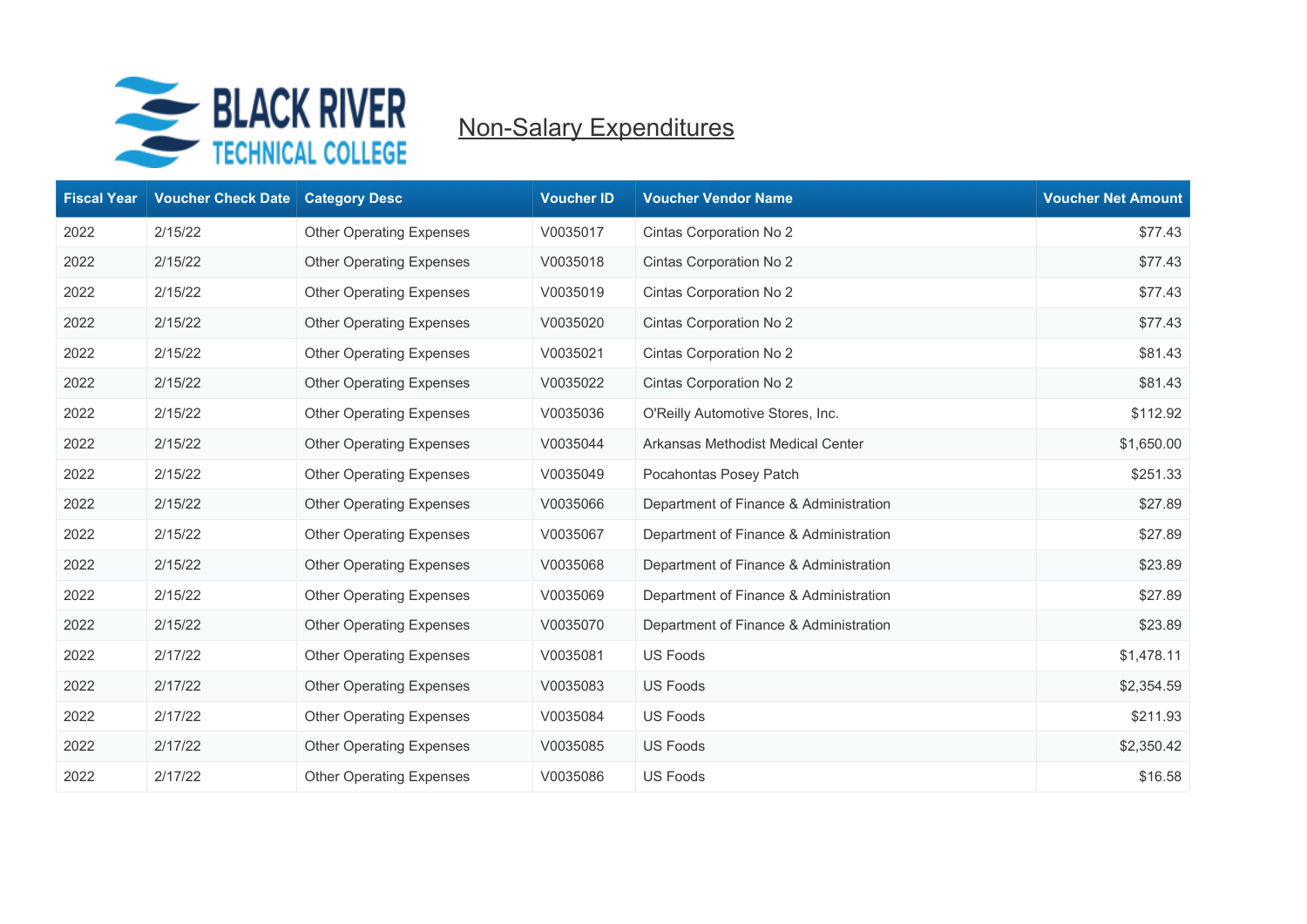## Non-Salary Expenditures

| Fiscal Year | Voucher Check Date | Category Desc | Voucher ID | Voucher Vendor Name | Voucher Net Amount |
|---|---|---|---|---|---|
| 2022 | 2/15/22 | Other Operating Expenses | V0035017 | Cintas Corporation No 2 | $77.43 |
| 2022 | 2/15/22 | Other Operating Expenses | V0035018 | Cintas Corporation No 2 | $77.43 |
| 2022 | 2/15/22 | Other Operating Expenses | V0035019 | Cintas Corporation No 2 | $77.43 |
| 2022 | 2/15/22 | Other Operating Expenses | V0035020 | Cintas Corporation No 2 | $77.43 |
| 2022 | 2/15/22 | Other Operating Expenses | V0035021 | Cintas Corporation No 2 | $81.43 |
| 2022 | 2/15/22 | Other Operating Expenses | V0035022 | Cintas Corporation No 2 | $81.43 |
| 2022 | 2/15/22 | Other Operating Expenses | V0035036 | O'Reilly Automotive Stores, Inc. | $112.92 |
| 2022 | 2/15/22 | Other Operating Expenses | V0035044 | Arkansas Methodist Medical Center | $1,650.00 |
| 2022 | 2/15/22 | Other Operating Expenses | V0035049 | Pocahontas Posey Patch | $251.33 |
| 2022 | 2/15/22 | Other Operating Expenses | V0035066 | Department of Finance & Administration | $27.89 |
| 2022 | 2/15/22 | Other Operating Expenses | V0035067 | Department of Finance & Administration | $27.89 |
| 2022 | 2/15/22 | Other Operating Expenses | V0035068 | Department of Finance & Administration | $23.89 |
| 2022 | 2/15/22 | Other Operating Expenses | V0035069 | Department of Finance & Administration | $27.89 |
| 2022 | 2/15/22 | Other Operating Expenses | V0035070 | Department of Finance & Administration | $23.89 |
| 2022 | 2/17/22 | Other Operating Expenses | V0035081 | US Foods | $1,478.11 |
| 2022 | 2/17/22 | Other Operating Expenses | V0035083 | US Foods | $2,354.59 |
| 2022 | 2/17/22 | Other Operating Expenses | V0035084 | US Foods | $211.93 |
| 2022 | 2/17/22 | Other Operating Expenses | V0035085 | US Foods | $2,350.42 |
| 2022 | 2/17/22 | Other Operating Expenses | V0035086 | US Foods | $16.58 |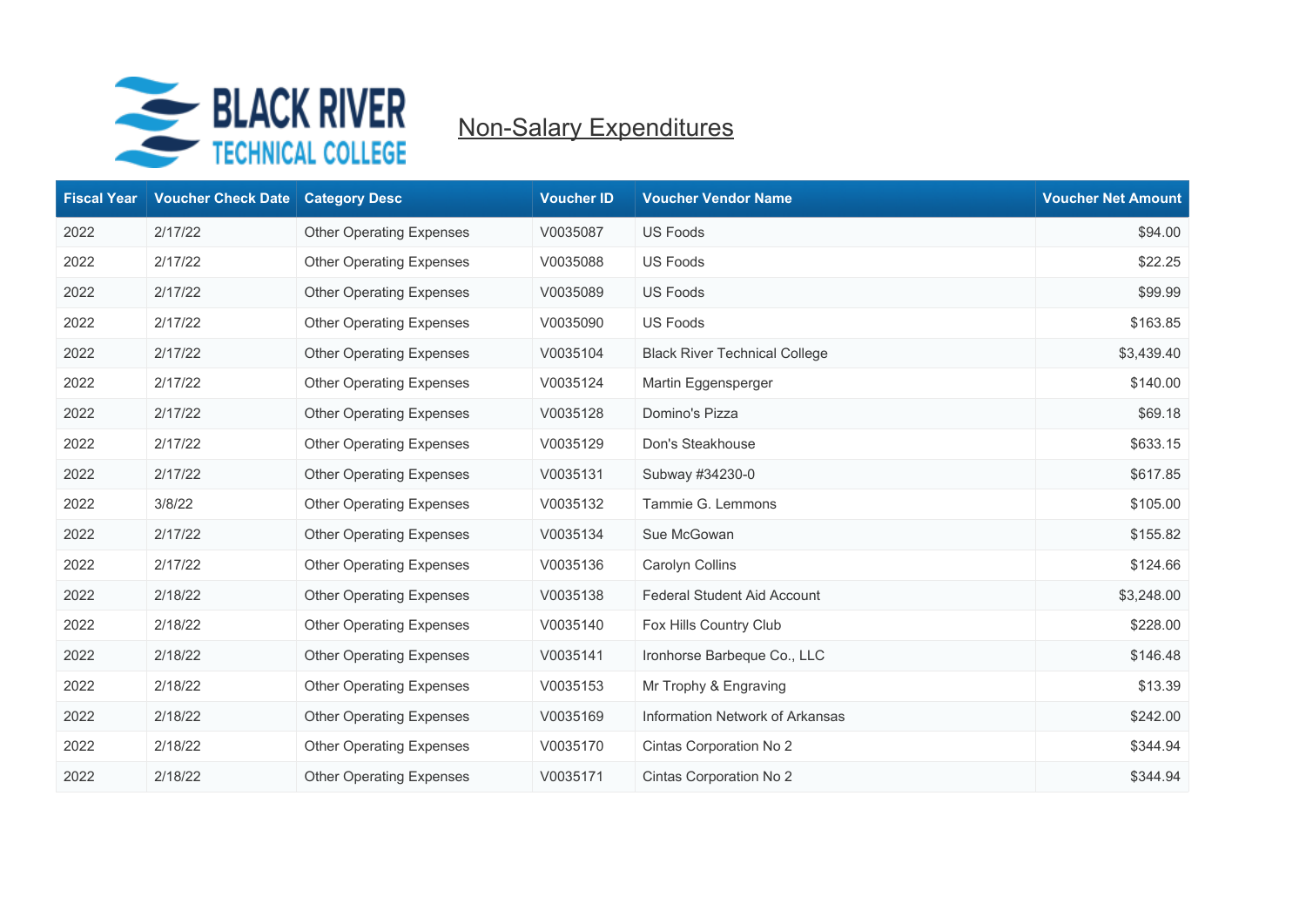## Non-Salary Expenditures

| Fiscal Year | Voucher Check Date | Category Desc | Voucher ID | Voucher Vendor Name | Voucher Net Amount |
|---|---|---|---|---|---|
| 2022 | 2/17/22 | Other Operating Expenses | V0035087 | US Foods | $94.00 |
| 2022 | 2/17/22 | Other Operating Expenses | V0035088 | US Foods | $22.25 |
| 2022 | 2/17/22 | Other Operating Expenses | V0035089 | US Foods | $99.99 |
| 2022 | 2/17/22 | Other Operating Expenses | V0035090 | US Foods | $163.85 |
| 2022 | 2/17/22 | Other Operating Expenses | V0035104 | Black River Technical College | $3,439.40 |
| 2022 | 2/17/22 | Other Operating Expenses | V0035124 | Martin Eggensperger | $140.00 |
| 2022 | 2/17/22 | Other Operating Expenses | V0035128 | Domino's Pizza | $69.18 |
| 2022 | 2/17/22 | Other Operating Expenses | V0035129 | Don's Steakhouse | $633.15 |
| 2022 | 2/17/22 | Other Operating Expenses | V0035131 | Subway #34230-0 | $617.85 |
| 2022 | 3/8/22 | Other Operating Expenses | V0035132 | Tammie G. Lemmons | $105.00 |
| 2022 | 2/17/22 | Other Operating Expenses | V0035134 | Sue McGowan | $155.82 |
| 2022 | 2/17/22 | Other Operating Expenses | V0035136 | Carolyn Collins | $124.66 |
| 2022 | 2/18/22 | Other Operating Expenses | V0035138 | Federal Student Aid Account | $3,248.00 |
| 2022 | 2/18/22 | Other Operating Expenses | V0035140 | Fox Hills Country Club | $228.00 |
| 2022 | 2/18/22 | Other Operating Expenses | V0035141 | Ironhorse Barbeque Co., LLC | $146.48 |
| 2022 | 2/18/22 | Other Operating Expenses | V0035153 | Mr Trophy & Engraving | $13.39 |
| 2022 | 2/18/22 | Other Operating Expenses | V0035169 | Information Network of Arkansas | $242.00 |
| 2022 | 2/18/22 | Other Operating Expenses | V0035170 | Cintas Corporation No 2 | $344.94 |
| 2022 | 2/18/22 | Other Operating Expenses | V0035171 | Cintas Corporation No 2 | $344.94 |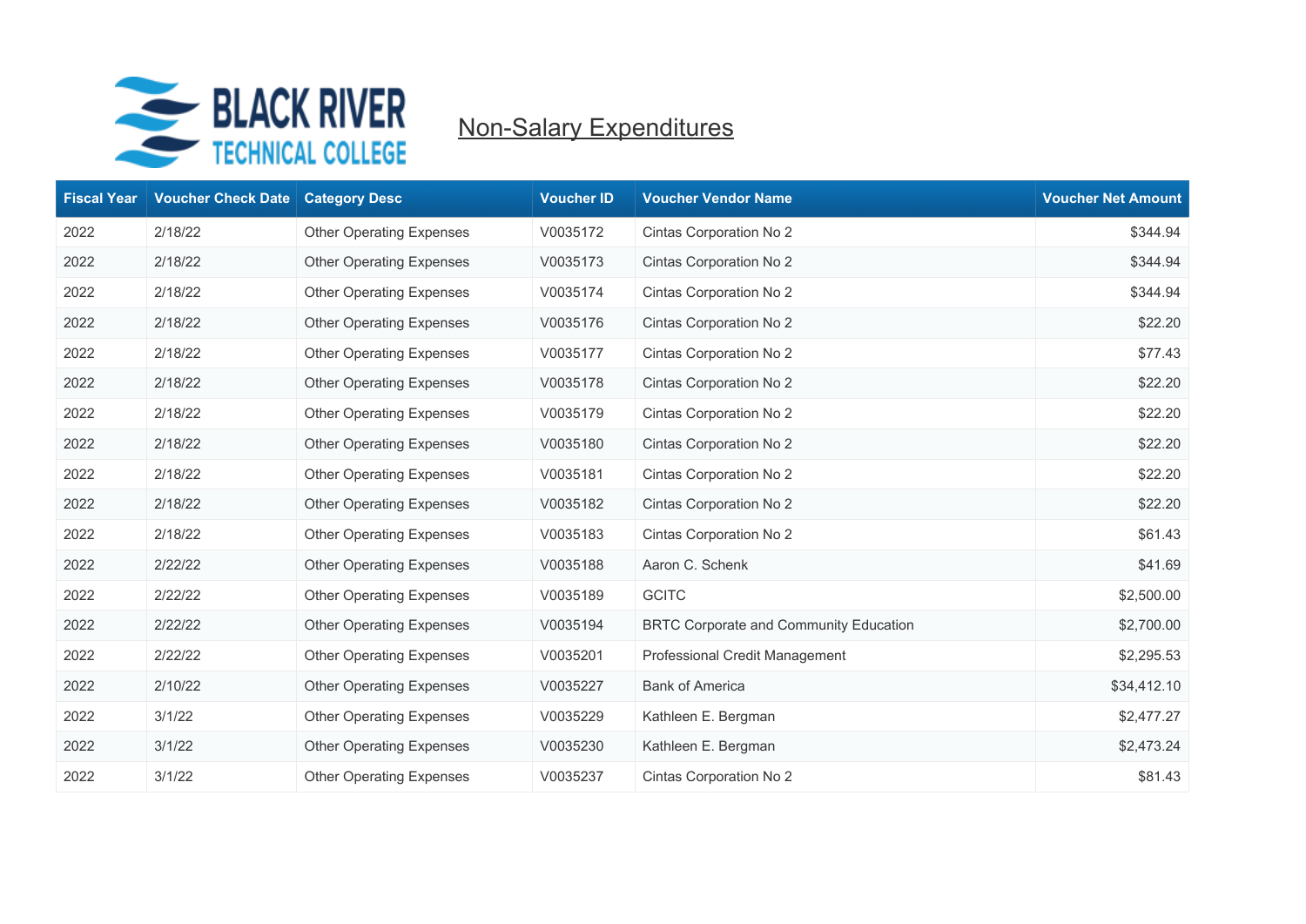BLACK RIVER TECHNICAL COLLEGE

# Non-Salary Expenditures

| Fiscal Year | Voucher Check Date | Category Desc | Voucher ID | Voucher Vendor Name | Voucher Net Amount |
|---|---|---|---|---|---|
| 2022 | 2/18/22 | Other Operating Expenses | V0035172 | Cintas Corporation No 2 | $344.94 |
| 2022 | 2/18/22 | Other Operating Expenses | V0035173 | Cintas Corporation No 2 | $344.94 |
| 2022 | 2/18/22 | Other Operating Expenses | V0035174 | Cintas Corporation No 2 | $344.94 |
| 2022 | 2/18/22 | Other Operating Expenses | V0035176 | Cintas Corporation No 2 | $22.20 |
| 2022 | 2/18/22 | Other Operating Expenses | V0035177 | Cintas Corporation No 2 | $77.43 |
| 2022 | 2/18/22 | Other Operating Expenses | V0035178 | Cintas Corporation No 2 | $22.20 |
| 2022 | 2/18/22 | Other Operating Expenses | V0035179 | Cintas Corporation No 2 | $22.20 |
| 2022 | 2/18/22 | Other Operating Expenses | V0035180 | Cintas Corporation No 2 | $22.20 |
| 2022 | 2/18/22 | Other Operating Expenses | V0035181 | Cintas Corporation No 2 | $22.20 |
| 2022 | 2/18/22 | Other Operating Expenses | V0035182 | Cintas Corporation No 2 | $22.20 |
| 2022 | 2/18/22 | Other Operating Expenses | V0035183 | Cintas Corporation No 2 | $61.43 |
| 2022 | 2/22/22 | Other Operating Expenses | V0035188 | Aaron C. Schenk | $41.69 |
| 2022 | 2/22/22 | Other Operating Expenses | V0035189 | GCITC | $2,500.00 |
| 2022 | 2/22/22 | Other Operating Expenses | V0035194 | BRTC Corporate and Community Education | $2,700.00 |
| 2022 | 2/22/22 | Other Operating Expenses | V0035201 | Professional Credit Management | $2,295.53 |
| 2022 | 2/10/22 | Other Operating Expenses | V0035227 | Bank of America | $34,412.10 |
| 2022 | 3/1/22 | Other Operating Expenses | V0035229 | Kathleen E. Bergman | $2,477.27 |
| 2022 | 3/1/22 | Other Operating Expenses | V0035230 | Kathleen E. Bergman | $2,473.24 |
| 2022 | 3/1/22 | Other Operating Expenses | V0035237 | Cintas Corporation No 2 | $81.43 |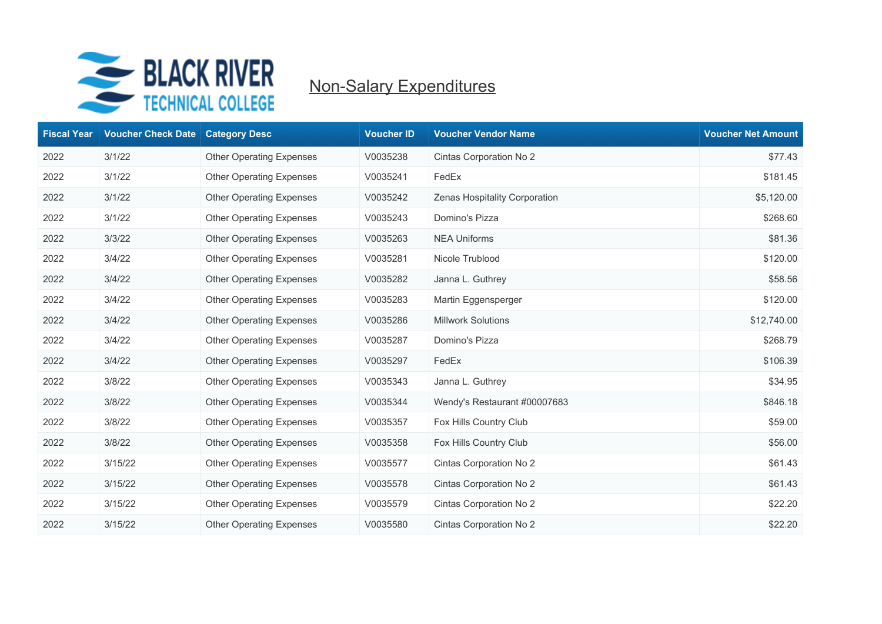BLACK RIVER TECHNICAL COLLEGE

# Non-Salary Expenditures

| Fiscal Year | Voucher Check Date | Category Desc | Voucher ID | Voucher Vendor Name | Voucher Net Amount |
|---|---|---|---|---|---|
| 2022 | 3/1/22 | Other Operating Expenses | V0035238 | Cintas Corporation No 2 | $77.43 |
| 2022 | 3/1/22 | Other Operating Expenses | V0035241 | FedEx | $181.45 |
| 2022 | 3/1/22 | Other Operating Expenses | V0035242 | Zenas Hospitality Corporation | $5,120.00 |
| 2022 | 3/1/22 | Other Operating Expenses | V0035243 | Domino's Pizza | $268.60 |
| 2022 | 3/3/22 | Other Operating Expenses | V0035263 | NEA Uniforms | $81.36 |
| 2022 | 3/4/22 | Other Operating Expenses | V0035281 | Nicole Trublood | $120.00 |
| 2022 | 3/4/22 | Other Operating Expenses | V0035282 | Janna L. Guthrey | $58.56 |
| 2022 | 3/4/22 | Other Operating Expenses | V0035283 | Martin Eggensperger | $120.00 |
| 2022 | 3/4/22 | Other Operating Expenses | V0035286 | Millwork Solutions | $12,740.00 |
| 2022 | 3/4/22 | Other Operating Expenses | V0035287 | Domino's Pizza | $268.79 |
| 2022 | 3/4/22 | Other Operating Expenses | V0035297 | FedEx | $106.39 |
| 2022 | 3/8/22 | Other Operating Expenses | V0035343 | Janna L. Guthrey | $34.95 |
| 2022 | 3/8/22 | Other Operating Expenses | V0035344 | Wendy's Restaurant #00007683 | $846.18 |
| 2022 | 3/8/22 | Other Operating Expenses | V0035357 | Fox Hills Country Club | $59.00 |
| 2022 | 3/8/22 | Other Operating Expenses | V0035358 | Fox Hills Country Club | $56.00 |
| 2022 | 3/15/22 | Other Operating Expenses | V0035577 | Cintas Corporation No 2 | $61.43 |
| 2022 | 3/15/22 | Other Operating Expenses | V0035578 | Cintas Corporation No 2 | $61.43 |
| 2022 | 3/15/22 | Other Operating Expenses | V0035579 | Cintas Corporation No 2 | $22.20 |
| 2022 | 3/15/22 | Other Operating Expenses | V0035580 | Cintas Corporation No 2 | $22.20 |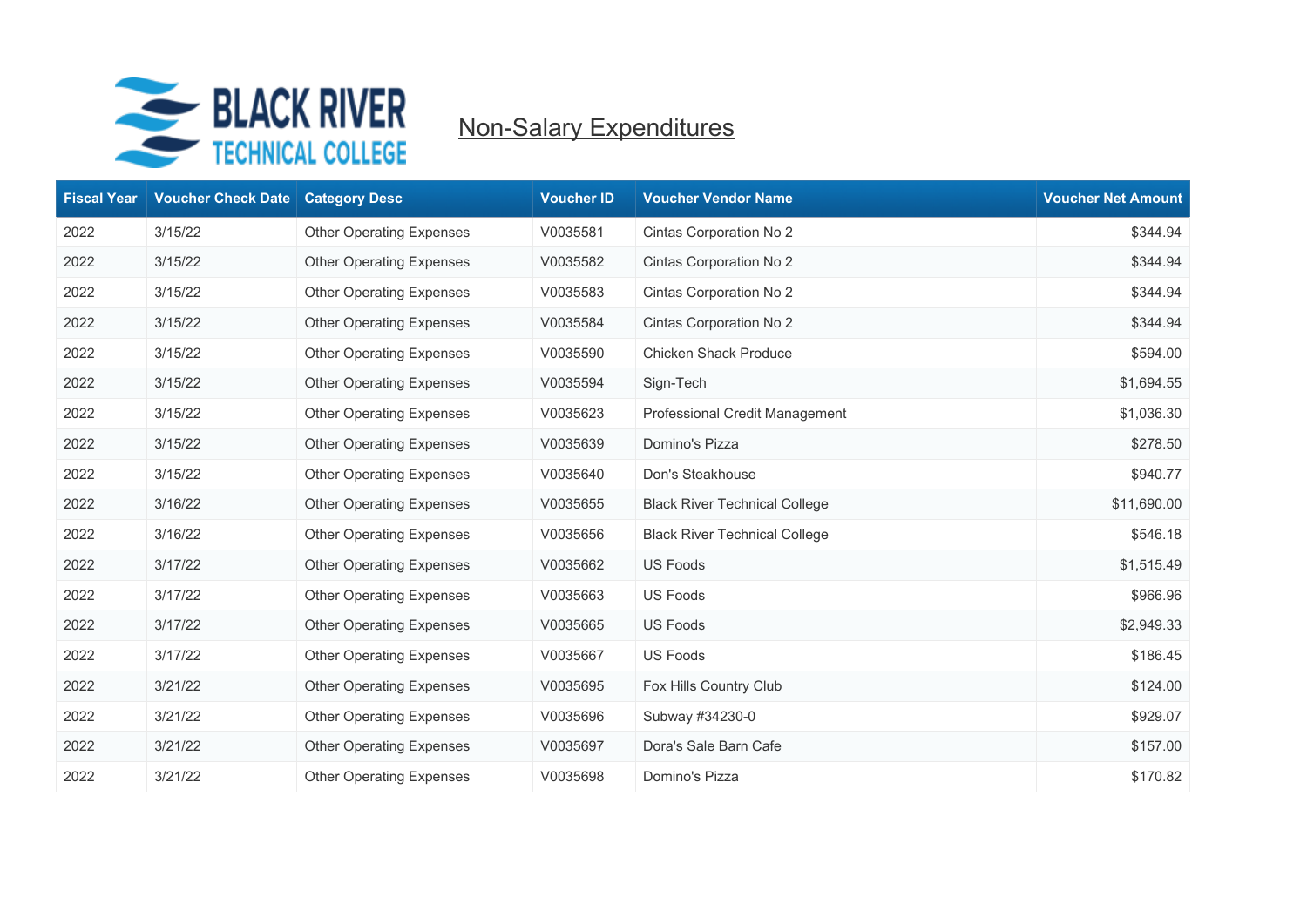BLACK RIVER TECHNICAL COLLEGE

## Non-Salary Expenditures

| Fiscal Year | Voucher Check Date | Category Desc | Voucher ID | Voucher Vendor Name | Voucher Net Amount |
|---|---|---|---|---|---|
| 2022 | 3/15/22 | Other Operating Expenses | V0035581 | Cintas Corporation No 2 | $344.94 |
| 2022 | 3/15/22 | Other Operating Expenses | V0035582 | Cintas Corporation No 2 | $344.94 |
| 2022 | 3/15/22 | Other Operating Expenses | V0035583 | Cintas Corporation No 2 | $344.94 |
| 2022 | 3/15/22 | Other Operating Expenses | V0035584 | Cintas Corporation No 2 | $344.94 |
| 2022 | 3/15/22 | Other Operating Expenses | V0035590 | Chicken Shack Produce | $594.00 |
| 2022 | 3/15/22 | Other Operating Expenses | V0035594 | Sign-Tech | $1,694.55 |
| 2022 | 3/15/22 | Other Operating Expenses | V0035623 | Professional Credit Management | $1,036.30 |
| 2022 | 3/15/22 | Other Operating Expenses | V0035639 | Domino's Pizza | $278.50 |
| 2022 | 3/15/22 | Other Operating Expenses | V0035640 | Don's Steakhouse | $940.77 |
| 2022 | 3/16/22 | Other Operating Expenses | V0035655 | Black River Technical College | $11,690.00 |
| 2022 | 3/16/22 | Other Operating Expenses | V0035656 | Black River Technical College | $546.18 |
| 2022 | 3/17/22 | Other Operating Expenses | V0035662 | US Foods | $1,515.49 |
| 2022 | 3/17/22 | Other Operating Expenses | V0035663 | US Foods | $966.96 |
| 2022 | 3/17/22 | Other Operating Expenses | V0035665 | US Foods | $2,949.33 |
| 2022 | 3/17/22 | Other Operating Expenses | V0035667 | US Foods | $186.45 |
| 2022 | 3/21/22 | Other Operating Expenses | V0035695 | Fox Hills Country Club | $124.00 |
| 2022 | 3/21/22 | Other Operating Expenses | V0035696 | Subway #34230-0 | $929.07 |
| 2022 | 3/21/22 | Other Operating Expenses | V0035697 | Dora's Sale Barn Cafe | $157.00 |
| 2022 | 3/21/22 | Other Operating Expenses | V0035698 | Domino's Pizza | $170.82 |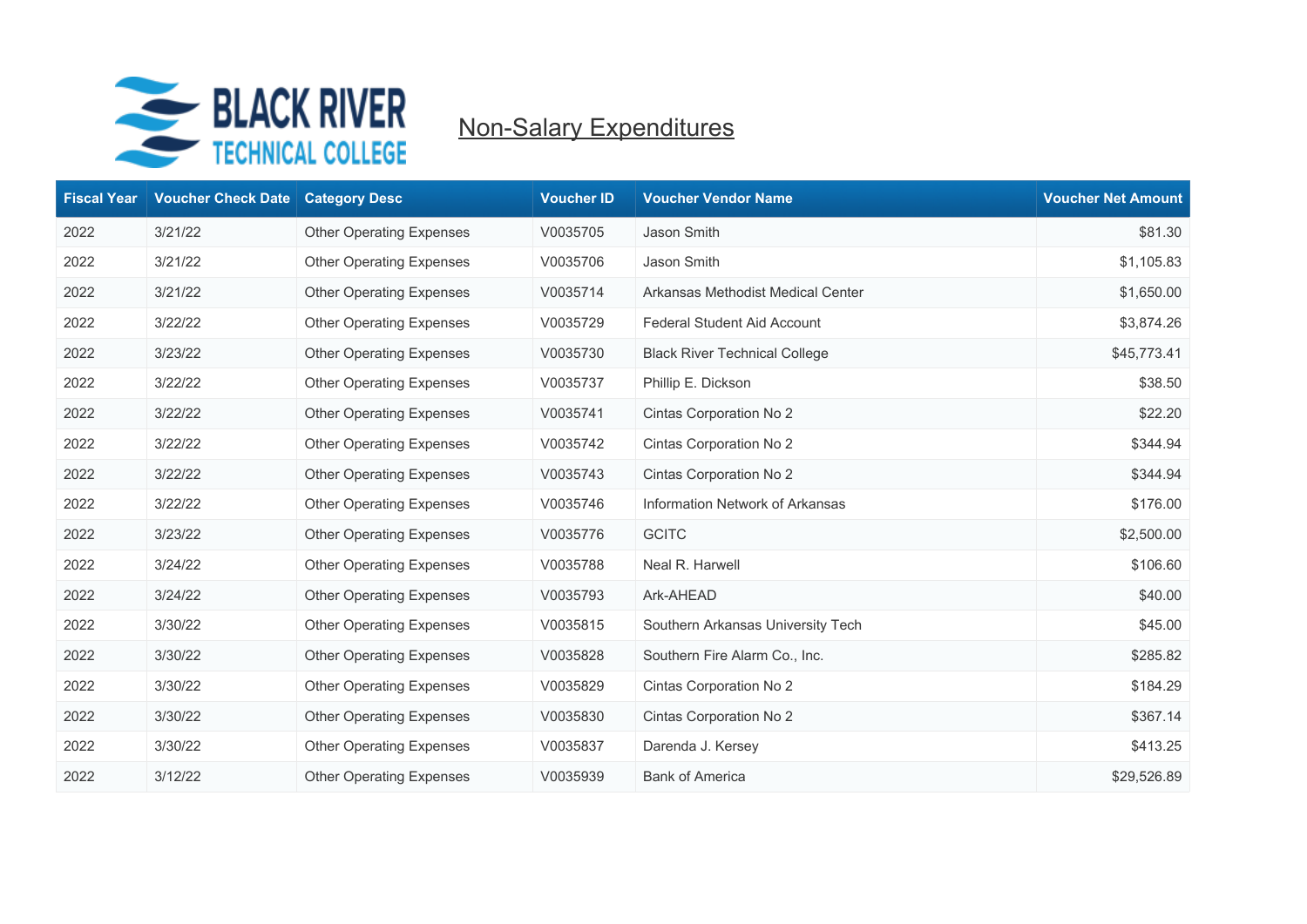BLACK RIVER TECHNICAL COLLEGE

## Non-Salary Expenditures

| Fiscal Year | Voucher Check Date | Category Desc | Voucher ID | Voucher Vendor Name | Voucher Net Amount |
|---|---|---|---|---|---|
| 2022 | 3/21/22 | Other Operating Expenses | V0035705 | Jason Smith | $81.30 |
| 2022 | 3/21/22 | Other Operating Expenses | V0035706 | Jason Smith | $1,105.83 |
| 2022 | 3/21/22 | Other Operating Expenses | V0035714 | Arkansas Methodist Medical Center | $1,650.00 |
| 2022 | 3/22/22 | Other Operating Expenses | V0035729 | Federal Student Aid Account | $3,874.26 |
| 2022 | 3/23/22 | Other Operating Expenses | V0035730 | Black River Technical College | $45,773.41 |
| 2022 | 3/22/22 | Other Operating Expenses | V0035737 | Phillip E. Dickson | $38.50 |
| 2022 | 3/22/22 | Other Operating Expenses | V0035741 | Cintas Corporation No 2 | $22.20 |
| 2022 | 3/22/22 | Other Operating Expenses | V0035742 | Cintas Corporation No 2 | $344.94 |
| 2022 | 3/22/22 | Other Operating Expenses | V0035743 | Cintas Corporation No 2 | $344.94 |
| 2022 | 3/22/22 | Other Operating Expenses | V0035746 | Information Network of Arkansas | $176.00 |
| 2022 | 3/23/22 | Other Operating Expenses | V0035776 | GCITC | $2,500.00 |
| 2022 | 3/24/22 | Other Operating Expenses | V0035788 | Neal R. Harwell | $106.60 |
| 2022 | 3/24/22 | Other Operating Expenses | V0035793 | Ark-AHEAD | $40.00 |
| 2022 | 3/30/22 | Other Operating Expenses | V0035815 | Southern Arkansas University Tech | $45.00 |
| 2022 | 3/30/22 | Other Operating Expenses | V0035828 | Southern Fire Alarm Co., Inc. | $285.82 |
| 2022 | 3/30/22 | Other Operating Expenses | V0035829 | Cintas Corporation No 2 | $184.29 |
| 2022 | 3/30/22 | Other Operating Expenses | V0035830 | Cintas Corporation No 2 | $367.14 |
| 2022 | 3/30/22 | Other Operating Expenses | V0035837 | Darenda J. Kersey | $413.25 |
| 2022 | 3/12/22 | Other Operating Expenses | V0035939 | Bank of America | $29,526.89 |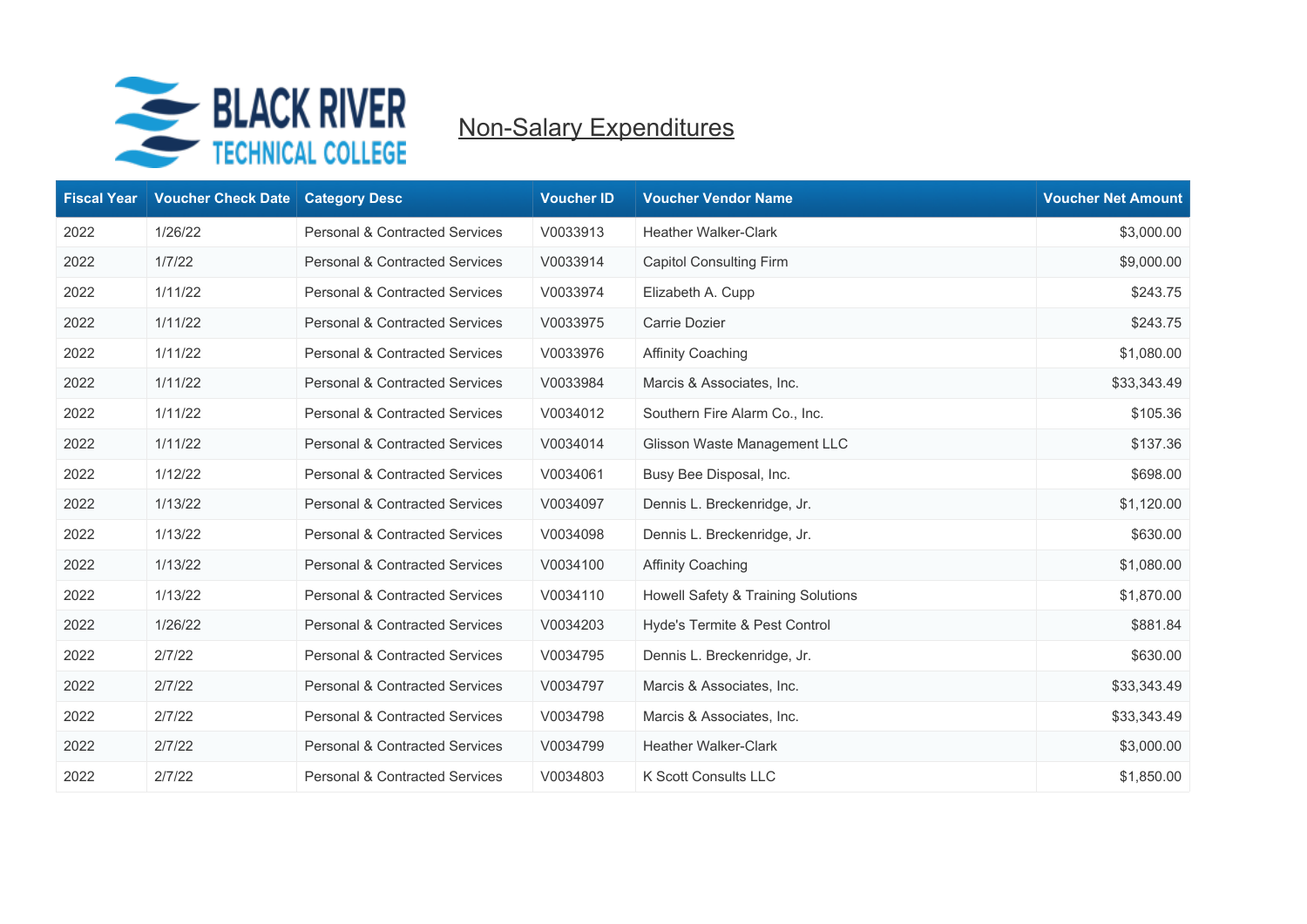BLACK RIVER TECHNICAL COLLEGE

# Non-Salary Expenditures

| Fiscal Year | Voucher Check Date | Category Desc | Voucher ID | Voucher Vendor Name | Voucher Net Amount |
|---|---|---|---|---|---|
| 2022 | 1/26/22 | Personal & Contracted Services | V0033913 | Heather Walker-Clark | $3,000.00 |
| 2022 | 1/7/22 | Personal & Contracted Services | V0033914 | Capitol Consulting Firm | $9,000.00 |
| 2022 | 1/11/22 | Personal & Contracted Services | V0033974 | Elizabeth A. Cupp | $243.75 |
| 2022 | 1/11/22 | Personal & Contracted Services | V0033975 | Carrie Dozier | $243.75 |
| 2022 | 1/11/22 | Personal & Contracted Services | V0033976 | Affinity Coaching | $1,080.00 |
| 2022 | 1/11/22 | Personal & Contracted Services | V0033984 | Marcis & Associates, Inc. | $33,343.49 |
| 2022 | 1/11/22 | Personal & Contracted Services | V0034012 | Southern Fire Alarm Co., Inc. | $105.36 |
| 2022 | 1/11/22 | Personal & Contracted Services | V0034014 | Glisson Waste Management LLC | $137.36 |
| 2022 | 1/12/22 | Personal & Contracted Services | V0034061 | Busy Bee Disposal, Inc. | $698.00 |
| 2022 | 1/13/22 | Personal & Contracted Services | V0034097 | Dennis L. Breckenridge, Jr. | $1,120.00 |
| 2022 | 1/13/22 | Personal & Contracted Services | V0034098 | Dennis L. Breckenridge, Jr. | $630.00 |
| 2022 | 1/13/22 | Personal & Contracted Services | V0034100 | Affinity Coaching | $1,080.00 |
| 2022 | 1/13/22 | Personal & Contracted Services | V0034110 | Howell Safety & Training Solutions | $1,870.00 |
| 2022 | 1/26/22 | Personal & Contracted Services | V0034203 | Hyde's Termite & Pest Control | $881.84 |
| 2022 | 2/7/22 | Personal & Contracted Services | V0034795 | Dennis L. Breckenridge, Jr. | $630.00 |
| 2022 | 2/7/22 | Personal & Contracted Services | V0034797 | Marcis & Associates, Inc. | $33,343.49 |
| 2022 | 2/7/22 | Personal & Contracted Services | V0034798 | Marcis & Associates, Inc. | $33,343.49 |
| 2022 | 2/7/22 | Personal & Contracted Services | V0034799 | Heather Walker-Clark | $3,000.00 |
| 2022 | 2/7/22 | Personal & Contracted Services | V0034803 | K Scott Consults LLC | $1,850.00 |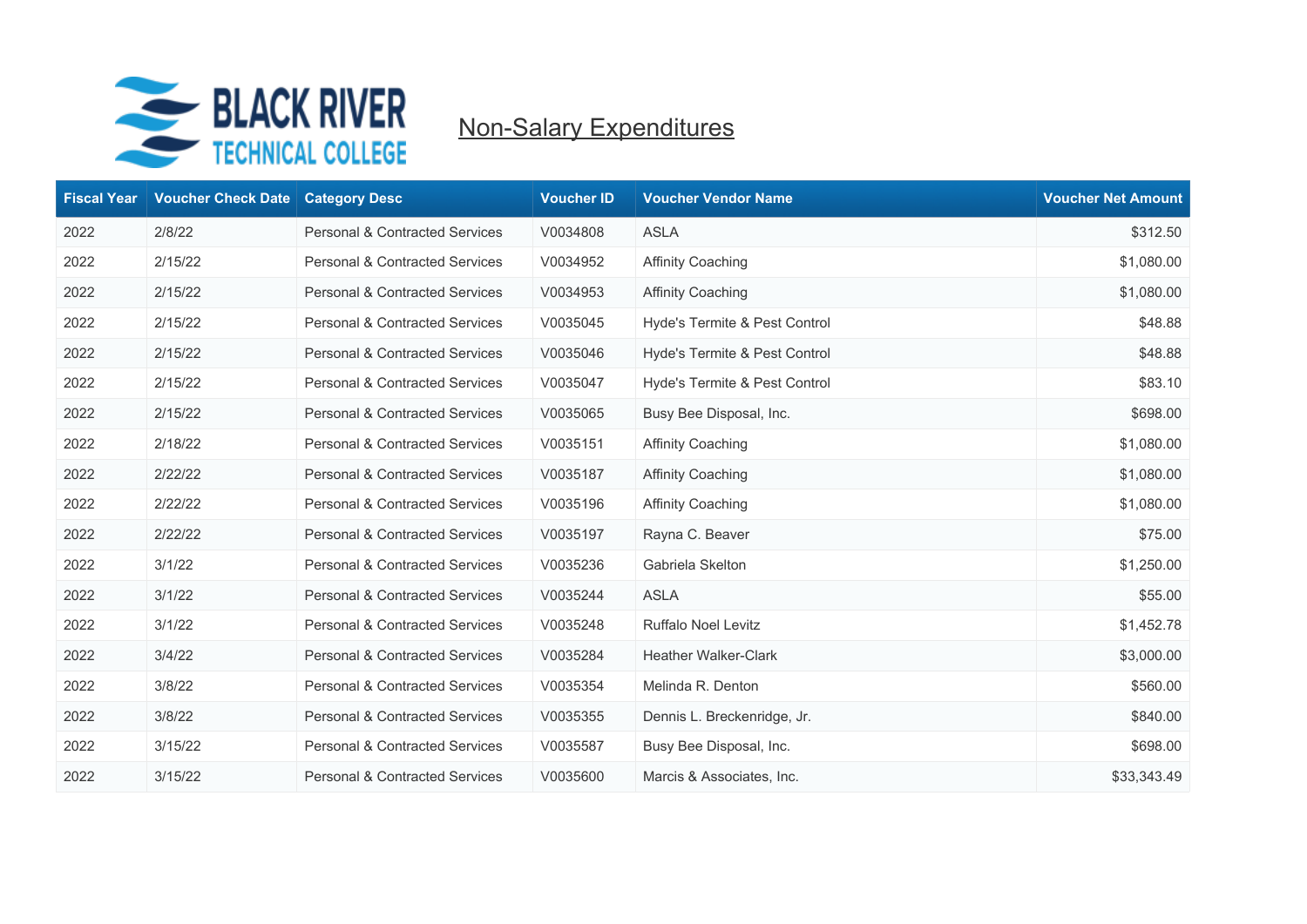## Non-Salary Expenditures

| Fiscal Year | Voucher Check Date | Category Desc | Voucher ID | Voucher Vendor Name | Voucher Net Amount |
|---|---|---|---|---|---|
| 2022 | 2/8/22 | Personal & Contracted Services | V0034808 | ASLA | $312.50 |
| 2022 | 2/15/22 | Personal & Contracted Services | V0034952 | Affinity Coaching | $1,080.00 |
| 2022 | 2/15/22 | Personal & Contracted Services | V0034953 | Affinity Coaching | $1,080.00 |
| 2022 | 2/15/22 | Personal & Contracted Services | V0035045 | Hyde's Termite & Pest Control | $48.88 |
| 2022 | 2/15/22 | Personal & Contracted Services | V0035046 | Hyde's Termite & Pest Control | $48.88 |
| 2022 | 2/15/22 | Personal & Contracted Services | V0035047 | Hyde's Termite & Pest Control | $83.10 |
| 2022 | 2/15/22 | Personal & Contracted Services | V0035065 | Busy Bee Disposal, Inc. | $698.00 |
| 2022 | 2/18/22 | Personal & Contracted Services | V0035151 | Affinity Coaching | $1,080.00 |
| 2022 | 2/22/22 | Personal & Contracted Services | V0035187 | Affinity Coaching | $1,080.00 |
| 2022 | 2/22/22 | Personal & Contracted Services | V0035196 | Affinity Coaching | $1,080.00 |
| 2022 | 2/22/22 | Personal & Contracted Services | V0035197 | Rayna C. Beaver | $75.00 |
| 2022 | 3/1/22 | Personal & Contracted Services | V0035236 | Gabriela Skelton | $1,250.00 |
| 2022 | 3/1/22 | Personal & Contracted Services | V0035244 | ASLA | $55.00 |
| 2022 | 3/1/22 | Personal & Contracted Services | V0035248 | Ruffalo Noel Levitz | $1,452.78 |
| 2022 | 3/4/22 | Personal & Contracted Services | V0035284 | Heather Walker-Clark | $3,000.00 |
| 2022 | 3/8/22 | Personal & Contracted Services | V0035354 | Melinda R. Denton | $560.00 |
| 2022 | 3/8/22 | Personal & Contracted Services | V0035355 | Dennis L. Breckenridge, Jr. | $840.00 |
| 2022 | 3/15/22 | Personal & Contracted Services | V0035587 | Busy Bee Disposal, Inc. | $698.00 |
| 2022 | 3/15/22 | Personal & Contracted Services | V0035600 | Marcis & Associates, Inc. | $33,343.49 |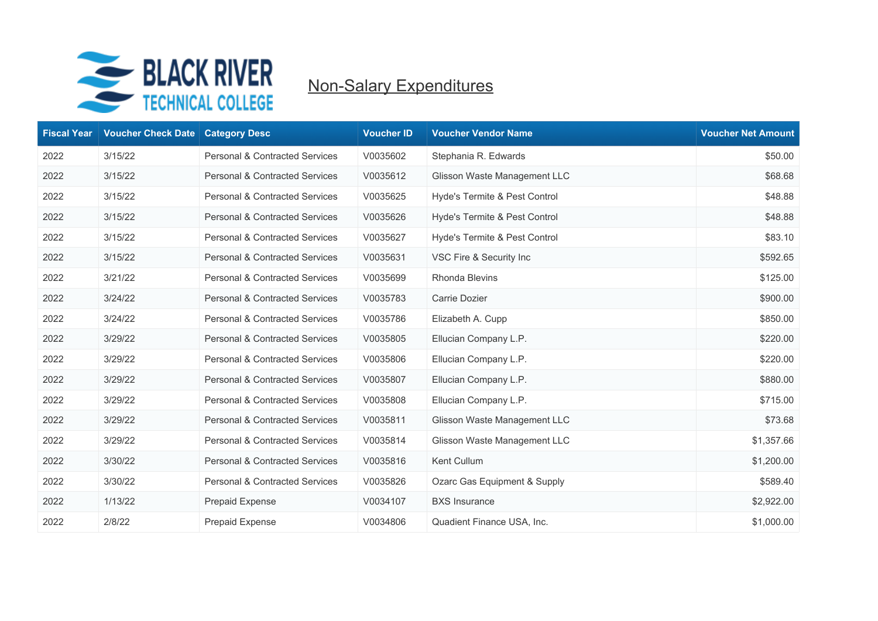BLACK RIVER TECHNICAL COLLEGE

# Non-Salary Expenditures

| Fiscal Year | Voucher Check Date | Category Desc | Voucher ID | Voucher Vendor Name | Voucher Net Amount |
|---|---|---|---|---|---|
| 2022 | 3/15/22 | Personal & Contracted Services | V0035602 | Stephania R. Edwards | $50.00 |
| 2022 | 3/15/22 | Personal & Contracted Services | V0035612 | Glisson Waste Management LLC | $68.68 |
| 2022 | 3/15/22 | Personal & Contracted Services | V0035625 | Hyde's Termite & Pest Control | $48.88 |
| 2022 | 3/15/22 | Personal & Contracted Services | V0035626 | Hyde's Termite & Pest Control | $48.88 |
| 2022 | 3/15/22 | Personal & Contracted Services | V0035627 | Hyde's Termite & Pest Control | $83.10 |
| 2022 | 3/15/22 | Personal & Contracted Services | V0035631 | VSC Fire & Security Inc | $592.65 |
| 2022 | 3/21/22 | Personal & Contracted Services | V0035699 | Rhonda Blevins | $125.00 |
| 2022 | 3/24/22 | Personal & Contracted Services | V0035783 | Carrie Dozier | $900.00 |
| 2022 | 3/24/22 | Personal & Contracted Services | V0035786 | Elizabeth A. Cupp | $850.00 |
| 2022 | 3/29/22 | Personal & Contracted Services | V0035805 | Ellucian Company L.P. | $220.00 |
| 2022 | 3/29/22 | Personal & Contracted Services | V0035806 | Ellucian Company L.P. | $220.00 |
| 2022 | 3/29/22 | Personal & Contracted Services | V0035807 | Ellucian Company L.P. | $880.00 |
| 2022 | 3/29/22 | Personal & Contracted Services | V0035808 | Ellucian Company L.P. | $715.00 |
| 2022 | 3/29/22 | Personal & Contracted Services | V0035811 | Glisson Waste Management LLC | $73.68 |
| 2022 | 3/29/22 | Personal & Contracted Services | V0035814 | Glisson Waste Management LLC | $1,357.66 |
| 2022 | 3/30/22 | Personal & Contracted Services | V0035816 | Kent Cullum | $1,200.00 |
| 2022 | 3/30/22 | Personal & Contracted Services | V0035826 | Ozarc Gas Equipment & Supply | $589.40 |
| 2022 | 1/13/22 | Prepaid Expense | V0034107 | BXS Insurance | $2,922.00 |
| 2022 | 2/8/22 | Prepaid Expense | V0034806 | Quadient Finance USA, Inc. | $1,000.00 |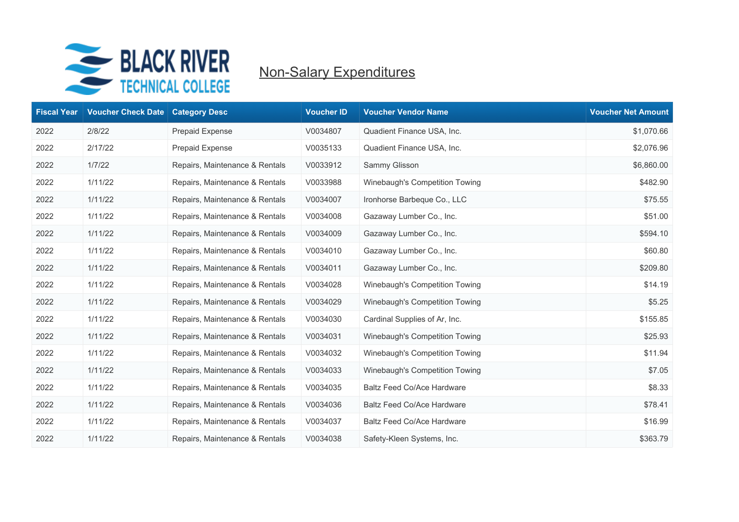## Non-Salary Expenditures

| Fiscal Year | Voucher Check Date | Category Desc | Voucher ID | Voucher Vendor Name | Voucher Net Amount |
|---|---|---|---|---|---|
| 2022 | 2/8/22 | Prepaid Expense | V0034807 | Quadient Finance USA, Inc. | $1,070.66 |
| 2022 | 2/17/22 | Prepaid Expense | V0035133 | Quadient Finance USA, Inc. | $2,076.96 |
| 2022 | 1/7/22 | Repairs, Maintenance & Rentals | V0033912 | Sammy Glisson | $6,860.00 |
| 2022 | 1/11/22 | Repairs, Maintenance & Rentals | V0033988 | Winebaugh's Competition Towing | $482.90 |
| 2022 | 1/11/22 | Repairs, Maintenance & Rentals | V0034007 | Ironhorse Barbeque Co., LLC | $75.55 |
| 2022 | 1/11/22 | Repairs, Maintenance & Rentals | V0034008 | Gazaway Lumber Co., Inc. | $51.00 |
| 2022 | 1/11/22 | Repairs, Maintenance & Rentals | V0034009 | Gazaway Lumber Co., Inc. | $594.10 |
| 2022 | 1/11/22 | Repairs, Maintenance & Rentals | V0034010 | Gazaway Lumber Co., Inc. | $60.80 |
| 2022 | 1/11/22 | Repairs, Maintenance & Rentals | V0034011 | Gazaway Lumber Co., Inc. | $209.80 |
| 2022 | 1/11/22 | Repairs, Maintenance & Rentals | V0034028 | Winebaugh's Competition Towing | $14.19 |
| 2022 | 1/11/22 | Repairs, Maintenance & Rentals | V0034029 | Winebaugh's Competition Towing | $5.25 |
| 2022 | 1/11/22 | Repairs, Maintenance & Rentals | V0034030 | Cardinal Supplies of Ar, Inc. | $155.85 |
| 2022 | 1/11/22 | Repairs, Maintenance & Rentals | V0034031 | Winebaugh's Competition Towing | $25.93 |
| 2022 | 1/11/22 | Repairs, Maintenance & Rentals | V0034032 | Winebaugh's Competition Towing | $11.94 |
| 2022 | 1/11/22 | Repairs, Maintenance & Rentals | V0034033 | Winebaugh's Competition Towing | $7.05 |
| 2022 | 1/11/22 | Repairs, Maintenance & Rentals | V0034035 | Baltz Feed Co/Ace Hardware | $8.33 |
| 2022 | 1/11/22 | Repairs, Maintenance & Rentals | V0034036 | Baltz Feed Co/Ace Hardware | $78.41 |
| 2022 | 1/11/22 | Repairs, Maintenance & Rentals | V0034037 | Baltz Feed Co/Ace Hardware | $16.99 |
| 2022 | 1/11/22 | Repairs, Maintenance & Rentals | V0034038 | Safety-Kleen Systems, Inc. | $363.79 |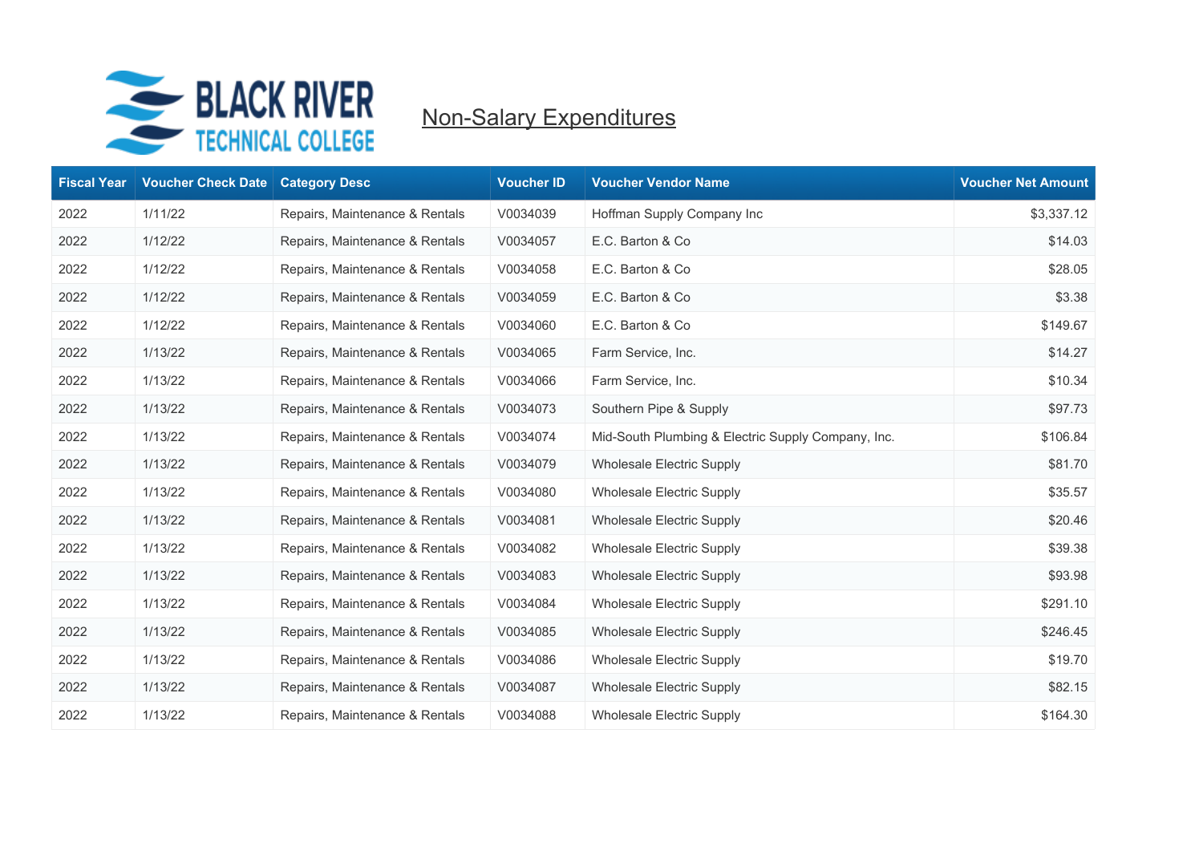BLACK RIVER TECHNICAL COLLEGE

# Non-Salary Expenditures

| Fiscal Year | Voucher Check Date | Category Desc | Voucher ID | Voucher Vendor Name | Voucher Net Amount |
|---|---|---|---|---|---|
| 2022 | 1/11/22 | Repairs, Maintenance & Rentals | V0034039 | Hoffman Supply Company Inc | $3,337.12 |
| 2022 | 1/12/22 | Repairs, Maintenance & Rentals | V0034057 | E.C. Barton & Co | $14.03 |
| 2022 | 1/12/22 | Repairs, Maintenance & Rentals | V0034058 | E.C. Barton & Co | $28.05 |
| 2022 | 1/12/22 | Repairs, Maintenance & Rentals | V0034059 | E.C. Barton & Co | $3.38 |
| 2022 | 1/12/22 | Repairs, Maintenance & Rentals | V0034060 | E.C. Barton & Co | $149.67 |
| 2022 | 1/13/22 | Repairs, Maintenance & Rentals | V0034065 | Farm Service, Inc. | $14.27 |
| 2022 | 1/13/22 | Repairs, Maintenance & Rentals | V0034066 | Farm Service, Inc. | $10.34 |
| 2022 | 1/13/22 | Repairs, Maintenance & Rentals | V0034073 | Southern Pipe & Supply | $97.73 |
| 2022 | 1/13/22 | Repairs, Maintenance & Rentals | V0034074 | Mid-South Plumbing & Electric Supply Company, Inc. | $106.84 |
| 2022 | 1/13/22 | Repairs, Maintenance & Rentals | V0034079 | Wholesale Electric Supply | $81.70 |
| 2022 | 1/13/22 | Repairs, Maintenance & Rentals | V0034080 | Wholesale Electric Supply | $35.57 |
| 2022 | 1/13/22 | Repairs, Maintenance & Rentals | V0034081 | Wholesale Electric Supply | $20.46 |
| 2022 | 1/13/22 | Repairs, Maintenance & Rentals | V0034082 | Wholesale Electric Supply | $39.38 |
| 2022 | 1/13/22 | Repairs, Maintenance & Rentals | V0034083 | Wholesale Electric Supply | $93.98 |
| 2022 | 1/13/22 | Repairs, Maintenance & Rentals | V0034084 | Wholesale Electric Supply | $291.10 |
| 2022 | 1/13/22 | Repairs, Maintenance & Rentals | V0034085 | Wholesale Electric Supply | $246.45 |
| 2022 | 1/13/22 | Repairs, Maintenance & Rentals | V0034086 | Wholesale Electric Supply | $19.70 |
| 2022 | 1/13/22 | Repairs, Maintenance & Rentals | V0034087 | Wholesale Electric Supply | $82.15 |
| 2022 | 1/13/22 | Repairs, Maintenance & Rentals | V0034088 | Wholesale Electric Supply | $164.30 |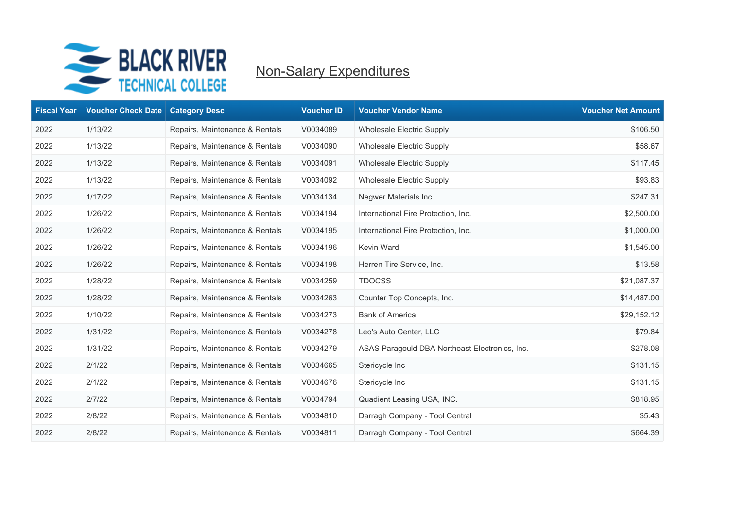BLACK RIVER TECHNICAL COLLEGE

## Non-Salary Expenditures

| Fiscal Year | Voucher Check Date | Category Desc | Voucher ID | Voucher Vendor Name | Voucher Net Amount |
|---|---|---|---|---|---|
| 2022 | 1/13/22 | Repairs, Maintenance & Rentals | V0034089 | Wholesale Electric Supply | $106.50 |
| 2022 | 1/13/22 | Repairs, Maintenance & Rentals | V0034090 | Wholesale Electric Supply | $58.67 |
| 2022 | 1/13/22 | Repairs, Maintenance & Rentals | V0034091 | Wholesale Electric Supply | $117.45 |
| 2022 | 1/13/22 | Repairs, Maintenance & Rentals | V0034092 | Wholesale Electric Supply | $93.83 |
| 2022 | 1/17/22 | Repairs, Maintenance & Rentals | V0034134 | Negwer Materials Inc | $247.31 |
| 2022 | 1/26/22 | Repairs, Maintenance & Rentals | V0034194 | International Fire Protection, Inc. | $2,500.00 |
| 2022 | 1/26/22 | Repairs, Maintenance & Rentals | V0034195 | International Fire Protection, Inc. | $1,000.00 |
| 2022 | 1/26/22 | Repairs, Maintenance & Rentals | V0034196 | Kevin Ward | $1,545.00 |
| 2022 | 1/26/22 | Repairs, Maintenance & Rentals | V0034198 | Herren Tire Service, Inc. | $13.58 |
| 2022 | 1/28/22 | Repairs, Maintenance & Rentals | V0034259 | TDOCSS | $21,087.37 |
| 2022 | 1/28/22 | Repairs, Maintenance & Rentals | V0034263 | Counter Top Concepts, Inc. | $14,487.00 |
| 2022 | 1/10/22 | Repairs, Maintenance & Rentals | V0034273 | Bank of America | $29,152.12 |
| 2022 | 1/31/22 | Repairs, Maintenance & Rentals | V0034278 | Leo's Auto Center, LLC | $79.84 |
| 2022 | 1/31/22 | Repairs, Maintenance & Rentals | V0034279 | ASAS Paragould DBA Northeast Electronics, Inc. | $278.08 |
| 2022 | 2/1/22 | Repairs, Maintenance & Rentals | V0034665 | Stericycle Inc | $131.15 |
| 2022 | 2/1/22 | Repairs, Maintenance & Rentals | V0034676 | Stericycle Inc | $131.15 |
| 2022 | 2/7/22 | Repairs, Maintenance & Rentals | V0034794 | Quadient Leasing USA, INC. | $818.95 |
| 2022 | 2/8/22 | Repairs, Maintenance & Rentals | V0034810 | Darragh Company - Tool Central | $5.43 |
| 2022 | 2/8/22 | Repairs, Maintenance & Rentals | V0034811 | Darragh Company - Tool Central | $664.39 |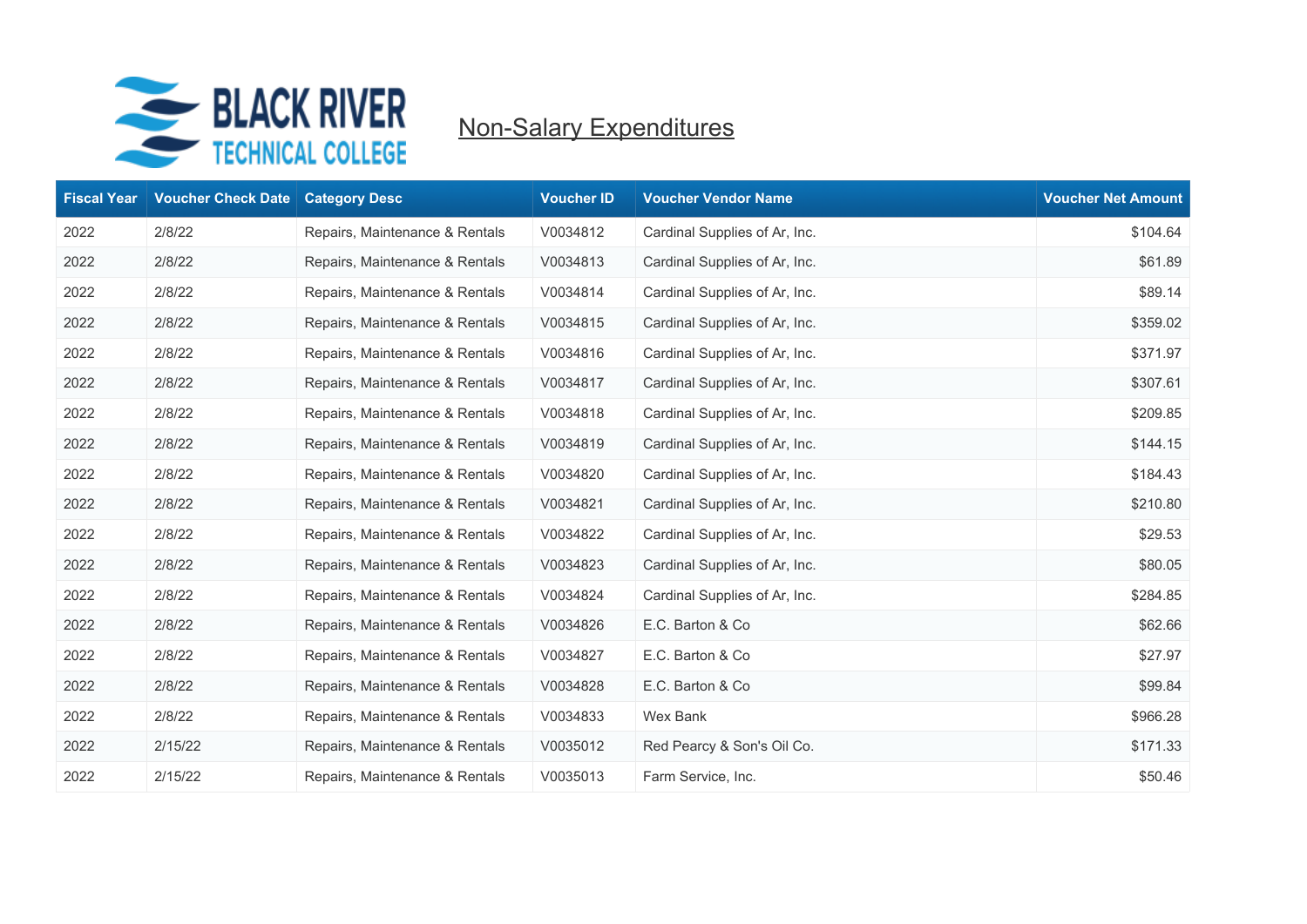BLACK RIVER TECHNICAL COLLEGE

# Non-Salary Expenditures

| Fiscal Year | Voucher Check Date | Category Desc | Voucher ID | Voucher Vendor Name | Voucher Net Amount |
|---|---|---|---|---|---|
| 2022 | 2/8/22 | Repairs, Maintenance & Rentals | V0034812 | Cardinal Supplies of Ar, Inc. | $104.64 |
| 2022 | 2/8/22 | Repairs, Maintenance & Rentals | V0034813 | Cardinal Supplies of Ar, Inc. | $61.89 |
| 2022 | 2/8/22 | Repairs, Maintenance & Rentals | V0034814 | Cardinal Supplies of Ar, Inc. | $89.14 |
| 2022 | 2/8/22 | Repairs, Maintenance & Rentals | V0034815 | Cardinal Supplies of Ar, Inc. | $359.02 |
| 2022 | 2/8/22 | Repairs, Maintenance & Rentals | V0034816 | Cardinal Supplies of Ar, Inc. | $371.97 |
| 2022 | 2/8/22 | Repairs, Maintenance & Rentals | V0034817 | Cardinal Supplies of Ar, Inc. | $307.61 |
| 2022 | 2/8/22 | Repairs, Maintenance & Rentals | V0034818 | Cardinal Supplies of Ar, Inc. | $209.85 |
| 2022 | 2/8/22 | Repairs, Maintenance & Rentals | V0034819 | Cardinal Supplies of Ar, Inc. | $144.15 |
| 2022 | 2/8/22 | Repairs, Maintenance & Rentals | V0034820 | Cardinal Supplies of Ar, Inc. | $184.43 |
| 2022 | 2/8/22 | Repairs, Maintenance & Rentals | V0034821 | Cardinal Supplies of Ar, Inc. | $210.80 |
| 2022 | 2/8/22 | Repairs, Maintenance & Rentals | V0034822 | Cardinal Supplies of Ar, Inc. | $29.53 |
| 2022 | 2/8/22 | Repairs, Maintenance & Rentals | V0034823 | Cardinal Supplies of Ar, Inc. | $80.05 |
| 2022 | 2/8/22 | Repairs, Maintenance & Rentals | V0034824 | Cardinal Supplies of Ar, Inc. | $284.85 |
| 2022 | 2/8/22 | Repairs, Maintenance & Rentals | V0034826 | E.C. Barton & Co | $62.66 |
| 2022 | 2/8/22 | Repairs, Maintenance & Rentals | V0034827 | E.C. Barton & Co | $27.97 |
| 2022 | 2/8/22 | Repairs, Maintenance & Rentals | V0034828 | E.C. Barton & Co | $99.84 |
| 2022 | 2/8/22 | Repairs, Maintenance & Rentals | V0034833 | Wex Bank | $966.28 |
| 2022 | 2/15/22 | Repairs, Maintenance & Rentals | V0035012 | Red Pearcy & Son's Oil Co. | $171.33 |
| 2022 | 2/15/22 | Repairs, Maintenance & Rentals | V0035013 | Farm Service, Inc. | $50.46 |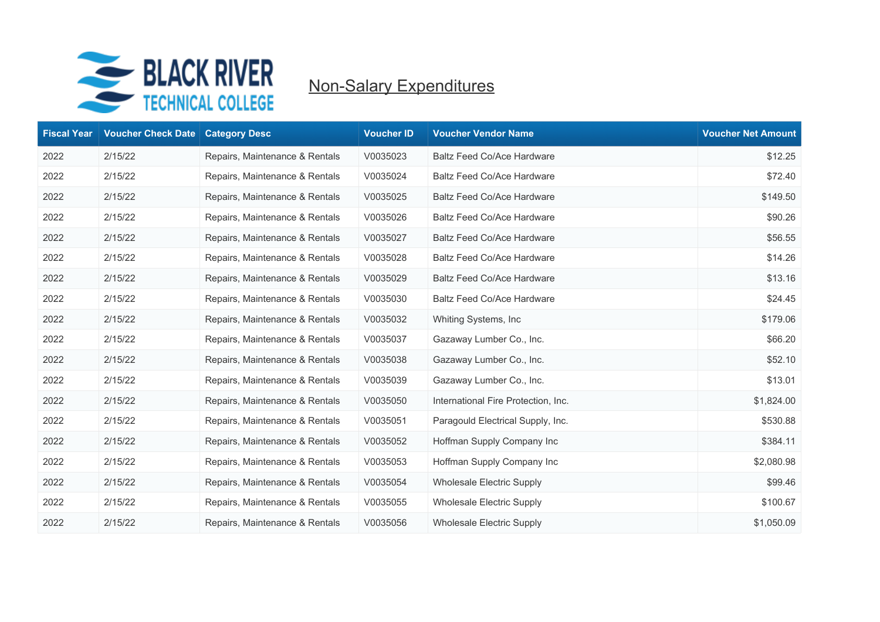Non-Salary Expenditures

| Fiscal Year | Voucher Check Date | Category Desc | Voucher ID | Voucher Vendor Name | Voucher Net Amount |
|---|---|---|---|---|---|
| 2022 | 2/15/22 | Repairs, Maintenance & Rentals | V0035023 | Baltz Feed Co/Ace Hardware | $12.25 |
| 2022 | 2/15/22 | Repairs, Maintenance & Rentals | V0035024 | Baltz Feed Co/Ace Hardware | $72.40 |
| 2022 | 2/15/22 | Repairs, Maintenance & Rentals | V0035025 | Baltz Feed Co/Ace Hardware | $149.50 |
| 2022 | 2/15/22 | Repairs, Maintenance & Rentals | V0035026 | Baltz Feed Co/Ace Hardware | $90.26 |
| 2022 | 2/15/22 | Repairs, Maintenance & Rentals | V0035027 | Baltz Feed Co/Ace Hardware | $56.55 |
| 2022 | 2/15/22 | Repairs, Maintenance & Rentals | V0035028 | Baltz Feed Co/Ace Hardware | $14.26 |
| 2022 | 2/15/22 | Repairs, Maintenance & Rentals | V0035029 | Baltz Feed Co/Ace Hardware | $13.16 |
| 2022 | 2/15/22 | Repairs, Maintenance & Rentals | V0035030 | Baltz Feed Co/Ace Hardware | $24.45 |
| 2022 | 2/15/22 | Repairs, Maintenance & Rentals | V0035032 | Whiting Systems, Inc | $179.06 |
| 2022 | 2/15/22 | Repairs, Maintenance & Rentals | V0035037 | Gazaway Lumber Co., Inc. | $66.20 |
| 2022 | 2/15/22 | Repairs, Maintenance & Rentals | V0035038 | Gazaway Lumber Co., Inc. | $52.10 |
| 2022 | 2/15/22 | Repairs, Maintenance & Rentals | V0035039 | Gazaway Lumber Co., Inc. | $13.01 |
| 2022 | 2/15/22 | Repairs, Maintenance & Rentals | V0035050 | International Fire Protection, Inc. | $1,824.00 |
| 2022 | 2/15/22 | Repairs, Maintenance & Rentals | V0035051 | Paragould Electrical Supply, Inc. | $530.88 |
| 2022 | 2/15/22 | Repairs, Maintenance & Rentals | V0035052 | Hoffman Supply Company Inc | $384.11 |
| 2022 | 2/15/22 | Repairs, Maintenance & Rentals | V0035053 | Hoffman Supply Company Inc | $2,080.98 |
| 2022 | 2/15/22 | Repairs, Maintenance & Rentals | V0035054 | Wholesale Electric Supply | $99.46 |
| 2022 | 2/15/22 | Repairs, Maintenance & Rentals | V0035055 | Wholesale Electric Supply | $100.67 |
| 2022 | 2/15/22 | Repairs, Maintenance & Rentals | V0035056 | Wholesale Electric Supply | $1,050.09 |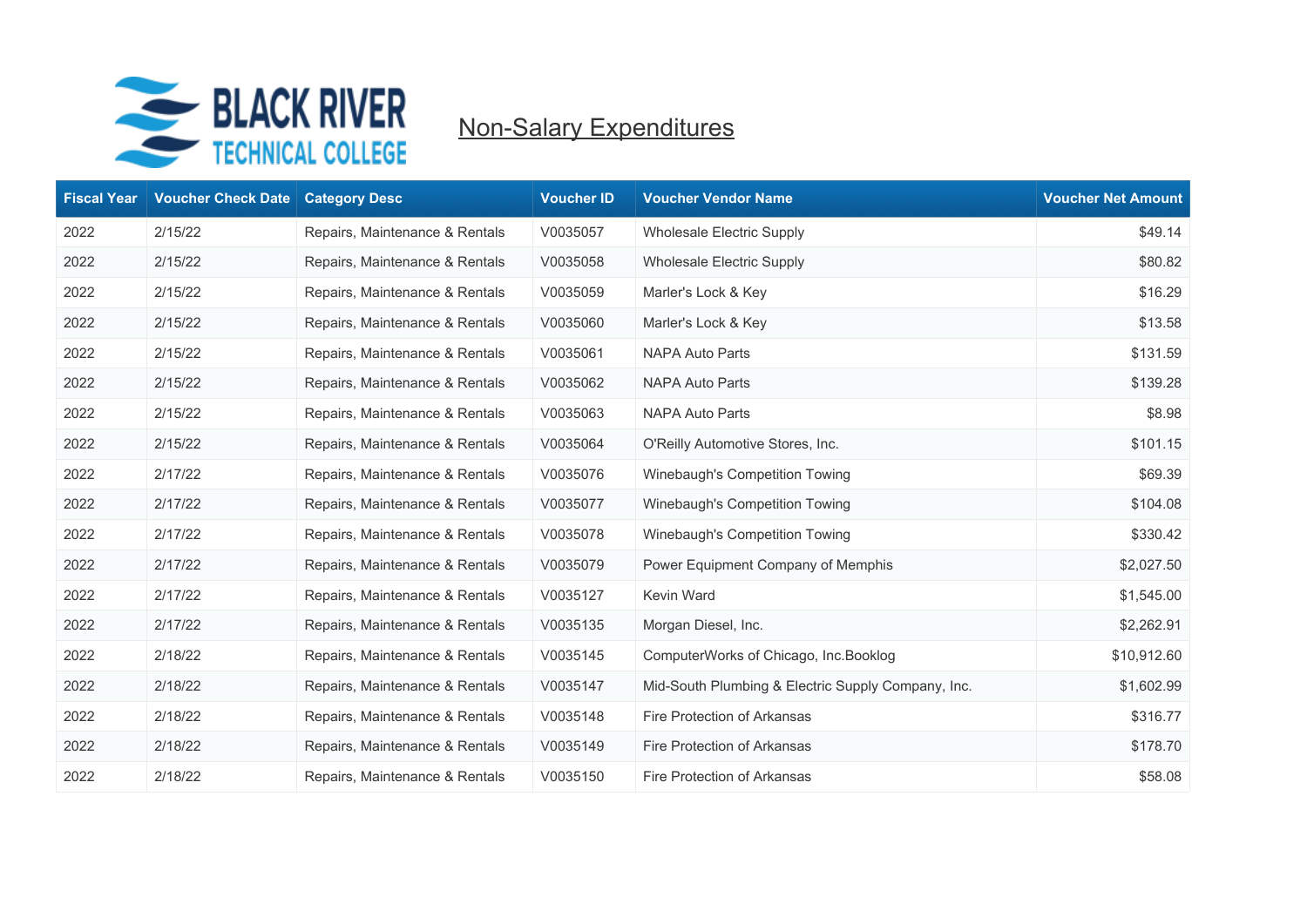## Non-Salary Expenditures

| Fiscal Year | Voucher Check Date | Category Desc | Voucher ID | Voucher Vendor Name | Voucher Net Amount |
|---|---|---|---|---|---|
| 2022 | 2/15/22 | Repairs, Maintenance & Rentals | V0035057 | Wholesale Electric Supply | $49.14 |
| 2022 | 2/15/22 | Repairs, Maintenance & Rentals | V0035058 | Wholesale Electric Supply | $80.82 |
| 2022 | 2/15/22 | Repairs, Maintenance & Rentals | V0035059 | Marler's Lock & Key | $16.29 |
| 2022 | 2/15/22 | Repairs, Maintenance & Rentals | V0035060 | Marler's Lock & Key | $13.58 |
| 2022 | 2/15/22 | Repairs, Maintenance & Rentals | V0035061 | NAPA Auto Parts | $131.59 |
| 2022 | 2/15/22 | Repairs, Maintenance & Rentals | V0035062 | NAPA Auto Parts | $139.28 |
| 2022 | 2/15/22 | Repairs, Maintenance & Rentals | V0035063 | NAPA Auto Parts | $8.98 |
| 2022 | 2/15/22 | Repairs, Maintenance & Rentals | V0035064 | O'Reilly Automotive Stores, Inc. | $101.15 |
| 2022 | 2/17/22 | Repairs, Maintenance & Rentals | V0035076 | Winebaugh's Competition Towing | $69.39 |
| 2022 | 2/17/22 | Repairs, Maintenance & Rentals | V0035077 | Winebaugh's Competition Towing | $104.08 |
| 2022 | 2/17/22 | Repairs, Maintenance & Rentals | V0035078 | Winebaugh's Competition Towing | $330.42 |
| 2022 | 2/17/22 | Repairs, Maintenance & Rentals | V0035079 | Power Equipment Company of Memphis | $2,027.50 |
| 2022 | 2/17/22 | Repairs, Maintenance & Rentals | V0035127 | Kevin Ward | $1,545.00 |
| 2022 | 2/17/22 | Repairs, Maintenance & Rentals | V0035135 | Morgan Diesel, Inc. | $2,262.91 |
| 2022 | 2/18/22 | Repairs, Maintenance & Rentals | V0035145 | ComputerWorks of Chicago, Inc.Booklog | $10,912.60 |
| 2022 | 2/18/22 | Repairs, Maintenance & Rentals | V0035147 | Mid-South Plumbing & Electric Supply Company, Inc. | $1,602.99 |
| 2022 | 2/18/22 | Repairs, Maintenance & Rentals | V0035148 | Fire Protection of Arkansas | $316.77 |
| 2022 | 2/18/22 | Repairs, Maintenance & Rentals | V0035149 | Fire Protection of Arkansas | $178.70 |
| 2022 | 2/18/22 | Repairs, Maintenance & Rentals | V0035150 | Fire Protection of Arkansas | $58.08 |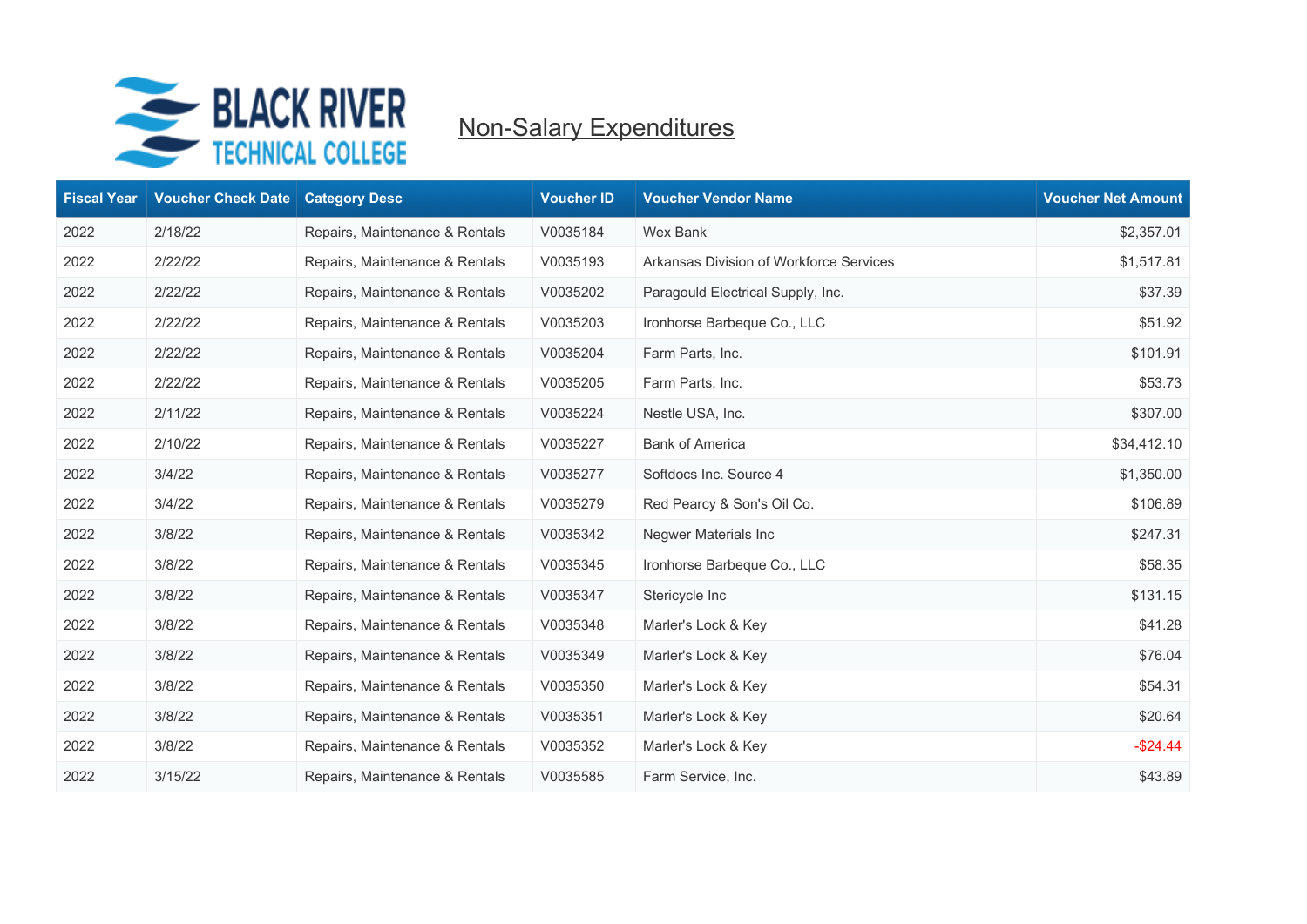Non-Salary Expenditures

| Fiscal Year | Voucher Check Date | Category Desc | Voucher ID | Voucher Vendor Name | Voucher Net Amount |
|---|---|---|---|---|---|
| 2022 | 2/18/22 | Repairs, Maintenance & Rentals | V0035184 | Wex Bank | $2,357.01 |
| 2022 | 2/22/22 | Repairs, Maintenance & Rentals | V0035193 | Arkansas Division of Workforce Services | $1,517.81 |
| 2022 | 2/22/22 | Repairs, Maintenance & Rentals | V0035202 | Paragould Electrical Supply, Inc. | $37.39 |
| 2022 | 2/22/22 | Repairs, Maintenance & Rentals | V0035203 | Ironhorse Barbeque Co., LLC | $51.92 |
| 2022 | 2/22/22 | Repairs, Maintenance & Rentals | V0035204 | Farm Parts, Inc. | $101.91 |
| 2022 | 2/22/22 | Repairs, Maintenance & Rentals | V0035205 | Farm Parts, Inc. | $53.73 |
| 2022 | 2/11/22 | Repairs, Maintenance & Rentals | V0035224 | Nestle USA, Inc. | $307.00 |
| 2022 | 2/10/22 | Repairs, Maintenance & Rentals | V0035227 | Bank of America | $34,412.10 |
| 2022 | 3/4/22 | Repairs, Maintenance & Rentals | V0035277 | Softdocs Inc. Source 4 | $1,350.00 |
| 2022 | 3/4/22 | Repairs, Maintenance & Rentals | V0035279 | Red Pearcy & Son's Oil Co. | $106.89 |
| 2022 | 3/8/22 | Repairs, Maintenance & Rentals | V0035342 | Negwer Materials Inc | $247.31 |
| 2022 | 3/8/22 | Repairs, Maintenance & Rentals | V0035345 | Ironhorse Barbeque Co., LLC | $58.35 |
| 2022 | 3/8/22 | Repairs, Maintenance & Rentals | V0035347 | Stericycle Inc | $131.15 |
| 2022 | 3/8/22 | Repairs, Maintenance & Rentals | V0035348 | Marler's Lock & Key | $41.28 |
| 2022 | 3/8/22 | Repairs, Maintenance & Rentals | V0035349 | Marler's Lock & Key | $76.04 |
| 2022 | 3/8/22 | Repairs, Maintenance & Rentals | V0035350 | Marler's Lock & Key | $54.31 |
| 2022 | 3/8/22 | Repairs, Maintenance & Rentals | V0035351 | Marler's Lock & Key | $20.64 |
| 2022 | 3/8/22 | Repairs, Maintenance & Rentals | V0035352 | Marler's Lock & Key | -$24.44 |
| 2022 | 3/15/22 | Repairs, Maintenance & Rentals | V0035585 | Farm Service, Inc. | $43.89 |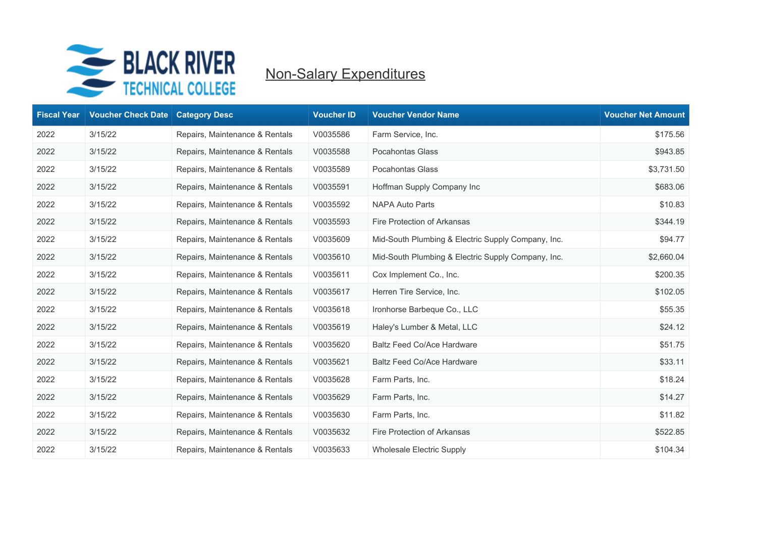# Non-Salary Expenditures

| Fiscal Year | Voucher Check Date | Category Desc | Voucher ID | Voucher Vendor Name | Voucher Net Amount |
|---|---|---|---|---|---|
| 2022 | 3/15/22 | Repairs, Maintenance & Rentals | V0035586 | Farm Service, Inc. | $175.56 |
| 2022 | 3/15/22 | Repairs, Maintenance & Rentals | V0035588 | Pocahontas Glass | $943.85 |
| 2022 | 3/15/22 | Repairs, Maintenance & Rentals | V0035589 | Pocahontas Glass | $3,731.50 |
| 2022 | 3/15/22 | Repairs, Maintenance & Rentals | V0035591 | Hoffman Supply Company Inc | $683.06 |
| 2022 | 3/15/22 | Repairs, Maintenance & Rentals | V0035592 | NAPA Auto Parts | $10.83 |
| 2022 | 3/15/22 | Repairs, Maintenance & Rentals | V0035593 | Fire Protection of Arkansas | $344.19 |
| 2022 | 3/15/22 | Repairs, Maintenance & Rentals | V0035609 | Mid-South Plumbing & Electric Supply Company, Inc. | $94.77 |
| 2022 | 3/15/22 | Repairs, Maintenance & Rentals | V0035610 | Mid-South Plumbing & Electric Supply Company, Inc. | $2,660.04 |
| 2022 | 3/15/22 | Repairs, Maintenance & Rentals | V0035611 | Cox Implement Co., Inc. | $200.35 |
| 2022 | 3/15/22 | Repairs, Maintenance & Rentals | V0035617 | Herren Tire Service, Inc. | $102.05 |
| 2022 | 3/15/22 | Repairs, Maintenance & Rentals | V0035618 | Ironhorse Barbeque Co., LLC | $55.35 |
| 2022 | 3/15/22 | Repairs, Maintenance & Rentals | V0035619 | Haley's Lumber & Metal, LLC | $24.12 |
| 2022 | 3/15/22 | Repairs, Maintenance & Rentals | V0035620 | Baltz Feed Co/Ace Hardware | $51.75 |
| 2022 | 3/15/22 | Repairs, Maintenance & Rentals | V0035621 | Baltz Feed Co/Ace Hardware | $33.11 |
| 2022 | 3/15/22 | Repairs, Maintenance & Rentals | V0035628 | Farm Parts, Inc. | $18.24 |
| 2022 | 3/15/22 | Repairs, Maintenance & Rentals | V0035629 | Farm Parts, Inc. | $14.27 |
| 2022 | 3/15/22 | Repairs, Maintenance & Rentals | V0035630 | Farm Parts, Inc. | $11.82 |
| 2022 | 3/15/22 | Repairs, Maintenance & Rentals | V0035632 | Fire Protection of Arkansas | $522.85 |
| 2022 | 3/15/22 | Repairs, Maintenance & Rentals | V0035633 | Wholesale Electric Supply | $104.34 |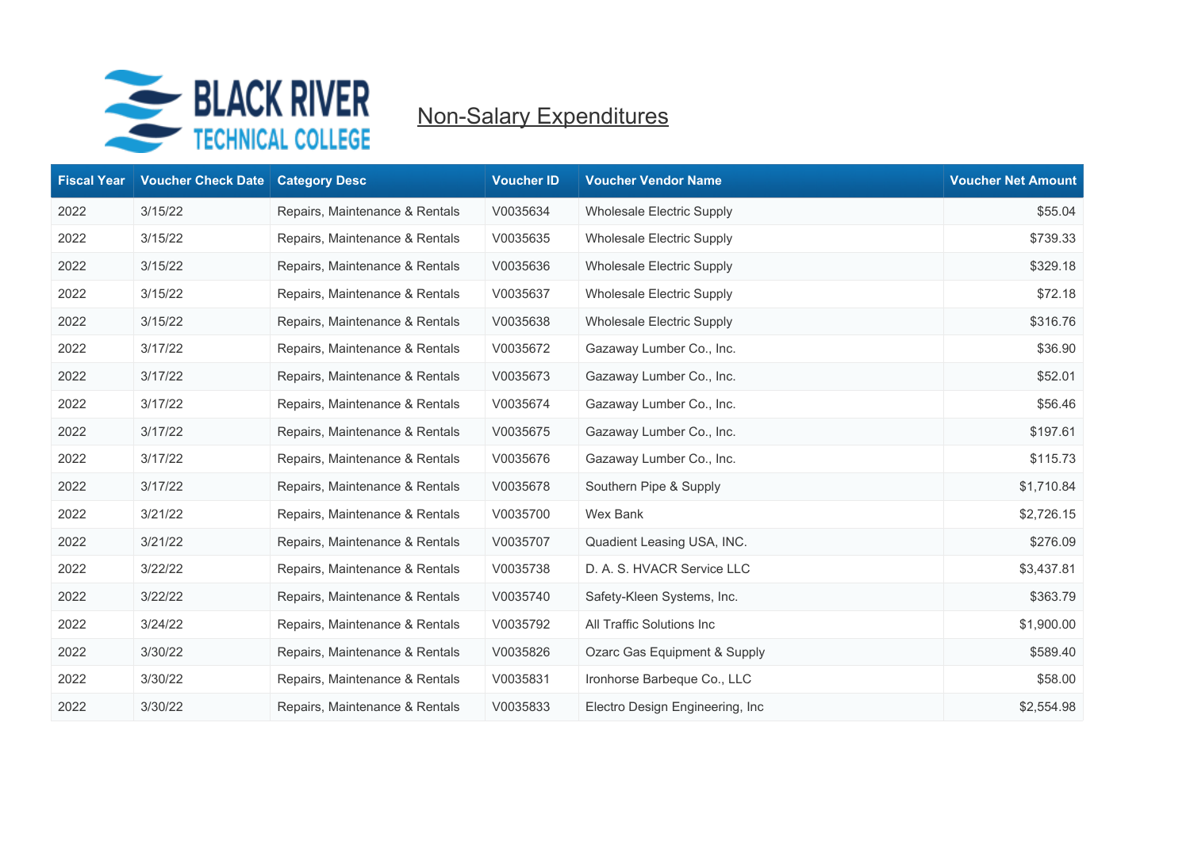Non-Salary Expenditures

| Fiscal Year | Voucher Check Date | Category Desc | Voucher ID | Voucher Vendor Name | Voucher Net Amount |
|---|---|---|---|---|---|
| 2022 | 3/15/22 | Repairs, Maintenance & Rentals | V0035634 | Wholesale Electric Supply | $55.04 |
| 2022 | 3/15/22 | Repairs, Maintenance & Rentals | V0035635 | Wholesale Electric Supply | $739.33 |
| 2022 | 3/15/22 | Repairs, Maintenance & Rentals | V0035636 | Wholesale Electric Supply | $329.18 |
| 2022 | 3/15/22 | Repairs, Maintenance & Rentals | V0035637 | Wholesale Electric Supply | $72.18 |
| 2022 | 3/15/22 | Repairs, Maintenance & Rentals | V0035638 | Wholesale Electric Supply | $316.76 |
| 2022 | 3/17/22 | Repairs, Maintenance & Rentals | V0035672 | Gazaway Lumber Co., Inc. | $36.90 |
| 2022 | 3/17/22 | Repairs, Maintenance & Rentals | V0035673 | Gazaway Lumber Co., Inc. | $52.01 |
| 2022 | 3/17/22 | Repairs, Maintenance & Rentals | V0035674 | Gazaway Lumber Co., Inc. | $56.46 |
| 2022 | 3/17/22 | Repairs, Maintenance & Rentals | V0035675 | Gazaway Lumber Co., Inc. | $197.61 |
| 2022 | 3/17/22 | Repairs, Maintenance & Rentals | V0035676 | Gazaway Lumber Co., Inc. | $115.73 |
| 2022 | 3/17/22 | Repairs, Maintenance & Rentals | V0035678 | Southern Pipe & Supply | $1,710.84 |
| 2022 | 3/21/22 | Repairs, Maintenance & Rentals | V0035700 | Wex Bank | $2,726.15 |
| 2022 | 3/21/22 | Repairs, Maintenance & Rentals | V0035707 | Quadient Leasing USA, INC. | $276.09 |
| 2022 | 3/22/22 | Repairs, Maintenance & Rentals | V0035738 | D. A. S. HVACR Service LLC | $3,437.81 |
| 2022 | 3/22/22 | Repairs, Maintenance & Rentals | V0035740 | Safety-Kleen Systems, Inc. | $363.79 |
| 2022 | 3/24/22 | Repairs, Maintenance & Rentals | V0035792 | All Traffic Solutions Inc | $1,900.00 |
| 2022 | 3/30/22 | Repairs, Maintenance & Rentals | V0035826 | Ozarc Gas Equipment & Supply | $589.40 |
| 2022 | 3/30/22 | Repairs, Maintenance & Rentals | V0035831 | Ironhorse Barbeque Co., LLC | $58.00 |
| 2022 | 3/30/22 | Repairs, Maintenance & Rentals | V0035833 | Electro Design Engineering, Inc | $2,554.98 |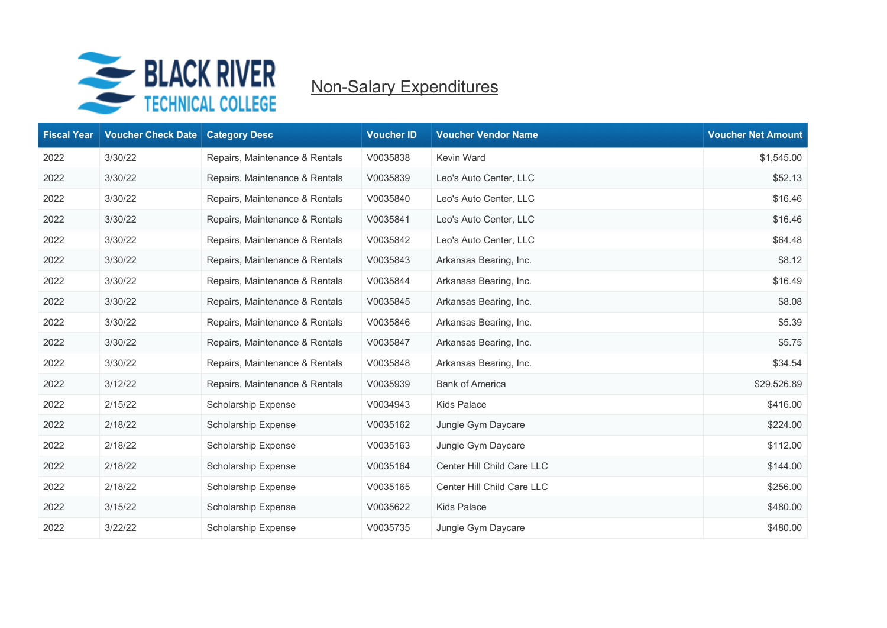BLACK RIVER TECHNICAL COLLEGE

## Non-Salary Expenditures

| Fiscal Year | Voucher Check Date | Category Desc | Voucher ID | Voucher Vendor Name | Voucher Net Amount |
|---|---|---|---|---|---|
| 2022 | 3/30/22 | Repairs, Maintenance & Rentals | V0035838 | Kevin Ward | $1,545.00 |
| 2022 | 3/30/22 | Repairs, Maintenance & Rentals | V0035839 | Leo's Auto Center, LLC | $52.13 |
| 2022 | 3/30/22 | Repairs, Maintenance & Rentals | V0035840 | Leo's Auto Center, LLC | $16.46 |
| 2022 | 3/30/22 | Repairs, Maintenance & Rentals | V0035841 | Leo's Auto Center, LLC | $16.46 |
| 2022 | 3/30/22 | Repairs, Maintenance & Rentals | V0035842 | Leo's Auto Center, LLC | $64.48 |
| 2022 | 3/30/22 | Repairs, Maintenance & Rentals | V0035843 | Arkansas Bearing, Inc. | $8.12 |
| 2022 | 3/30/22 | Repairs, Maintenance & Rentals | V0035844 | Arkansas Bearing, Inc. | $16.49 |
| 2022 | 3/30/22 | Repairs, Maintenance & Rentals | V0035845 | Arkansas Bearing, Inc. | $8.08 |
| 2022 | 3/30/22 | Repairs, Maintenance & Rentals | V0035846 | Arkansas Bearing, Inc. | $5.39 |
| 2022 | 3/30/22 | Repairs, Maintenance & Rentals | V0035847 | Arkansas Bearing, Inc. | $5.75 |
| 2022 | 3/30/22 | Repairs, Maintenance & Rentals | V0035848 | Arkansas Bearing, Inc. | $34.54 |
| 2022 | 3/12/22 | Repairs, Maintenance & Rentals | V0035939 | Bank of America | $29,526.89 |
| 2022 | 2/15/22 | Scholarship Expense | V0034943 | Kids Palace | $416.00 |
| 2022 | 2/18/22 | Scholarship Expense | V0035162 | Jungle Gym Daycare | $224.00 |
| 2022 | 2/18/22 | Scholarship Expense | V0035163 | Jungle Gym Daycare | $112.00 |
| 2022 | 2/18/22 | Scholarship Expense | V0035164 | Center Hill Child Care LLC | $144.00 |
| 2022 | 2/18/22 | Scholarship Expense | V0035165 | Center Hill Child Care LLC | $256.00 |
| 2022 | 3/15/22 | Scholarship Expense | V0035622 | Kids Palace | $480.00 |
| 2022 | 3/22/22 | Scholarship Expense | V0035735 | Jungle Gym Daycare | $480.00 |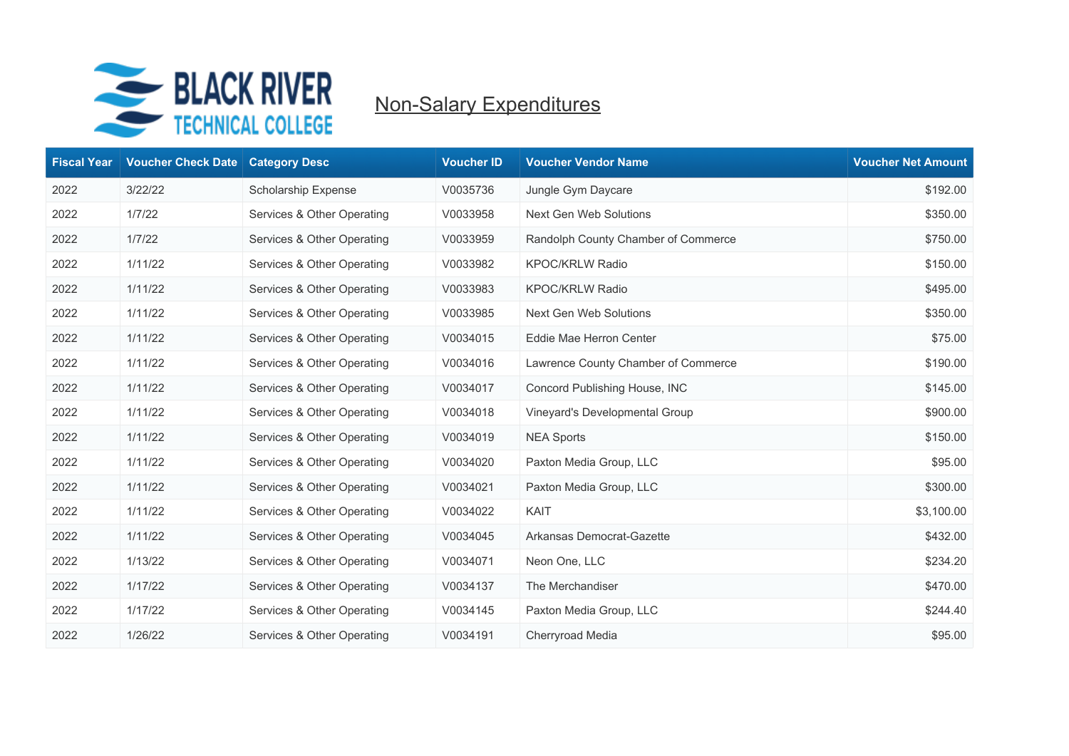BLACK RIVER TECHNICAL COLLEGE

## Non-Salary Expenditures

| Fiscal Year | Voucher Check Date | Category Desc | Voucher ID | Voucher Vendor Name | Voucher Net Amount |
|---|---|---|---|---|---|
| 2022 | 3/22/22 | Scholarship Expense | V0035736 | Jungle Gym Daycare | $192.00 |
| 2022 | 1/7/22 | Services & Other Operating | V0033958 | Next Gen Web Solutions | $350.00 |
| 2022 | 1/7/22 | Services & Other Operating | V0033959 | Randolph County Chamber of Commerce | $750.00 |
| 2022 | 1/11/22 | Services & Other Operating | V0033982 | KPOC/KRLW Radio | $150.00 |
| 2022 | 1/11/22 | Services & Other Operating | V0033983 | KPOC/KRLW Radio | $495.00 |
| 2022 | 1/11/22 | Services & Other Operating | V0033985 | Next Gen Web Solutions | $350.00 |
| 2022 | 1/11/22 | Services & Other Operating | V0034015 | Eddie Mae Herron Center | $75.00 |
| 2022 | 1/11/22 | Services & Other Operating | V0034016 | Lawrence County Chamber of Commerce | $190.00 |
| 2022 | 1/11/22 | Services & Other Operating | V0034017 | Concord Publishing House, INC | $145.00 |
| 2022 | 1/11/22 | Services & Other Operating | V0034018 | Vineyard's Developmental Group | $900.00 |
| 2022 | 1/11/22 | Services & Other Operating | V0034019 | NEA Sports | $150.00 |
| 2022 | 1/11/22 | Services & Other Operating | V0034020 | Paxton Media Group, LLC | $95.00 |
| 2022 | 1/11/22 | Services & Other Operating | V0034021 | Paxton Media Group, LLC | $300.00 |
| 2022 | 1/11/22 | Services & Other Operating | V0034022 | KAIT | $3,100.00 |
| 2022 | 1/11/22 | Services & Other Operating | V0034045 | Arkansas Democrat-Gazette | $432.00 |
| 2022 | 1/13/22 | Services & Other Operating | V0034071 | Neon One, LLC | $234.20 |
| 2022 | 1/17/22 | Services & Other Operating | V0034137 | The Merchandiser | $470.00 |
| 2022 | 1/17/22 | Services & Other Operating | V0034145 | Paxton Media Group, LLC | $244.40 |
| 2022 | 1/26/22 | Services & Other Operating | V0034191 | Cherryroad Media | $95.00 |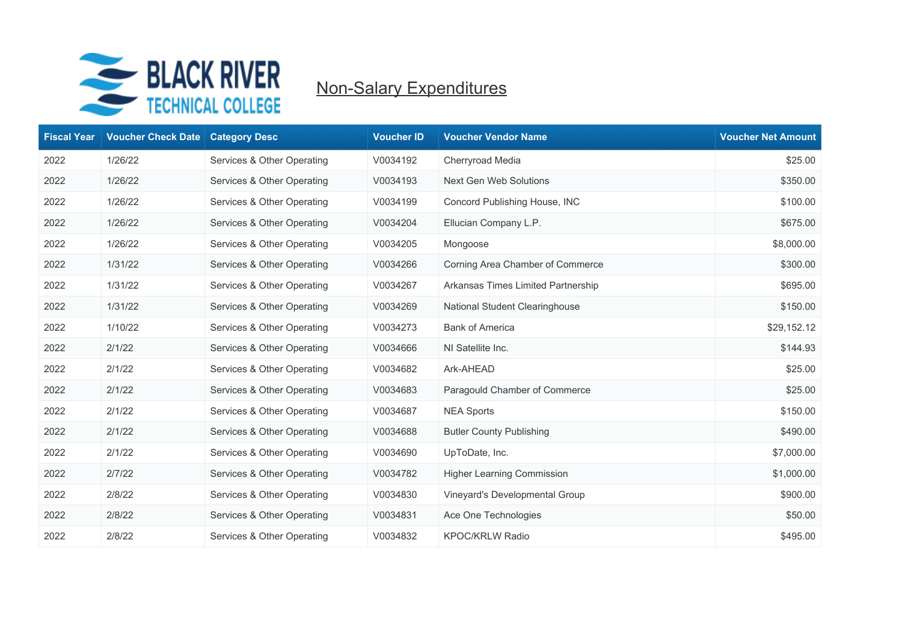# Non-Salary Expenditures

| Fiscal Year | Voucher Check Date | Category Desc | Voucher ID | Voucher Vendor Name | Voucher Net Amount |
|---|---|---|---|---|---|
| 2022 | 1/26/22 | Services & Other Operating | V0034192 | Cherryroad Media | $25.00 |
| 2022 | 1/26/22 | Services & Other Operating | V0034193 | Next Gen Web Solutions | $350.00 |
| 2022 | 1/26/22 | Services & Other Operating | V0034199 | Concord Publishing House, INC | $100.00 |
| 2022 | 1/26/22 | Services & Other Operating | V0034204 | Ellucian Company L.P. | $675.00 |
| 2022 | 1/26/22 | Services & Other Operating | V0034205 | Mongoose | $8,000.00 |
| 2022 | 1/31/22 | Services & Other Operating | V0034266 | Corning Area Chamber of Commerce | $300.00 |
| 2022 | 1/31/22 | Services & Other Operating | V0034267 | Arkansas Times Limited Partnership | $695.00 |
| 2022 | 1/31/22 | Services & Other Operating | V0034269 | National Student Clearinghouse | $150.00 |
| 2022 | 1/10/22 | Services & Other Operating | V0034273 | Bank of America | $29,152.12 |
| 2022 | 2/1/22 | Services & Other Operating | V0034666 | NI Satellite Inc. | $144.93 |
| 2022 | 2/1/22 | Services & Other Operating | V0034682 | Ark-AHEAD | $25.00 |
| 2022 | 2/1/22 | Services & Other Operating | V0034683 | Paragould Chamber of Commerce | $25.00 |
| 2022 | 2/1/22 | Services & Other Operating | V0034687 | NEA Sports | $150.00 |
| 2022 | 2/1/22 | Services & Other Operating | V0034688 | Butler County Publishing | $490.00 |
| 2022 | 2/1/22 | Services & Other Operating | V0034690 | UpToDate, Inc. | $7,000.00 |
| 2022 | 2/7/22 | Services & Other Operating | V0034782 | Higher Learning Commission | $1,000.00 |
| 2022 | 2/8/22 | Services & Other Operating | V0034830 | Vineyard's Developmental Group | $900.00 |
| 2022 | 2/8/22 | Services & Other Operating | V0034831 | Ace One Technologies | $50.00 |
| 2022 | 2/8/22 | Services & Other Operating | V0034832 | KPOC/KRLW Radio | $495.00 |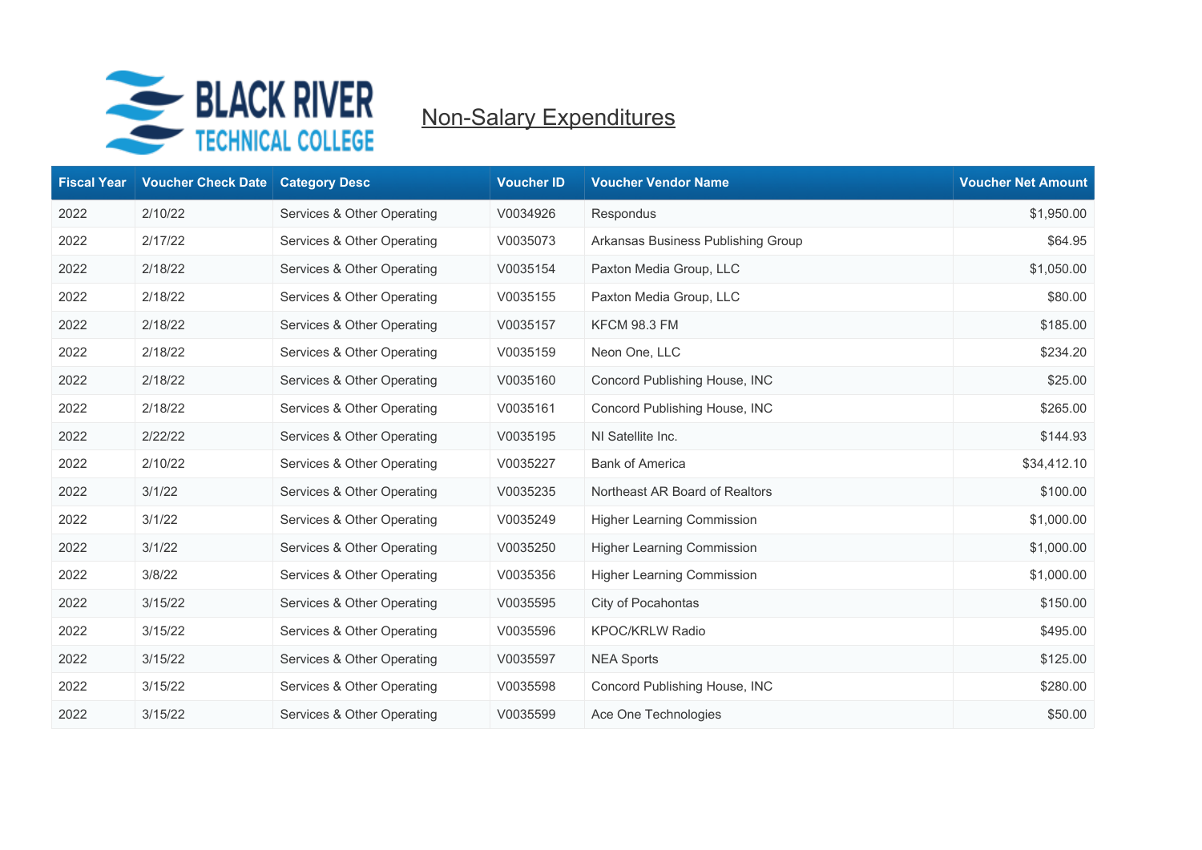BLACK RIVER TECHNICAL COLLEGE

## Non-Salary Expenditures

| Fiscal Year | Voucher Check Date | Category Desc | Voucher ID | Voucher Vendor Name | Voucher Net Amount |
|---|---|---|---|---|---|
| 2022 | 2/10/22 | Services & Other Operating | V0034926 | Respondus | $1,950.00 |
| 2022 | 2/17/22 | Services & Other Operating | V0035073 | Arkansas Business Publishing Group | $64.95 |
| 2022 | 2/18/22 | Services & Other Operating | V0035154 | Paxton Media Group, LLC | $1,050.00 |
| 2022 | 2/18/22 | Services & Other Operating | V0035155 | Paxton Media Group, LLC | $80.00 |
| 2022 | 2/18/22 | Services & Other Operating | V0035157 | KFCM 98.3 FM | $185.00 |
| 2022 | 2/18/22 | Services & Other Operating | V0035159 | Neon One, LLC | $234.20 |
| 2022 | 2/18/22 | Services & Other Operating | V0035160 | Concord Publishing House, INC | $25.00 |
| 2022 | 2/18/22 | Services & Other Operating | V0035161 | Concord Publishing House, INC | $265.00 |
| 2022 | 2/22/22 | Services & Other Operating | V0035195 | NI Satellite Inc. | $144.93 |
| 2022 | 2/10/22 | Services & Other Operating | V0035227 | Bank of America | $34,412.10 |
| 2022 | 3/1/22 | Services & Other Operating | V0035235 | Northeast AR Board of Realtors | $100.00 |
| 2022 | 3/1/22 | Services & Other Operating | V0035249 | Higher Learning Commission | $1,000.00 |
| 2022 | 3/1/22 | Services & Other Operating | V0035250 | Higher Learning Commission | $1,000.00 |
| 2022 | 3/8/22 | Services & Other Operating | V0035356 | Higher Learning Commission | $1,000.00 |
| 2022 | 3/15/22 | Services & Other Operating | V0035595 | City of Pocahontas | $150.00 |
| 2022 | 3/15/22 | Services & Other Operating | V0035596 | KPOC/KRLW Radio | $495.00 |
| 2022 | 3/15/22 | Services & Other Operating | V0035597 | NEA Sports | $125.00 |
| 2022 | 3/15/22 | Services & Other Operating | V0035598 | Concord Publishing House, INC | $280.00 |
| 2022 | 3/15/22 | Services & Other Operating | V0035599 | Ace One Technologies | $50.00 |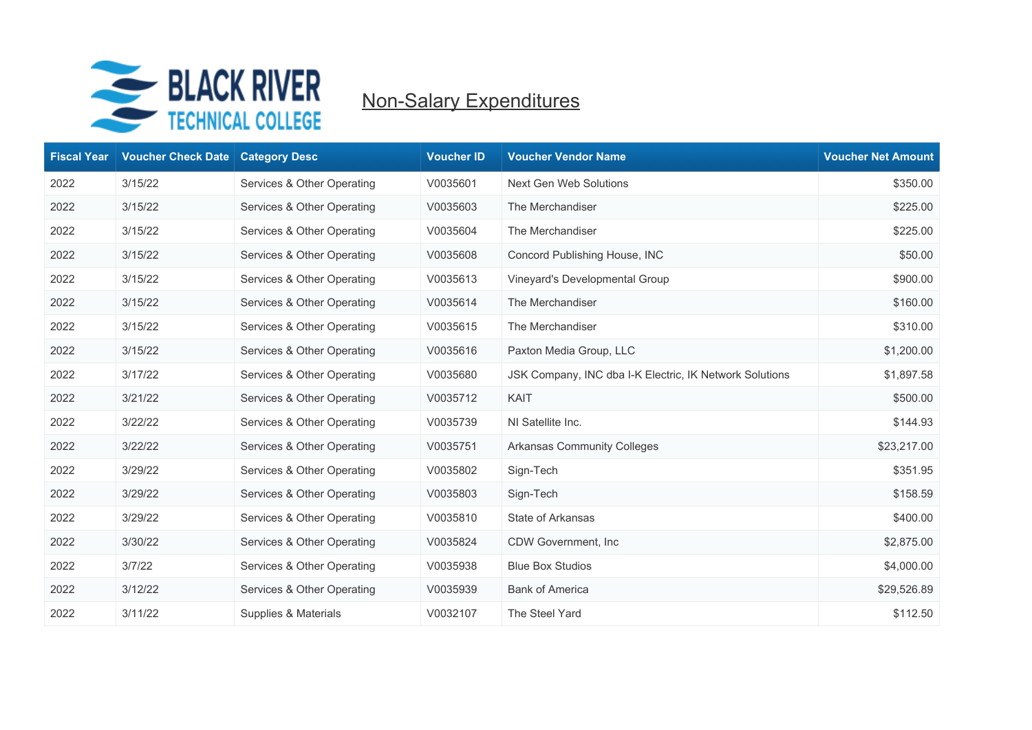BLACK RIVER TECHNICAL COLLEGE

# Non-Salary Expenditures

| Fiscal Year | Voucher Check Date | Category Desc | Voucher ID | Voucher Vendor Name | Voucher Net Amount |
|---|---|---|---|---|---|
| 2022 | 3/15/22 | Services & Other Operating | V0035601 | Next Gen Web Solutions | $350.00 |
| 2022 | 3/15/22 | Services & Other Operating | V0035603 | The Merchandiser | $225.00 |
| 2022 | 3/15/22 | Services & Other Operating | V0035604 | The Merchandiser | $225.00 |
| 2022 | 3/15/22 | Services & Other Operating | V0035608 | Concord Publishing House, INC | $50.00 |
| 2022 | 3/15/22 | Services & Other Operating | V0035613 | Vineyard's Developmental Group | $900.00 |
| 2022 | 3/15/22 | Services & Other Operating | V0035614 | The Merchandiser | $160.00 |
| 2022 | 3/15/22 | Services & Other Operating | V0035615 | The Merchandiser | $310.00 |
| 2022 | 3/15/22 | Services & Other Operating | V0035616 | Paxton Media Group, LLC | $1,200.00 |
| 2022 | 3/17/22 | Services & Other Operating | V0035680 | JSK Company, INC dba I-K Electric, IK Network Solutions | $1,897.58 |
| 2022 | 3/21/22 | Services & Other Operating | V0035712 | KAIT | $500.00 |
| 2022 | 3/22/22 | Services & Other Operating | V0035739 | NI Satellite Inc. | $144.93 |
| 2022 | 3/22/22 | Services & Other Operating | V0035751 | Arkansas Community Colleges | $23,217.00 |
| 2022 | 3/29/22 | Services & Other Operating | V0035802 | Sign-Tech | $351.95 |
| 2022 | 3/29/22 | Services & Other Operating | V0035803 | Sign-Tech | $158.59 |
| 2022 | 3/29/22 | Services & Other Operating | V0035810 | State of Arkansas | $400.00 |
| 2022 | 3/30/22 | Services & Other Operating | V0035824 | CDW Government, Inc | $2,875.00 |
| 2022 | 3/7/22 | Services & Other Operating | V0035938 | Blue Box Studios | $4,000.00 |
| 2022 | 3/12/22 | Services & Other Operating | V0035939 | Bank of America | $29,526.89 |
| 2022 | 3/11/22 | Supplies & Materials | V0032107 | The Steel Yard | $112.50 |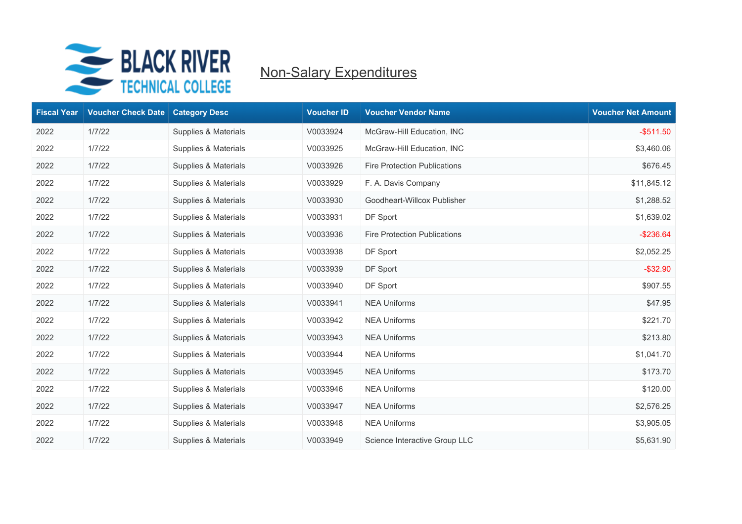BLACK RIVER TECHNICAL COLLEGE

# Non-Salary Expenditures

| Fiscal Year | Voucher Check Date | Category Desc | Voucher ID | Voucher Vendor Name | Voucher Net Amount |
|---|---|---|---|---|---|
| 2022 | 1/7/22 | Supplies & Materials | V0033924 | McGraw-Hill Education, INC | -$511.50 |
| 2022 | 1/7/22 | Supplies & Materials | V0033925 | McGraw-Hill Education, INC | $3,460.06 |
| 2022 | 1/7/22 | Supplies & Materials | V0033926 | Fire Protection Publications | $676.45 |
| 2022 | 1/7/22 | Supplies & Materials | V0033929 | F. A. Davis Company | $11,845.12 |
| 2022 | 1/7/22 | Supplies & Materials | V0033930 | Goodheart-Willcox Publisher | $1,288.52 |
| 2022 | 1/7/22 | Supplies & Materials | V0033931 | DF Sport | $1,639.02 |
| 2022 | 1/7/22 | Supplies & Materials | V0033936 | Fire Protection Publications | -$236.64 |
| 2022 | 1/7/22 | Supplies & Materials | V0033938 | DF Sport | $2,052.25 |
| 2022 | 1/7/22 | Supplies & Materials | V0033939 | DF Sport | -$32.90 |
| 2022 | 1/7/22 | Supplies & Materials | V0033940 | DF Sport | $907.55 |
| 2022 | 1/7/22 | Supplies & Materials | V0033941 | NEA Uniforms | $47.95 |
| 2022 | 1/7/22 | Supplies & Materials | V0033942 | NEA Uniforms | $221.70 |
| 2022 | 1/7/22 | Supplies & Materials | V0033943 | NEA Uniforms | $213.80 |
| 2022 | 1/7/22 | Supplies & Materials | V0033944 | NEA Uniforms | $1,041.70 |
| 2022 | 1/7/22 | Supplies & Materials | V0033945 | NEA Uniforms | $173.70 |
| 2022 | 1/7/22 | Supplies & Materials | V0033946 | NEA Uniforms | $120.00 |
| 2022 | 1/7/22 | Supplies & Materials | V0033947 | NEA Uniforms | $2,576.25 |
| 2022 | 1/7/22 | Supplies & Materials | V0033948 | NEA Uniforms | $3,905.05 |
| 2022 | 1/7/22 | Supplies & Materials | V0033949 | Science Interactive Group LLC | $5,631.90 |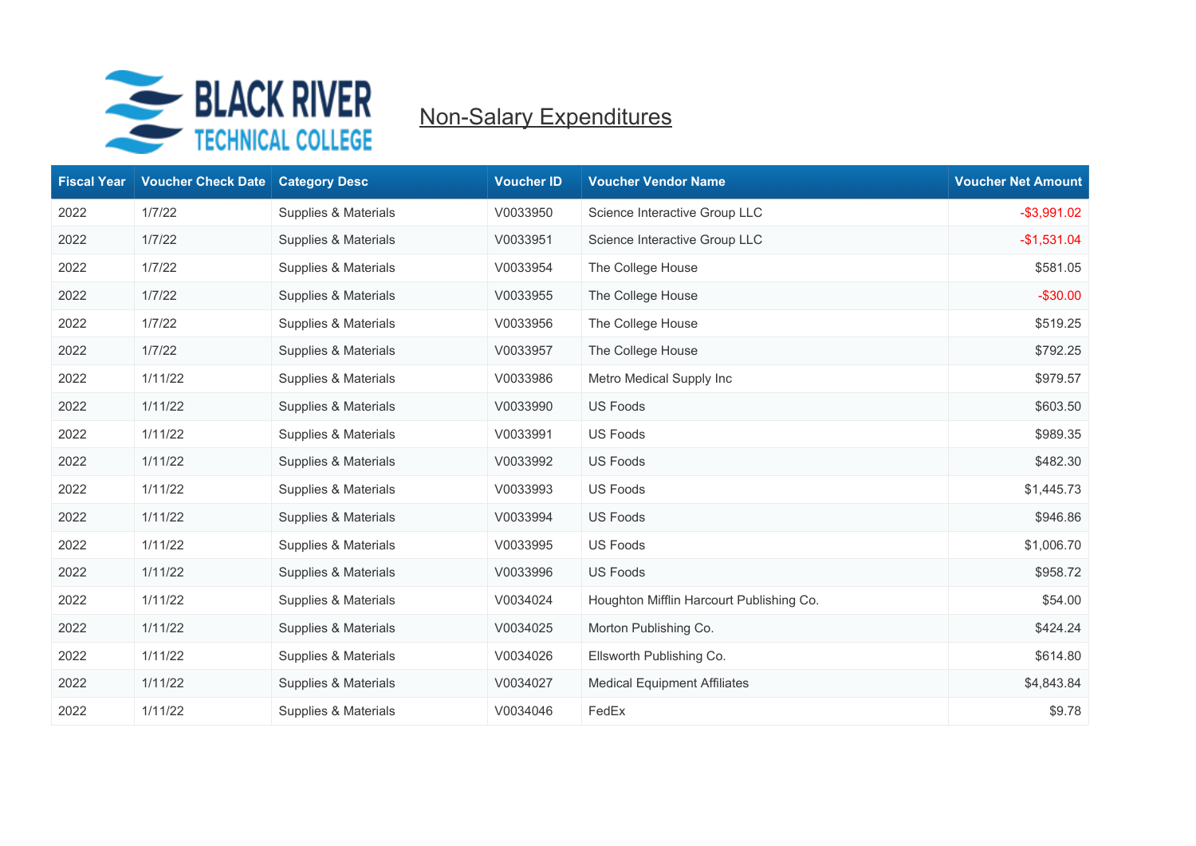BLACK RIVER TECHNICAL COLLEGE

## Non-Salary Expenditures

| Fiscal Year | Voucher Check Date | Category Desc | Voucher ID | Voucher Vendor Name | Voucher Net Amount |
|---|---|---|---|---|---|
| 2022 | 1/7/22 | Supplies & Materials | V0033950 | Science Interactive Group LLC | -$3,991.02 |
| 2022 | 1/7/22 | Supplies & Materials | V0033951 | Science Interactive Group LLC | -$1,531.04 |
| 2022 | 1/7/22 | Supplies & Materials | V0033954 | The College House | $581.05 |
| 2022 | 1/7/22 | Supplies & Materials | V0033955 | The College House | -$30.00 |
| 2022 | 1/7/22 | Supplies & Materials | V0033956 | The College House | $519.25 |
| 2022 | 1/7/22 | Supplies & Materials | V0033957 | The College House | $792.25 |
| 2022 | 1/11/22 | Supplies & Materials | V0033986 | Metro Medical Supply Inc | $979.57 |
| 2022 | 1/11/22 | Supplies & Materials | V0033990 | US Foods | $603.50 |
| 2022 | 1/11/22 | Supplies & Materials | V0033991 | US Foods | $989.35 |
| 2022 | 1/11/22 | Supplies & Materials | V0033992 | US Foods | $482.30 |
| 2022 | 1/11/22 | Supplies & Materials | V0033993 | US Foods | $1,445.73 |
| 2022 | 1/11/22 | Supplies & Materials | V0033994 | US Foods | $946.86 |
| 2022 | 1/11/22 | Supplies & Materials | V0033995 | US Foods | $1,006.70 |
| 2022 | 1/11/22 | Supplies & Materials | V0033996 | US Foods | $958.72 |
| 2022 | 1/11/22 | Supplies & Materials | V0034024 | Houghton Mifflin Harcourt Publishing Co. | $54.00 |
| 2022 | 1/11/22 | Supplies & Materials | V0034025 | Morton Publishing Co. | $424.24 |
| 2022 | 1/11/22 | Supplies & Materials | V0034026 | Ellsworth Publishing Co. | $614.80 |
| 2022 | 1/11/22 | Supplies & Materials | V0034027 | Medical Equipment Affiliates | $4,843.84 |
| 2022 | 1/11/22 | Supplies & Materials | V0034046 | FedEx | $9.78 |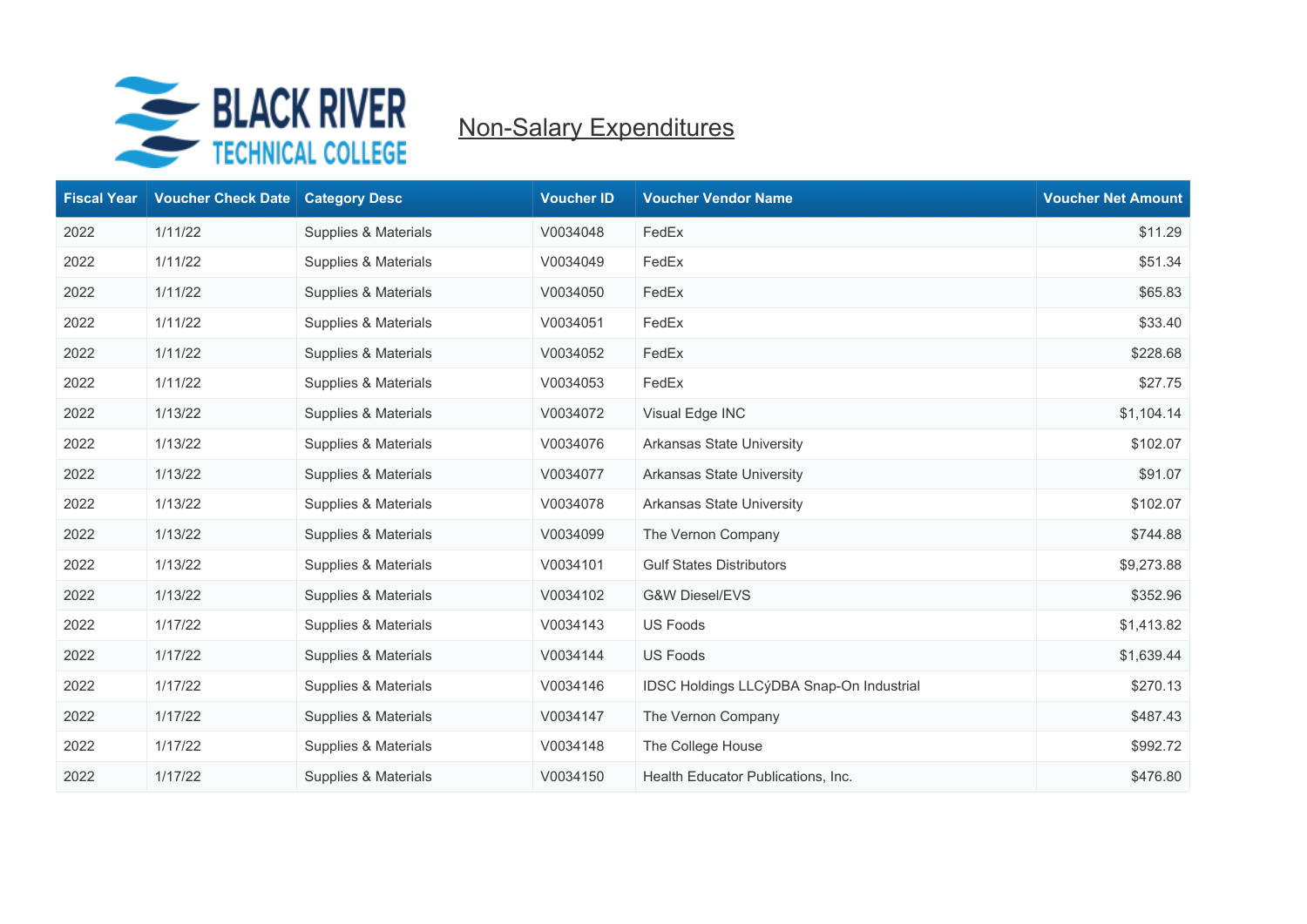## Non-Salary Expenditures

| Fiscal Year | Voucher Check Date | Category Desc | Voucher ID | Voucher Vendor Name | Voucher Net Amount |
|---|---|---|---|---|---|
| 2022 | 1/11/22 | Supplies & Materials | V0034048 | FedEx | $11.29 |
| 2022 | 1/11/22 | Supplies & Materials | V0034049 | FedEx | $51.34 |
| 2022 | 1/11/22 | Supplies & Materials | V0034050 | FedEx | $65.83 |
| 2022 | 1/11/22 | Supplies & Materials | V0034051 | FedEx | $33.40 |
| 2022 | 1/11/22 | Supplies & Materials | V0034052 | FedEx | $228.68 |
| 2022 | 1/11/22 | Supplies & Materials | V0034053 | FedEx | $27.75 |
| 2022 | 1/13/22 | Supplies & Materials | V0034072 | Visual Edge INC | $1,104.14 |
| 2022 | 1/13/22 | Supplies & Materials | V0034076 | Arkansas State University | $102.07 |
| 2022 | 1/13/22 | Supplies & Materials | V0034077 | Arkansas State University | $91.07 |
| 2022 | 1/13/22 | Supplies & Materials | V0034078 | Arkansas State University | $102.07 |
| 2022 | 1/13/22 | Supplies & Materials | V0034099 | The Vernon Company | $744.88 |
| 2022 | 1/13/22 | Supplies & Materials | V0034101 | Gulf States Distributors | $9,273.88 |
| 2022 | 1/13/22 | Supplies & Materials | V0034102 | G&W Diesel/EVS | $352.96 |
| 2022 | 1/17/22 | Supplies & Materials | V0034143 | US Foods | $1,413.82 |
| 2022 | 1/17/22 | Supplies & Materials | V0034144 | US Foods | $1,639.44 |
| 2022 | 1/17/22 | Supplies & Materials | V0034146 | IDSC Holdings LLCýDBA Snap-On Industrial | $270.13 |
| 2022 | 1/17/22 | Supplies & Materials | V0034147 | The Vernon Company | $487.43 |
| 2022 | 1/17/22 | Supplies & Materials | V0034148 | The College House | $992.72 |
| 2022 | 1/17/22 | Supplies & Materials | V0034150 | Health Educator Publications, Inc. | $476.80 |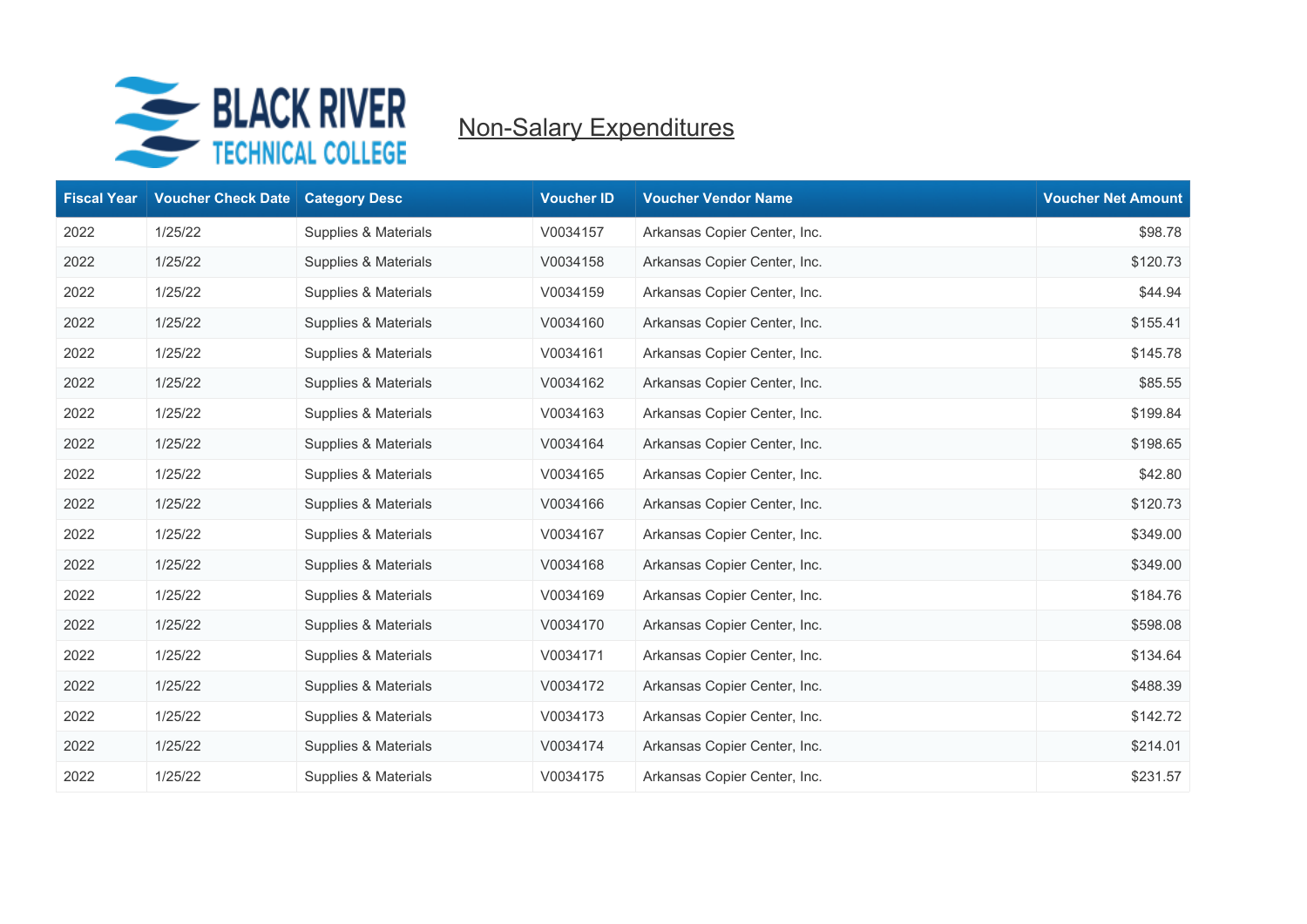BLACK RIVER TECHNICAL COLLEGE

## Non-Salary Expenditures

| Fiscal Year | Voucher Check Date | Category Desc | Voucher ID | Voucher Vendor Name | Voucher Net Amount |
|---|---|---|---|---|---|
| 2022 | 1/25/22 | Supplies & Materials | V0034157 | Arkansas Copier Center, Inc. | $98.78 |
| 2022 | 1/25/22 | Supplies & Materials | V0034158 | Arkansas Copier Center, Inc. | $120.73 |
| 2022 | 1/25/22 | Supplies & Materials | V0034159 | Arkansas Copier Center, Inc. | $44.94 |
| 2022 | 1/25/22 | Supplies & Materials | V0034160 | Arkansas Copier Center, Inc. | $155.41 |
| 2022 | 1/25/22 | Supplies & Materials | V0034161 | Arkansas Copier Center, Inc. | $145.78 |
| 2022 | 1/25/22 | Supplies & Materials | V0034162 | Arkansas Copier Center, Inc. | $85.55 |
| 2022 | 1/25/22 | Supplies & Materials | V0034163 | Arkansas Copier Center, Inc. | $199.84 |
| 2022 | 1/25/22 | Supplies & Materials | V0034164 | Arkansas Copier Center, Inc. | $198.65 |
| 2022 | 1/25/22 | Supplies & Materials | V0034165 | Arkansas Copier Center, Inc. | $42.80 |
| 2022 | 1/25/22 | Supplies & Materials | V0034166 | Arkansas Copier Center, Inc. | $120.73 |
| 2022 | 1/25/22 | Supplies & Materials | V0034167 | Arkansas Copier Center, Inc. | $349.00 |
| 2022 | 1/25/22 | Supplies & Materials | V0034168 | Arkansas Copier Center, Inc. | $349.00 |
| 2022 | 1/25/22 | Supplies & Materials | V0034169 | Arkansas Copier Center, Inc. | $184.76 |
| 2022 | 1/25/22 | Supplies & Materials | V0034170 | Arkansas Copier Center, Inc. | $598.08 |
| 2022 | 1/25/22 | Supplies & Materials | V0034171 | Arkansas Copier Center, Inc. | $134.64 |
| 2022 | 1/25/22 | Supplies & Materials | V0034172 | Arkansas Copier Center, Inc. | $488.39 |
| 2022 | 1/25/22 | Supplies & Materials | V0034173 | Arkansas Copier Center, Inc. | $142.72 |
| 2022 | 1/25/22 | Supplies & Materials | V0034174 | Arkansas Copier Center, Inc. | $214.01 |
| 2022 | 1/25/22 | Supplies & Materials | V0034175 | Arkansas Copier Center, Inc. | $231.57 |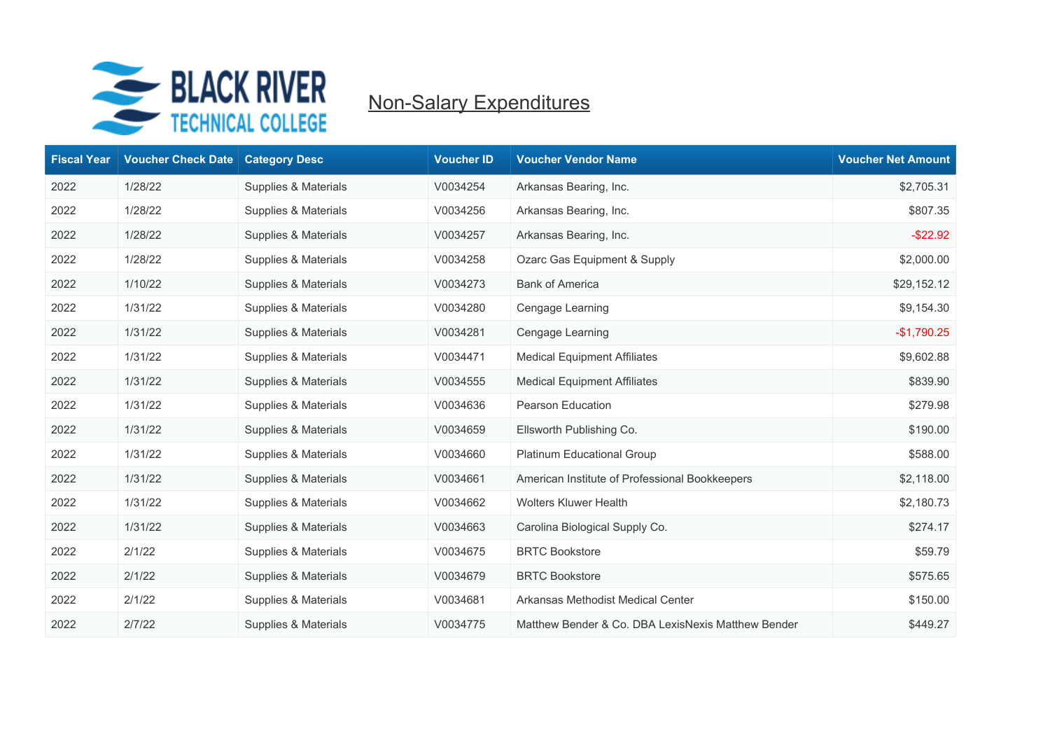BLACK RIVER TECHNICAL COLLEGE

## Non-Salary Expenditures

| Fiscal Year | Voucher Check Date | Category Desc | Voucher ID | Voucher Vendor Name | Voucher Net Amount |
|---|---|---|---|---|---|
| 2022 | 1/28/22 | Supplies & Materials | V0034254 | Arkansas Bearing, Inc. | $2,705.31 |
| 2022 | 1/28/22 | Supplies & Materials | V0034256 | Arkansas Bearing, Inc. | $807.35 |
| 2022 | 1/28/22 | Supplies & Materials | V0034257 | Arkansas Bearing, Inc. | -$22.92 |
| 2022 | 1/28/22 | Supplies & Materials | V0034258 | Ozarc Gas Equipment & Supply | $2,000.00 |
| 2022 | 1/10/22 | Supplies & Materials | V0034273 | Bank of America | $29,152.12 |
| 2022 | 1/31/22 | Supplies & Materials | V0034280 | Cengage Learning | $9,154.30 |
| 2022 | 1/31/22 | Supplies & Materials | V0034281 | Cengage Learning | -$1,790.25 |
| 2022 | 1/31/22 | Supplies & Materials | V0034471 | Medical Equipment Affiliates | $9,602.88 |
| 2022 | 1/31/22 | Supplies & Materials | V0034555 | Medical Equipment Affiliates | $839.90 |
| 2022 | 1/31/22 | Supplies & Materials | V0034636 | Pearson Education | $279.98 |
| 2022 | 1/31/22 | Supplies & Materials | V0034659 | Ellsworth Publishing Co. | $190.00 |
| 2022 | 1/31/22 | Supplies & Materials | V0034660 | Platinum Educational Group | $588.00 |
| 2022 | 1/31/22 | Supplies & Materials | V0034661 | American Institute of Professional Bookkeepers | $2,118.00 |
| 2022 | 1/31/22 | Supplies & Materials | V0034662 | Wolters Kluwer Health | $2,180.73 |
| 2022 | 1/31/22 | Supplies & Materials | V0034663 | Carolina Biological Supply Co. | $274.17 |
| 2022 | 2/1/22 | Supplies & Materials | V0034675 | BRTC Bookstore | $59.79 |
| 2022 | 2/1/22 | Supplies & Materials | V0034679 | BRTC Bookstore | $575.65 |
| 2022 | 2/1/22 | Supplies & Materials | V0034681 | Arkansas Methodist Medical Center | $150.00 |
| 2022 | 2/7/22 | Supplies & Materials | V0034775 | Matthew Bender & Co. DBA LexisNexis Matthew Bender | $449.27 |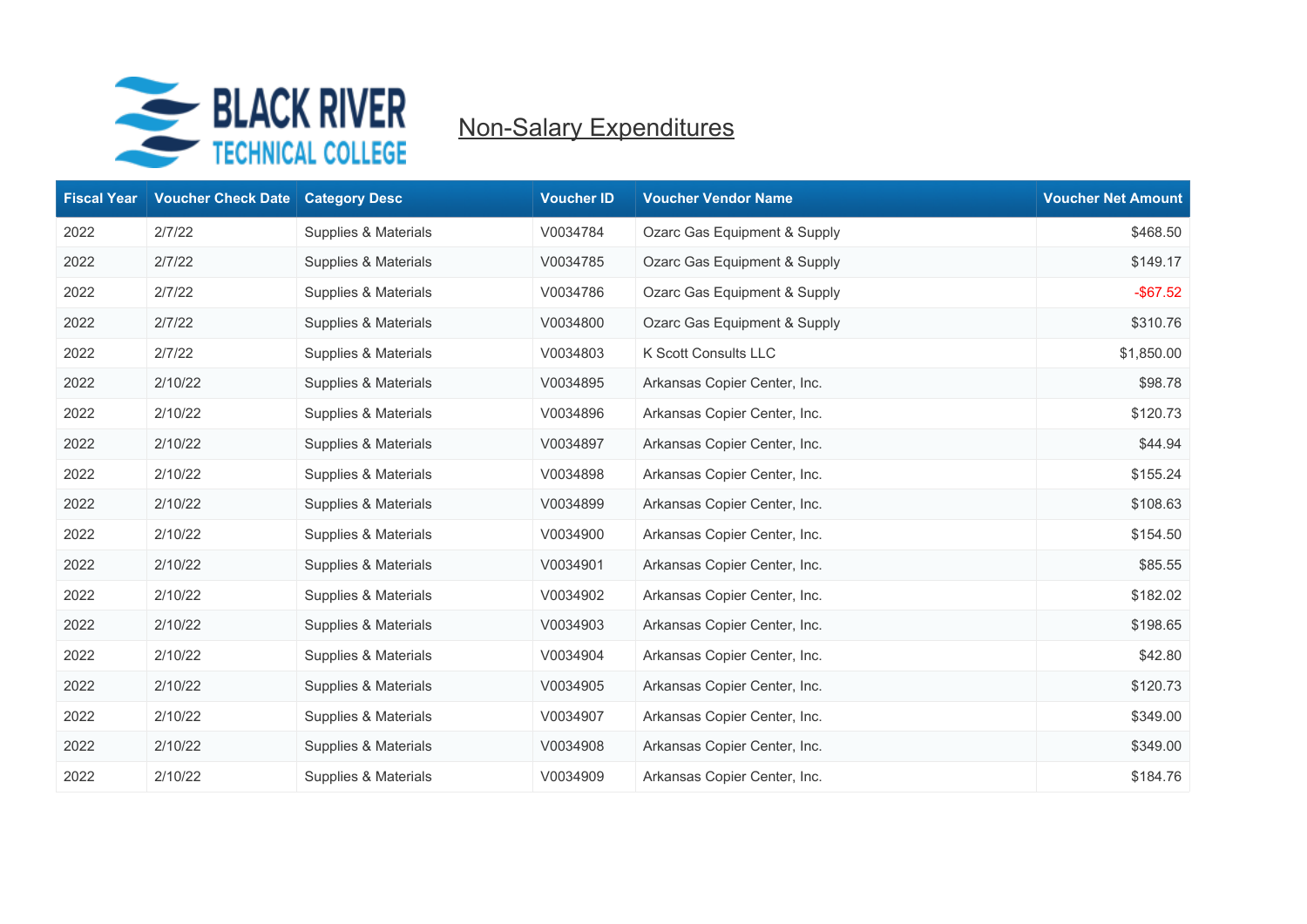BLACK RIVER TECHNICAL COLLEGE

# Non-Salary Expenditures

| Fiscal Year | Voucher Check Date | Category Desc | Voucher ID | Voucher Vendor Name | Voucher Net Amount |
|---|---|---|---|---|---|
| 2022 | 2/7/22 | Supplies & Materials | V0034784 | Ozarc Gas Equipment & Supply | $468.50 |
| 2022 | 2/7/22 | Supplies & Materials | V0034785 | Ozarc Gas Equipment & Supply | $149.17 |
| 2022 | 2/7/22 | Supplies & Materials | V0034786 | Ozarc Gas Equipment & Supply | -$67.52 |
| 2022 | 2/7/22 | Supplies & Materials | V0034800 | Ozarc Gas Equipment & Supply | $310.76 |
| 2022 | 2/7/22 | Supplies & Materials | V0034803 | K Scott Consults LLC | $1,850.00 |
| 2022 | 2/10/22 | Supplies & Materials | V0034895 | Arkansas Copier Center, Inc. | $98.78 |
| 2022 | 2/10/22 | Supplies & Materials | V0034896 | Arkansas Copier Center, Inc. | $120.73 |
| 2022 | 2/10/22 | Supplies & Materials | V0034897 | Arkansas Copier Center, Inc. | $44.94 |
| 2022 | 2/10/22 | Supplies & Materials | V0034898 | Arkansas Copier Center, Inc. | $155.24 |
| 2022 | 2/10/22 | Supplies & Materials | V0034899 | Arkansas Copier Center, Inc. | $108.63 |
| 2022 | 2/10/22 | Supplies & Materials | V0034900 | Arkansas Copier Center, Inc. | $154.50 |
| 2022 | 2/10/22 | Supplies & Materials | V0034901 | Arkansas Copier Center, Inc. | $85.55 |
| 2022 | 2/10/22 | Supplies & Materials | V0034902 | Arkansas Copier Center, Inc. | $182.02 |
| 2022 | 2/10/22 | Supplies & Materials | V0034903 | Arkansas Copier Center, Inc. | $198.65 |
| 2022 | 2/10/22 | Supplies & Materials | V0034904 | Arkansas Copier Center, Inc. | $42.80 |
| 2022 | 2/10/22 | Supplies & Materials | V0034905 | Arkansas Copier Center, Inc. | $120.73 |
| 2022 | 2/10/22 | Supplies & Materials | V0034907 | Arkansas Copier Center, Inc. | $349.00 |
| 2022 | 2/10/22 | Supplies & Materials | V0034908 | Arkansas Copier Center, Inc. | $349.00 |
| 2022 | 2/10/22 | Supplies & Materials | V0034909 | Arkansas Copier Center, Inc. | $184.76 |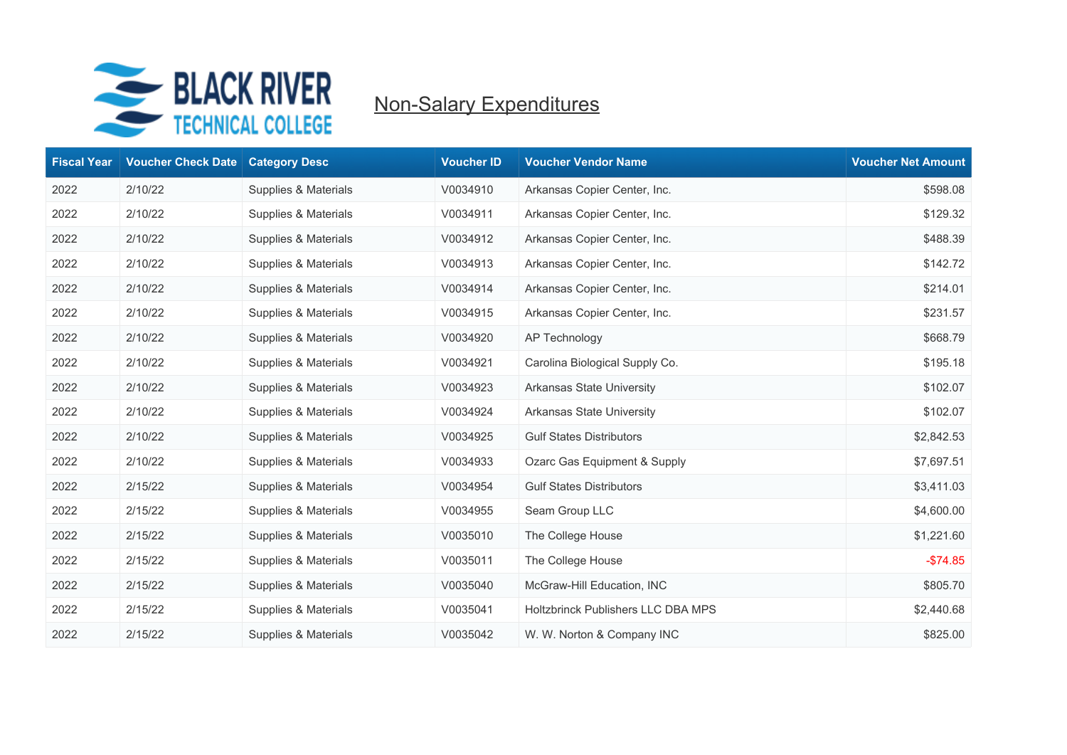BLACK RIVER TECHNICAL COLLEGE

# Non-Salary Expenditures

| Fiscal Year | Voucher Check Date | Category Desc | Voucher ID | Voucher Vendor Name | Voucher Net Amount |
|---|---|---|---|---|---|
| 2022 | 2/10/22 | Supplies & Materials | V0034910 | Arkansas Copier Center, Inc. | $598.08 |
| 2022 | 2/10/22 | Supplies & Materials | V0034911 | Arkansas Copier Center, Inc. | $129.32 |
| 2022 | 2/10/22 | Supplies & Materials | V0034912 | Arkansas Copier Center, Inc. | $488.39 |
| 2022 | 2/10/22 | Supplies & Materials | V0034913 | Arkansas Copier Center, Inc. | $142.72 |
| 2022 | 2/10/22 | Supplies & Materials | V0034914 | Arkansas Copier Center, Inc. | $214.01 |
| 2022 | 2/10/22 | Supplies & Materials | V0034915 | Arkansas Copier Center, Inc. | $231.57 |
| 2022 | 2/10/22 | Supplies & Materials | V0034920 | AP Technology | $668.79 |
| 2022 | 2/10/22 | Supplies & Materials | V0034921 | Carolina Biological Supply Co. | $195.18 |
| 2022 | 2/10/22 | Supplies & Materials | V0034923 | Arkansas State University | $102.07 |
| 2022 | 2/10/22 | Supplies & Materials | V0034924 | Arkansas State University | $102.07 |
| 2022 | 2/10/22 | Supplies & Materials | V0034925 | Gulf States Distributors | $2,842.53 |
| 2022 | 2/10/22 | Supplies & Materials | V0034933 | Ozarc Gas Equipment & Supply | $7,697.51 |
| 2022 | 2/15/22 | Supplies & Materials | V0034954 | Gulf States Distributors | $3,411.03 |
| 2022 | 2/15/22 | Supplies & Materials | V0034955 | Seam Group LLC | $4,600.00 |
| 2022 | 2/15/22 | Supplies & Materials | V0035010 | The College House | $1,221.60 |
| 2022 | 2/15/22 | Supplies & Materials | V0035011 | The College House | -$74.85 |
| 2022 | 2/15/22 | Supplies & Materials | V0035040 | McGraw-Hill Education, INC | $805.70 |
| 2022 | 2/15/22 | Supplies & Materials | V0035041 | Holtzbrinck Publishers LLC DBA MPS | $2,440.68 |
| 2022 | 2/15/22 | Supplies & Materials | V0035042 | W. W. Norton & Company INC | $825.00 |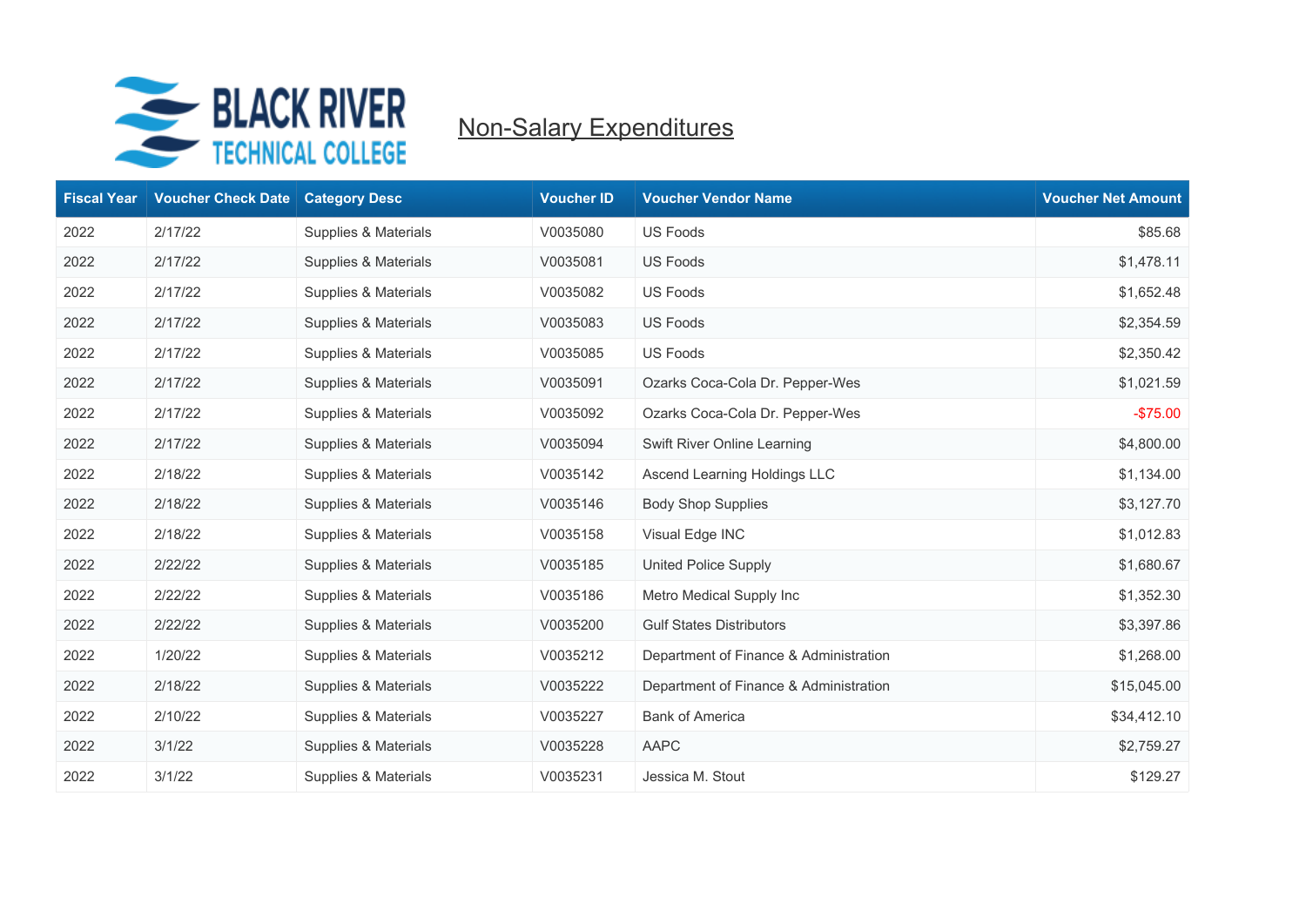BLACK RIVER TECHNICAL COLLEGE

# Non-Salary Expenditures

| Fiscal Year | Voucher Check Date | Category Desc | Voucher ID | Voucher Vendor Name | Voucher Net Amount |
|---|---|---|---|---|---|
| 2022 | 2/17/22 | Supplies & Materials | V0035080 | US Foods | $85.68 |
| 2022 | 2/17/22 | Supplies & Materials | V0035081 | US Foods | $1,478.11 |
| 2022 | 2/17/22 | Supplies & Materials | V0035082 | US Foods | $1,652.48 |
| 2022 | 2/17/22 | Supplies & Materials | V0035083 | US Foods | $2,354.59 |
| 2022 | 2/17/22 | Supplies & Materials | V0035085 | US Foods | $2,350.42 |
| 2022 | 2/17/22 | Supplies & Materials | V0035091 | Ozarks Coca-Cola Dr. Pepper-Wes | $1,021.59 |
| 2022 | 2/17/22 | Supplies & Materials | V0035092 | Ozarks Coca-Cola Dr. Pepper-Wes | -$75.00 |
| 2022 | 2/17/22 | Supplies & Materials | V0035094 | Swift River Online Learning | $4,800.00 |
| 2022 | 2/18/22 | Supplies & Materials | V0035142 | Ascend Learning Holdings LLC | $1,134.00 |
| 2022 | 2/18/22 | Supplies & Materials | V0035146 | Body Shop Supplies | $3,127.70 |
| 2022 | 2/18/22 | Supplies & Materials | V0035158 | Visual Edge INC | $1,012.83 |
| 2022 | 2/22/22 | Supplies & Materials | V0035185 | United Police Supply | $1,680.67 |
| 2022 | 2/22/22 | Supplies & Materials | V0035186 | Metro Medical Supply Inc | $1,352.30 |
| 2022 | 2/22/22 | Supplies & Materials | V0035200 | Gulf States Distributors | $3,397.86 |
| 2022 | 1/20/22 | Supplies & Materials | V0035212 | Department of Finance & Administration | $1,268.00 |
| 2022 | 2/18/22 | Supplies & Materials | V0035222 | Department of Finance & Administration | $15,045.00 |
| 2022 | 2/10/22 | Supplies & Materials | V0035227 | Bank of America | $34,412.10 |
| 2022 | 3/1/22 | Supplies & Materials | V0035228 | AAPC | $2,759.27 |
| 2022 | 3/1/22 | Supplies & Materials | V0035231 | Jessica M. Stout | $129.27 |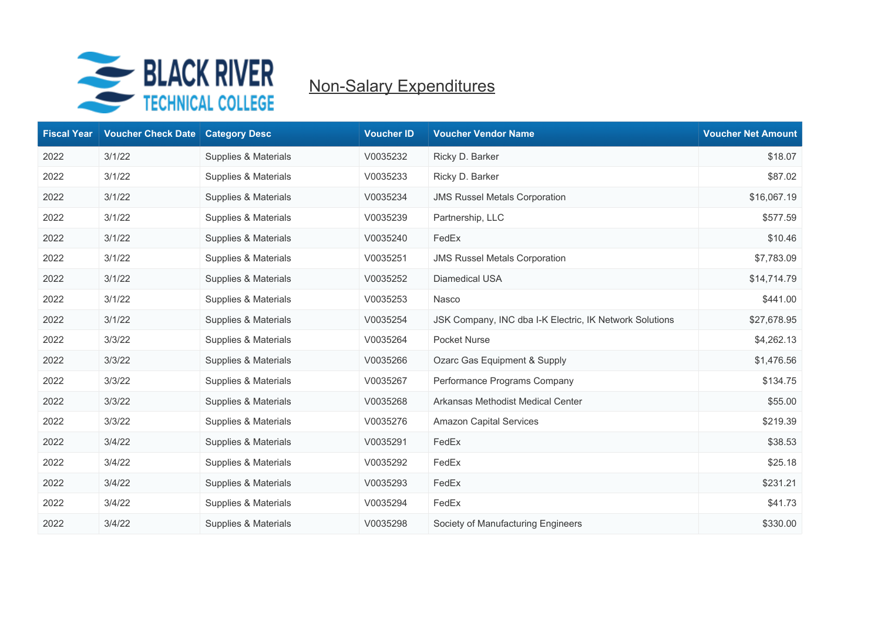## Non-Salary Expenditures

| Fiscal Year | Voucher Check Date | Category Desc | Voucher ID | Voucher Vendor Name | Voucher Net Amount |
|---|---|---|---|---|---|
| 2022 | 3/1/22 | Supplies & Materials | V0035232 | Ricky D. Barker | $18.07 |
| 2022 | 3/1/22 | Supplies & Materials | V0035233 | Ricky D. Barker | $87.02 |
| 2022 | 3/1/22 | Supplies & Materials | V0035234 | JMS Russel Metals Corporation | $16,067.19 |
| 2022 | 3/1/22 | Supplies & Materials | V0035239 | Partnership, LLC | $577.59 |
| 2022 | 3/1/22 | Supplies & Materials | V0035240 | FedEx | $10.46 |
| 2022 | 3/1/22 | Supplies & Materials | V0035251 | JMS Russel Metals Corporation | $7,783.09 |
| 2022 | 3/1/22 | Supplies & Materials | V0035252 | Diamedical USA | $14,714.79 |
| 2022 | 3/1/22 | Supplies & Materials | V0035253 | Nasco | $441.00 |
| 2022 | 3/1/22 | Supplies & Materials | V0035254 | JSK Company, INC dba I-K Electric, IK Network Solutions | $27,678.95 |
| 2022 | 3/3/22 | Supplies & Materials | V0035264 | Pocket Nurse | $4,262.13 |
| 2022 | 3/3/22 | Supplies & Materials | V0035266 | Ozarc Gas Equipment & Supply | $1,476.56 |
| 2022 | 3/3/22 | Supplies & Materials | V0035267 | Performance Programs Company | $134.75 |
| 2022 | 3/3/22 | Supplies & Materials | V0035268 | Arkansas Methodist Medical Center | $55.00 |
| 2022 | 3/3/22 | Supplies & Materials | V0035276 | Amazon Capital Services | $219.39 |
| 2022 | 3/4/22 | Supplies & Materials | V0035291 | FedEx | $38.53 |
| 2022 | 3/4/22 | Supplies & Materials | V0035292 | FedEx | $25.18 |
| 2022 | 3/4/22 | Supplies & Materials | V0035293 | FedEx | $231.21 |
| 2022 | 3/4/22 | Supplies & Materials | V0035294 | FedEx | $41.73 |
| 2022 | 3/4/22 | Supplies & Materials | V0035298 | Society of Manufacturing Engineers | $330.00 |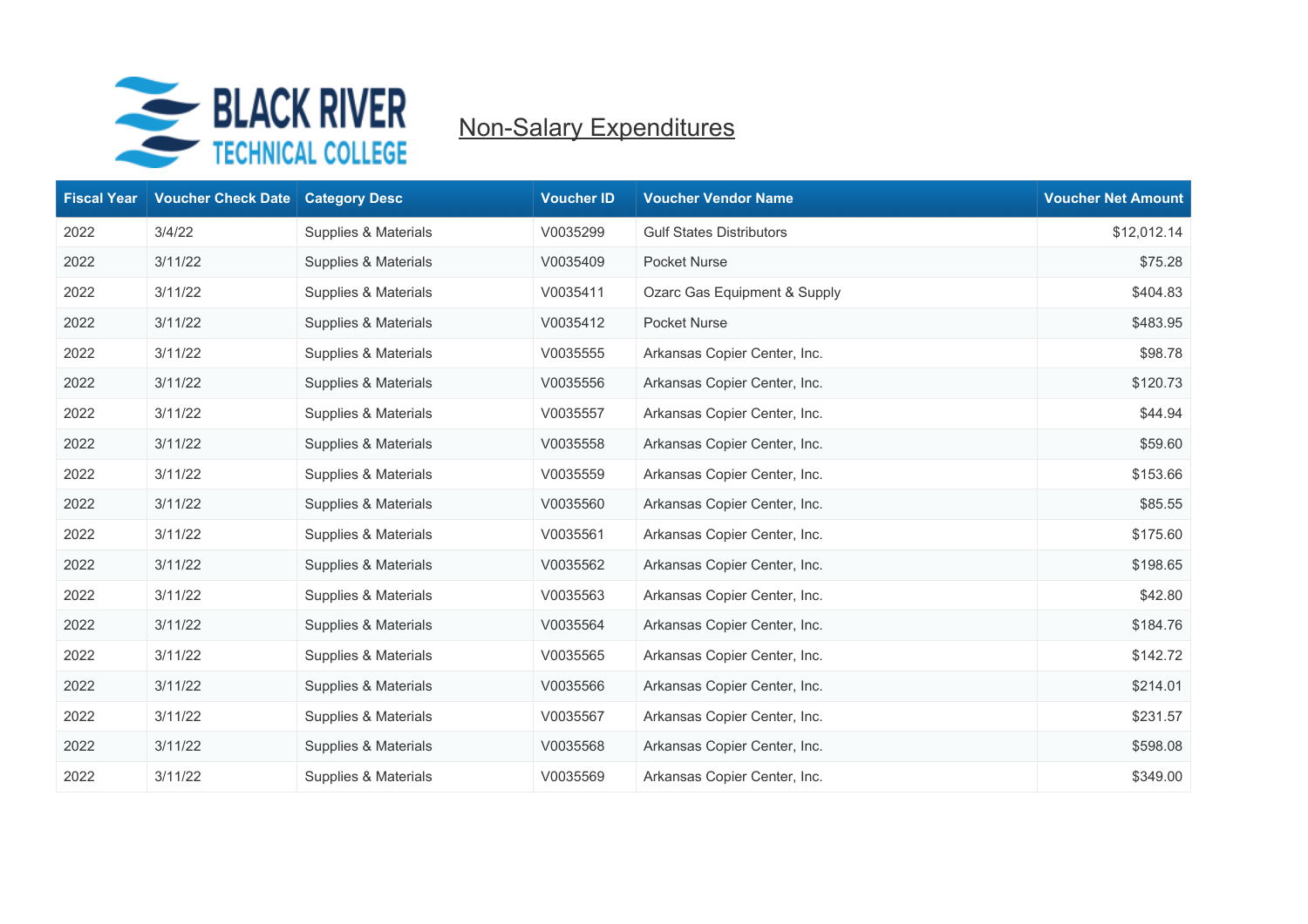BLACK RIVER TECHNICAL COLLEGE

## Non-Salary Expenditures

| Fiscal Year | Voucher Check Date | Category Desc | Voucher ID | Voucher Vendor Name | Voucher Net Amount |
|---|---|---|---|---|---|
| 2022 | 3/4/22 | Supplies & Materials | V0035299 | Gulf States Distributors | $12,012.14 |
| 2022 | 3/11/22 | Supplies & Materials | V0035409 | Pocket Nurse | $75.28 |
| 2022 | 3/11/22 | Supplies & Materials | V0035411 | Ozarc Gas Equipment & Supply | $404.83 |
| 2022 | 3/11/22 | Supplies & Materials | V0035412 | Pocket Nurse | $483.95 |
| 2022 | 3/11/22 | Supplies & Materials | V0035555 | Arkansas Copier Center, Inc. | $98.78 |
| 2022 | 3/11/22 | Supplies & Materials | V0035556 | Arkansas Copier Center, Inc. | $120.73 |
| 2022 | 3/11/22 | Supplies & Materials | V0035557 | Arkansas Copier Center, Inc. | $44.94 |
| 2022 | 3/11/22 | Supplies & Materials | V0035558 | Arkansas Copier Center, Inc. | $59.60 |
| 2022 | 3/11/22 | Supplies & Materials | V0035559 | Arkansas Copier Center, Inc. | $153.66 |
| 2022 | 3/11/22 | Supplies & Materials | V0035560 | Arkansas Copier Center, Inc. | $85.55 |
| 2022 | 3/11/22 | Supplies & Materials | V0035561 | Arkansas Copier Center, Inc. | $175.60 |
| 2022 | 3/11/22 | Supplies & Materials | V0035562 | Arkansas Copier Center, Inc. | $198.65 |
| 2022 | 3/11/22 | Supplies & Materials | V0035563 | Arkansas Copier Center, Inc. | $42.80 |
| 2022 | 3/11/22 | Supplies & Materials | V0035564 | Arkansas Copier Center, Inc. | $184.76 |
| 2022 | 3/11/22 | Supplies & Materials | V0035565 | Arkansas Copier Center, Inc. | $142.72 |
| 2022 | 3/11/22 | Supplies & Materials | V0035566 | Arkansas Copier Center, Inc. | $214.01 |
| 2022 | 3/11/22 | Supplies & Materials | V0035567 | Arkansas Copier Center, Inc. | $231.57 |
| 2022 | 3/11/22 | Supplies & Materials | V0035568 | Arkansas Copier Center, Inc. | $598.08 |
| 2022 | 3/11/22 | Supplies & Materials | V0035569 | Arkansas Copier Center, Inc. | $349.00 |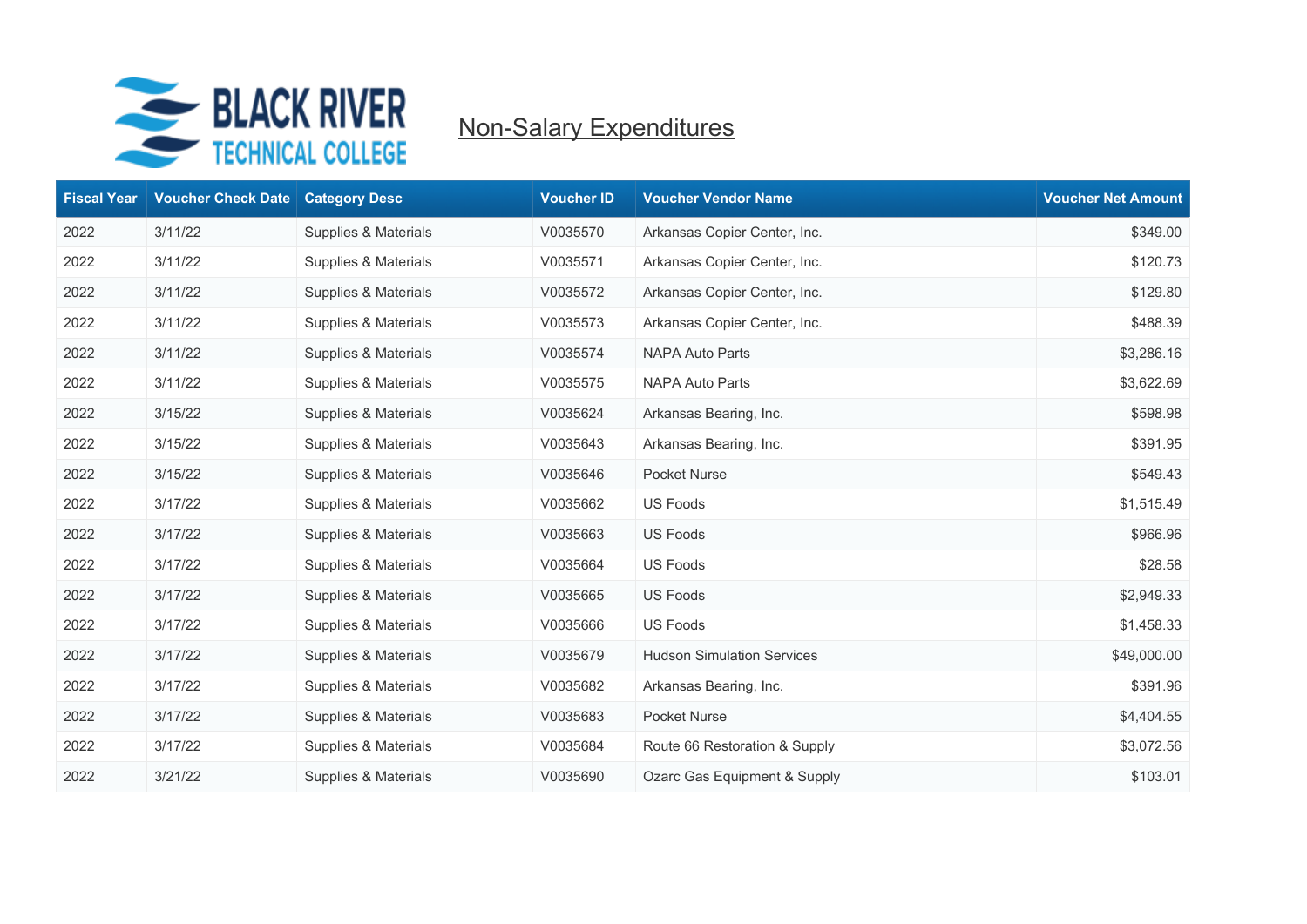BLACK RIVER TECHNICAL COLLEGE

## Non-Salary Expenditures

| Fiscal Year | Voucher Check Date | Category Desc | Voucher ID | Voucher Vendor Name | Voucher Net Amount |
|---|---|---|---|---|---|
| 2022 | 3/11/22 | Supplies & Materials | V0035570 | Arkansas Copier Center, Inc. | $349.00 |
| 2022 | 3/11/22 | Supplies & Materials | V0035571 | Arkansas Copier Center, Inc. | $120.73 |
| 2022 | 3/11/22 | Supplies & Materials | V0035572 | Arkansas Copier Center, Inc. | $129.80 |
| 2022 | 3/11/22 | Supplies & Materials | V0035573 | Arkansas Copier Center, Inc. | $488.39 |
| 2022 | 3/11/22 | Supplies & Materials | V0035574 | NAPA Auto Parts | $3,286.16 |
| 2022 | 3/11/22 | Supplies & Materials | V0035575 | NAPA Auto Parts | $3,622.69 |
| 2022 | 3/15/22 | Supplies & Materials | V0035624 | Arkansas Bearing, Inc. | $598.98 |
| 2022 | 3/15/22 | Supplies & Materials | V0035643 | Arkansas Bearing, Inc. | $391.95 |
| 2022 | 3/15/22 | Supplies & Materials | V0035646 | Pocket Nurse | $549.43 |
| 2022 | 3/17/22 | Supplies & Materials | V0035662 | US Foods | $1,515.49 |
| 2022 | 3/17/22 | Supplies & Materials | V0035663 | US Foods | $966.96 |
| 2022 | 3/17/22 | Supplies & Materials | V0035664 | US Foods | $28.58 |
| 2022 | 3/17/22 | Supplies & Materials | V0035665 | US Foods | $2,949.33 |
| 2022 | 3/17/22 | Supplies & Materials | V0035666 | US Foods | $1,458.33 |
| 2022 | 3/17/22 | Supplies & Materials | V0035679 | Hudson Simulation Services | $49,000.00 |
| 2022 | 3/17/22 | Supplies & Materials | V0035682 | Arkansas Bearing, Inc. | $391.96 |
| 2022 | 3/17/22 | Supplies & Materials | V0035683 | Pocket Nurse | $4,404.55 |
| 2022 | 3/17/22 | Supplies & Materials | V0035684 | Route 66 Restoration & Supply | $3,072.56 |
| 2022 | 3/21/22 | Supplies & Materials | V0035690 | Ozarc Gas Equipment & Supply | $103.01 |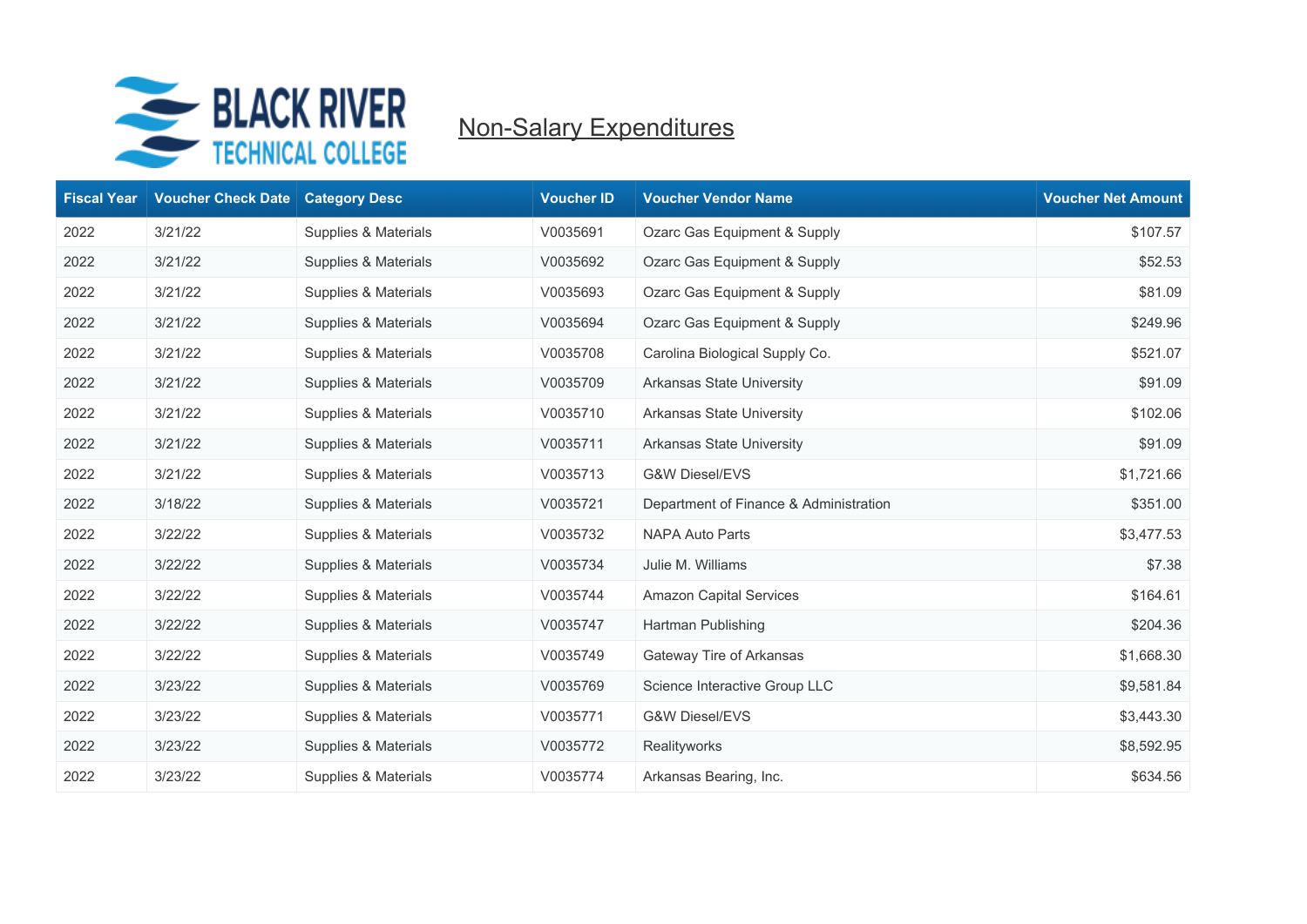BLACK RIVER TECHNICAL COLLEGE

## Non-Salary Expenditures

| Fiscal Year | Voucher Check Date | Category Desc | Voucher ID | Voucher Vendor Name | Voucher Net Amount |
|---|---|---|---|---|---|
| 2022 | 3/21/22 | Supplies & Materials | V0035691 | Ozarc Gas Equipment & Supply | $107.57 |
| 2022 | 3/21/22 | Supplies & Materials | V0035692 | Ozarc Gas Equipment & Supply | $52.53 |
| 2022 | 3/21/22 | Supplies & Materials | V0035693 | Ozarc Gas Equipment & Supply | $81.09 |
| 2022 | 3/21/22 | Supplies & Materials | V0035694 | Ozarc Gas Equipment & Supply | $249.96 |
| 2022 | 3/21/22 | Supplies & Materials | V0035708 | Carolina Biological Supply Co. | $521.07 |
| 2022 | 3/21/22 | Supplies & Materials | V0035709 | Arkansas State University | $91.09 |
| 2022 | 3/21/22 | Supplies & Materials | V0035710 | Arkansas State University | $102.06 |
| 2022 | 3/21/22 | Supplies & Materials | V0035711 | Arkansas State University | $91.09 |
| 2022 | 3/21/22 | Supplies & Materials | V0035713 | G&W Diesel/EVS | $1,721.66 |
| 2022 | 3/18/22 | Supplies & Materials | V0035721 | Department of Finance & Administration | $351.00 |
| 2022 | 3/22/22 | Supplies & Materials | V0035732 | NAPA Auto Parts | $3,477.53 |
| 2022 | 3/22/22 | Supplies & Materials | V0035734 | Julie M. Williams | $7.38 |
| 2022 | 3/22/22 | Supplies & Materials | V0035744 | Amazon Capital Services | $164.61 |
| 2022 | 3/22/22 | Supplies & Materials | V0035747 | Hartman Publishing | $204.36 |
| 2022 | 3/22/22 | Supplies & Materials | V0035749 | Gateway Tire of Arkansas | $1,668.30 |
| 2022 | 3/23/22 | Supplies & Materials | V0035769 | Science Interactive Group LLC | $9,581.84 |
| 2022 | 3/23/22 | Supplies & Materials | V0035771 | G&W Diesel/EVS | $3,443.30 |
| 2022 | 3/23/22 | Supplies & Materials | V0035772 | Realityworks | $8,592.95 |
| 2022 | 3/23/22 | Supplies & Materials | V0035774 | Arkansas Bearing, Inc. | $634.56 |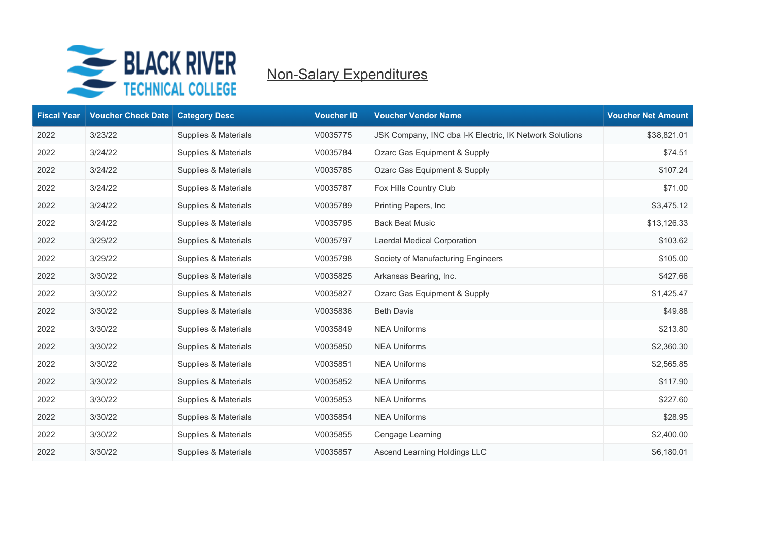## Non-Salary Expenditures

| Fiscal Year | Voucher Check Date | Category Desc | Voucher ID | Voucher Vendor Name | Voucher Net Amount |
|---|---|---|---|---|---|
| 2022 | 3/23/22 | Supplies & Materials | V0035775 | JSK Company, INC dba I-K Electric, IK Network Solutions | $38,821.01 |
| 2022 | 3/24/22 | Supplies & Materials | V0035784 | Ozarc Gas Equipment & Supply | $74.51 |
| 2022 | 3/24/22 | Supplies & Materials | V0035785 | Ozarc Gas Equipment & Supply | $107.24 |
| 2022 | 3/24/22 | Supplies & Materials | V0035787 | Fox Hills Country Club | $71.00 |
| 2022 | 3/24/22 | Supplies & Materials | V0035789 | Printing Papers, Inc | $3,475.12 |
| 2022 | 3/24/22 | Supplies & Materials | V0035795 | Back Beat Music | $13,126.33 |
| 2022 | 3/29/22 | Supplies & Materials | V0035797 | Laerdal Medical Corporation | $103.62 |
| 2022 | 3/29/22 | Supplies & Materials | V0035798 | Society of Manufacturing Engineers | $105.00 |
| 2022 | 3/30/22 | Supplies & Materials | V0035825 | Arkansas Bearing, Inc. | $427.66 |
| 2022 | 3/30/22 | Supplies & Materials | V0035827 | Ozarc Gas Equipment & Supply | $1,425.47 |
| 2022 | 3/30/22 | Supplies & Materials | V0035836 | Beth Davis | $49.88 |
| 2022 | 3/30/22 | Supplies & Materials | V0035849 | NEA Uniforms | $213.80 |
| 2022 | 3/30/22 | Supplies & Materials | V0035850 | NEA Uniforms | $2,360.30 |
| 2022 | 3/30/22 | Supplies & Materials | V0035851 | NEA Uniforms | $2,565.85 |
| 2022 | 3/30/22 | Supplies & Materials | V0035852 | NEA Uniforms | $117.90 |
| 2022 | 3/30/22 | Supplies & Materials | V0035853 | NEA Uniforms | $227.60 |
| 2022 | 3/30/22 | Supplies & Materials | V0035854 | NEA Uniforms | $28.95 |
| 2022 | 3/30/22 | Supplies & Materials | V0035855 | Cengage Learning | $2,400.00 |
| 2022 | 3/30/22 | Supplies & Materials | V0035857 | Ascend Learning Holdings LLC | $6,180.01 |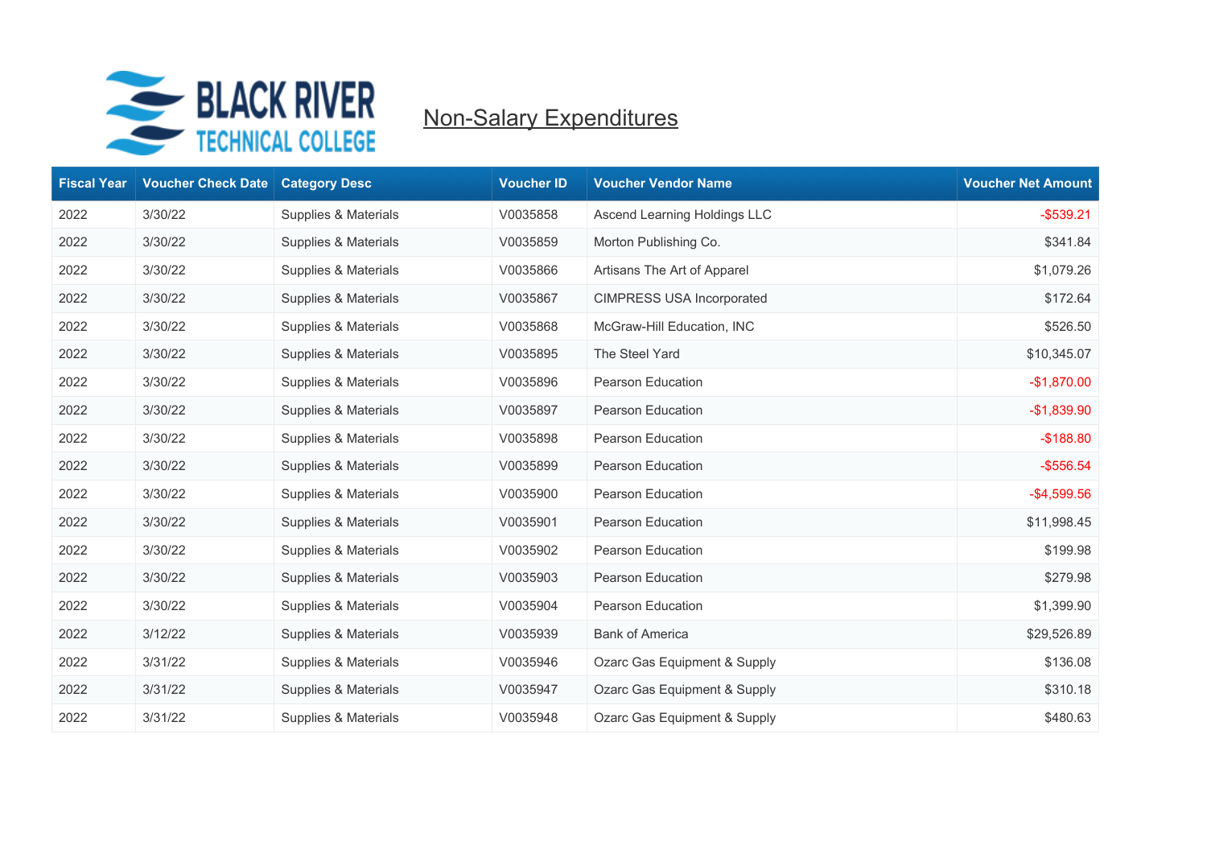BLACK RIVER TECHNICAL COLLEGE

# Non-Salary Expenditures

| Fiscal Year | Voucher Check Date | Category Desc | Voucher ID | Voucher Vendor Name | Voucher Net Amount |
|---|---|---|---|---|---|
| 2022 | 3/30/22 | Supplies & Materials | V0035858 | Ascend Learning Holdings LLC | -$539.21 |
| 2022 | 3/30/22 | Supplies & Materials | V0035859 | Morton Publishing Co. | $341.84 |
| 2022 | 3/30/22 | Supplies & Materials | V0035866 | Artisans The Art of Apparel | $1,079.26 |
| 2022 | 3/30/22 | Supplies & Materials | V0035867 | CIMPRESS USA Incorporated | $172.64 |
| 2022 | 3/30/22 | Supplies & Materials | V0035868 | McGraw-Hill Education, INC | $526.50 |
| 2022 | 3/30/22 | Supplies & Materials | V0035895 | The Steel Yard | $10,345.07 |
| 2022 | 3/30/22 | Supplies & Materials | V0035896 | Pearson Education | -$1,870.00 |
| 2022 | 3/30/22 | Supplies & Materials | V0035897 | Pearson Education | -$1,839.90 |
| 2022 | 3/30/22 | Supplies & Materials | V0035898 | Pearson Education | -$188.80 |
| 2022 | 3/30/22 | Supplies & Materials | V0035899 | Pearson Education | -$556.54 |
| 2022 | 3/30/22 | Supplies & Materials | V0035900 | Pearson Education | -$4,599.56 |
| 2022 | 3/30/22 | Supplies & Materials | V0035901 | Pearson Education | $11,998.45 |
| 2022 | 3/30/22 | Supplies & Materials | V0035902 | Pearson Education | $199.98 |
| 2022 | 3/30/22 | Supplies & Materials | V0035903 | Pearson Education | $279.98 |
| 2022 | 3/30/22 | Supplies & Materials | V0035904 | Pearson Education | $1,399.90 |
| 2022 | 3/12/22 | Supplies & Materials | V0035939 | Bank of America | $29,526.89 |
| 2022 | 3/31/22 | Supplies & Materials | V0035946 | Ozarc Gas Equipment & Supply | $136.08 |
| 2022 | 3/31/22 | Supplies & Materials | V0035947 | Ozarc Gas Equipment & Supply | $310.18 |
| 2022 | 3/31/22 | Supplies & Materials | V0035948 | Ozarc Gas Equipment & Supply | $480.63 |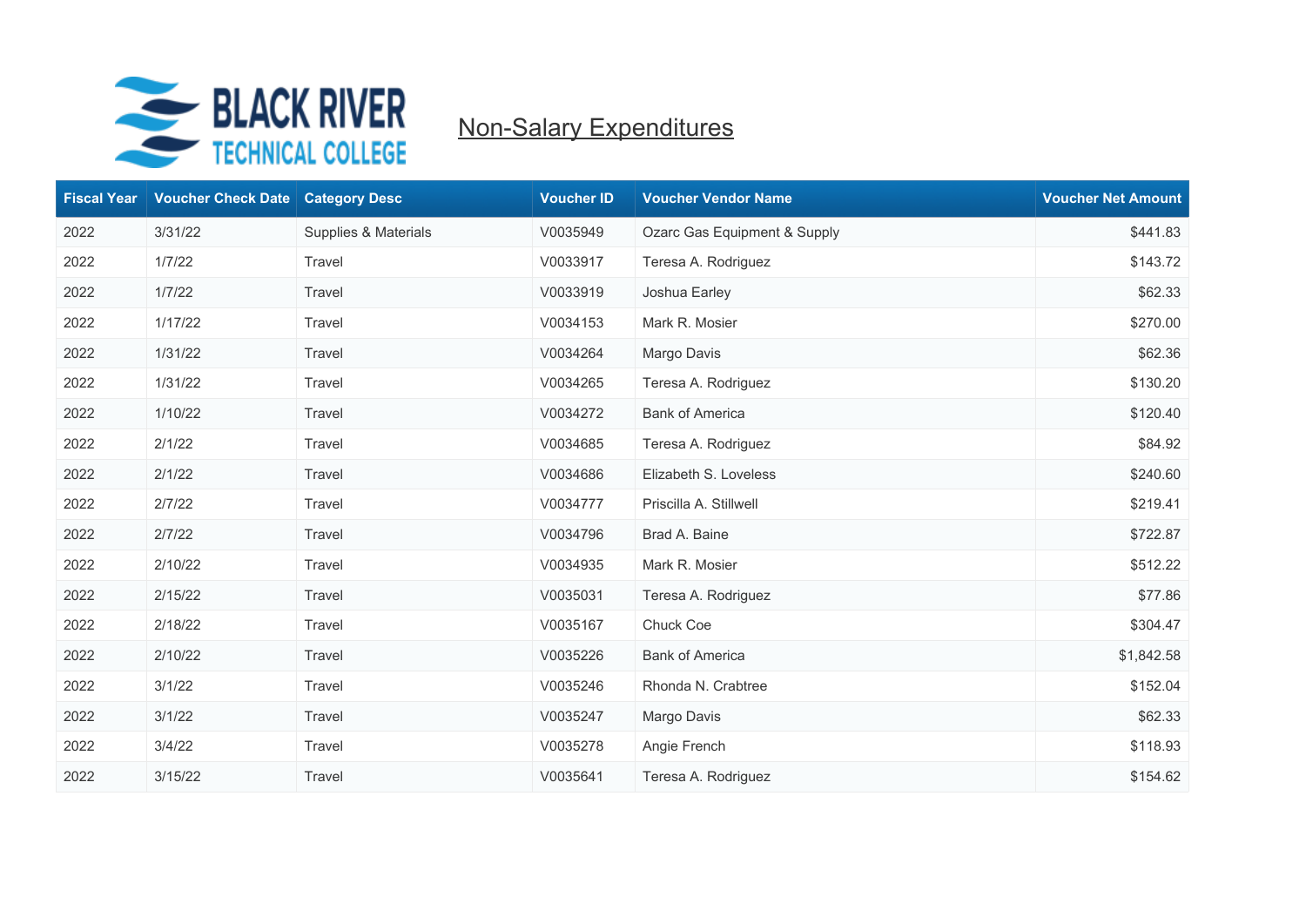BLACK RIVER TECHNICAL COLLEGE

# Non-Salary Expenditures

| Fiscal Year | Voucher Check Date | Category Desc | Voucher ID | Voucher Vendor Name | Voucher Net Amount |
|---|---|---|---|---|---|
| 2022 | 3/31/22 | Supplies & Materials | V0035949 | Ozarc Gas Equipment & Supply | $441.83 |
| 2022 | 1/7/22 | Travel | V0033917 | Teresa A. Rodriguez | $143.72 |
| 2022 | 1/7/22 | Travel | V0033919 | Joshua Earley | $62.33 |
| 2022 | 1/17/22 | Travel | V0034153 | Mark R. Mosier | $270.00 |
| 2022 | 1/31/22 | Travel | V0034264 | Margo Davis | $62.36 |
| 2022 | 1/31/22 | Travel | V0034265 | Teresa A. Rodriguez | $130.20 |
| 2022 | 1/10/22 | Travel | V0034272 | Bank of America | $120.40 |
| 2022 | 2/1/22 | Travel | V0034685 | Teresa A. Rodriguez | $84.92 |
| 2022 | 2/1/22 | Travel | V0034686 | Elizabeth S. Loveless | $240.60 |
| 2022 | 2/7/22 | Travel | V0034777 | Priscilla A. Stillwell | $219.41 |
| 2022 | 2/7/22 | Travel | V0034796 | Brad A. Baine | $722.87 |
| 2022 | 2/10/22 | Travel | V0034935 | Mark R. Mosier | $512.22 |
| 2022 | 2/15/22 | Travel | V0035031 | Teresa A. Rodriguez | $77.86 |
| 2022 | 2/18/22 | Travel | V0035167 | Chuck Coe | $304.47 |
| 2022 | 2/10/22 | Travel | V0035226 | Bank of America | $1,842.58 |
| 2022 | 3/1/22 | Travel | V0035246 | Rhonda N. Crabtree | $152.04 |
| 2022 | 3/1/22 | Travel | V0035247 | Margo Davis | $62.33 |
| 2022 | 3/4/22 | Travel | V0035278 | Angie French | $118.93 |
| 2022 | 3/15/22 | Travel | V0035641 | Teresa A. Rodriguez | $154.62 |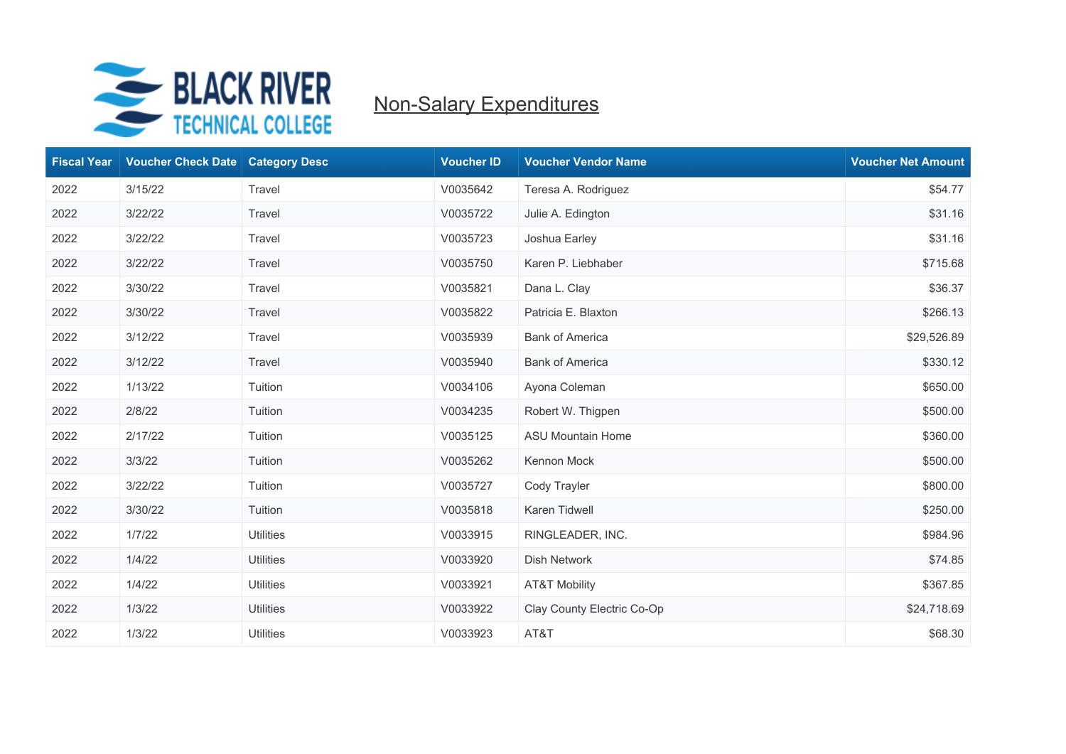BLACK RIVER TECHNICAL COLLEGE

## Non-Salary Expenditures

| Fiscal Year | Voucher Check Date | Category Desc | Voucher ID | Voucher Vendor Name | Voucher Net Amount |
|---|---|---|---|---|---|
| 2022 | 3/15/22 | Travel | V0035642 | Teresa A. Rodriguez | $54.77 |
| 2022 | 3/22/22 | Travel | V0035722 | Julie A. Edington | $31.16 |
| 2022 | 3/22/22 | Travel | V0035723 | Joshua Earley | $31.16 |
| 2022 | 3/22/22 | Travel | V0035750 | Karen P. Liebhaber | $715.68 |
| 2022 | 3/30/22 | Travel | V0035821 | Dana L. Clay | $36.37 |
| 2022 | 3/30/22 | Travel | V0035822 | Patricia E. Blaxton | $266.13 |
| 2022 | 3/12/22 | Travel | V0035939 | Bank of America | $29,526.89 |
| 2022 | 3/12/22 | Travel | V0035940 | Bank of America | $330.12 |
| 2022 | 1/13/22 | Tuition | V0034106 | Ayona Coleman | $650.00 |
| 2022 | 2/8/22 | Tuition | V0034235 | Robert W. Thigpen | $500.00 |
| 2022 | 2/17/22 | Tuition | V0035125 | ASU Mountain Home | $360.00 |
| 2022 | 3/3/22 | Tuition | V0035262 | Kennon Mock | $500.00 |
| 2022 | 3/22/22 | Tuition | V0035727 | Cody Trayler | $800.00 |
| 2022 | 3/30/22 | Tuition | V0035818 | Karen Tidwell | $250.00 |
| 2022 | 1/7/22 | Utilities | V0033915 | RINGLEADER, INC. | $984.96 |
| 2022 | 1/4/22 | Utilities | V0033920 | Dish Network | $74.85 |
| 2022 | 1/4/22 | Utilities | V0033921 | AT&T Mobility | $367.85 |
| 2022 | 1/3/22 | Utilities | V0033922 | Clay County Electric Co-Op | $24,718.69 |
| 2022 | 1/3/22 | Utilities | V0033923 | AT&T | $68.30 |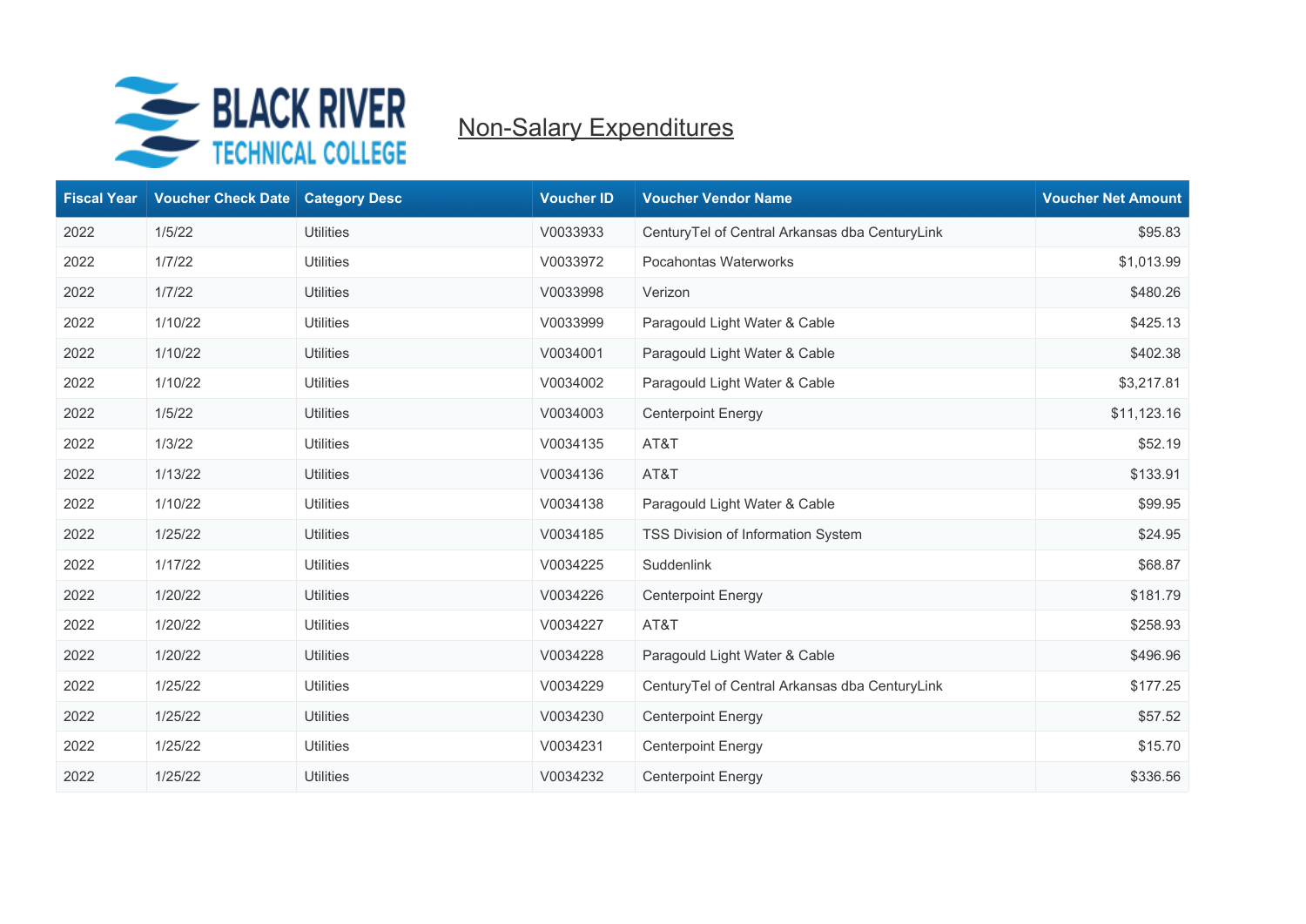BLACK RIVER TECHNICAL COLLEGE

# Non-Salary Expenditures

| Fiscal Year | Voucher Check Date | Category Desc | Voucher ID | Voucher Vendor Name | Voucher Net Amount |
|---|---|---|---|---|---|
| 2022 | 1/5/22 | Utilities | V0033933 | CenturyTel of Central Arkansas dba CenturyLink | $95.83 |
| 2022 | 1/7/22 | Utilities | V0033972 | Pocahontas Waterworks | $1,013.99 |
| 2022 | 1/7/22 | Utilities | V0033998 | Verizon | $480.26 |
| 2022 | 1/10/22 | Utilities | V0033999 | Paragould Light Water & Cable | $425.13 |
| 2022 | 1/10/22 | Utilities | V0034001 | Paragould Light Water & Cable | $402.38 |
| 2022 | 1/10/22 | Utilities | V0034002 | Paragould Light Water & Cable | $3,217.81 |
| 2022 | 1/5/22 | Utilities | V0034003 | Centerpoint Energy | $11,123.16 |
| 2022 | 1/3/22 | Utilities | V0034135 | AT&T | $52.19 |
| 2022 | 1/13/22 | Utilities | V0034136 | AT&T | $133.91 |
| 2022 | 1/10/22 | Utilities | V0034138 | Paragould Light Water & Cable | $99.95 |
| 2022 | 1/25/22 | Utilities | V0034185 | TSS Division of Information System | $24.95 |
| 2022 | 1/17/22 | Utilities | V0034225 | Suddenlink | $68.87 |
| 2022 | 1/20/22 | Utilities | V0034226 | Centerpoint Energy | $181.79 |
| 2022 | 1/20/22 | Utilities | V0034227 | AT&T | $258.93 |
| 2022 | 1/20/22 | Utilities | V0034228 | Paragould Light Water & Cable | $496.96 |
| 2022 | 1/25/22 | Utilities | V0034229 | CenturyTel of Central Arkansas dba CenturyLink | $177.25 |
| 2022 | 1/25/22 | Utilities | V0034230 | Centerpoint Energy | $57.52 |
| 2022 | 1/25/22 | Utilities | V0034231 | Centerpoint Energy | $15.70 |
| 2022 | 1/25/22 | Utilities | V0034232 | Centerpoint Energy | $336.56 |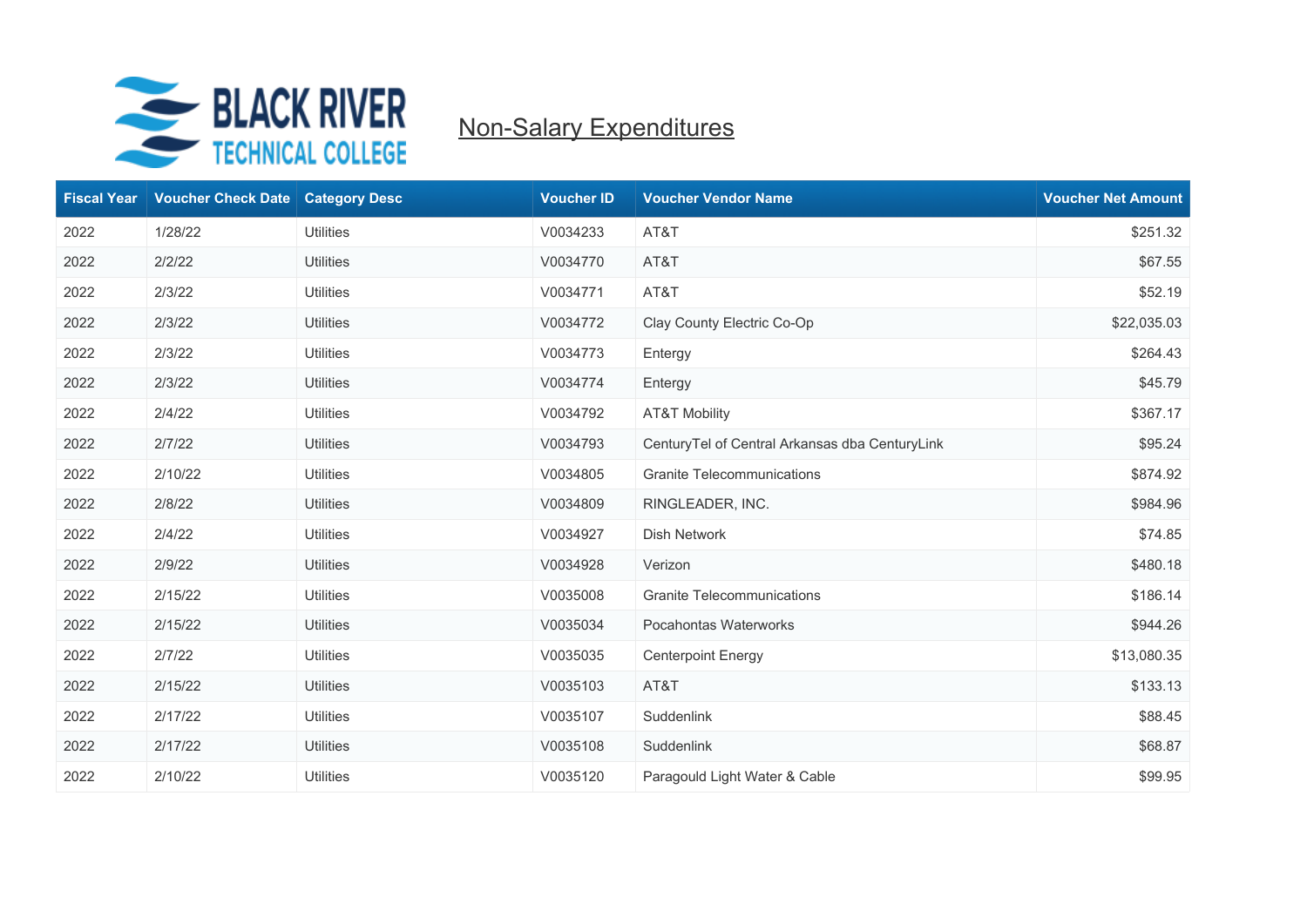BLACK RIVER TECHNICAL COLLEGE

# Non-Salary Expenditures

| Fiscal Year | Voucher Check Date | Category Desc | Voucher ID | Voucher Vendor Name | Voucher Net Amount |
|---|---|---|---|---|---|
| 2022 | 1/28/22 | Utilities | V0034233 | AT&T | $251.32 |
| 2022 | 2/2/22 | Utilities | V0034770 | AT&T | $67.55 |
| 2022 | 2/3/22 | Utilities | V0034771 | AT&T | $52.19 |
| 2022 | 2/3/22 | Utilities | V0034772 | Clay County Electric Co-Op | $22,035.03 |
| 2022 | 2/3/22 | Utilities | V0034773 | Entergy | $264.43 |
| 2022 | 2/3/22 | Utilities | V0034774 | Entergy | $45.79 |
| 2022 | 2/4/22 | Utilities | V0034792 | AT&T Mobility | $367.17 |
| 2022 | 2/7/22 | Utilities | V0034793 | CenturyTel of Central Arkansas dba CenturyLink | $95.24 |
| 2022 | 2/10/22 | Utilities | V0034805 | Granite Telecommunications | $874.92 |
| 2022 | 2/8/22 | Utilities | V0034809 | RINGLEADER, INC. | $984.96 |
| 2022 | 2/4/22 | Utilities | V0034927 | Dish Network | $74.85 |
| 2022 | 2/9/22 | Utilities | V0034928 | Verizon | $480.18 |
| 2022 | 2/15/22 | Utilities | V0035008 | Granite Telecommunications | $186.14 |
| 2022 | 2/15/22 | Utilities | V0035034 | Pocahontas Waterworks | $944.26 |
| 2022 | 2/7/22 | Utilities | V0035035 | Centerpoint Energy | $13,080.35 |
| 2022 | 2/15/22 | Utilities | V0035103 | AT&T | $133.13 |
| 2022 | 2/17/22 | Utilities | V0035107 | Suddenlink | $88.45 |
| 2022 | 2/17/22 | Utilities | V0035108 | Suddenlink | $68.87 |
| 2022 | 2/10/22 | Utilities | V0035120 | Paragould Light Water & Cable | $99.95 |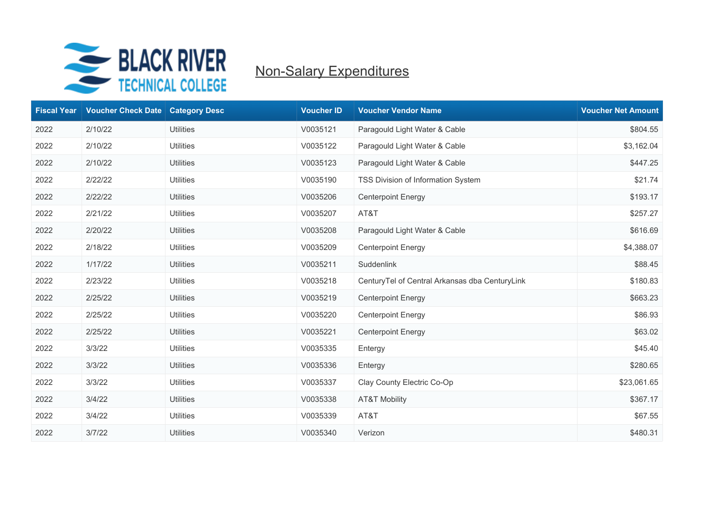Non-Salary Expenditures

| Fiscal Year | Voucher Check Date | Category Desc | Voucher ID | Voucher Vendor Name | Voucher Net Amount |
|---|---|---|---|---|---|
| 2022 | 2/10/22 | Utilities | V0035121 | Paragould Light Water & Cable | $804.55 |
| 2022 | 2/10/22 | Utilities | V0035122 | Paragould Light Water & Cable | $3,162.04 |
| 2022 | 2/10/22 | Utilities | V0035123 | Paragould Light Water & Cable | $447.25 |
| 2022 | 2/22/22 | Utilities | V0035190 | TSS Division of Information System | $21.74 |
| 2022 | 2/22/22 | Utilities | V0035206 | Centerpoint Energy | $193.17 |
| 2022 | 2/21/22 | Utilities | V0035207 | AT&T | $257.27 |
| 2022 | 2/20/22 | Utilities | V0035208 | Paragould Light Water & Cable | $616.69 |
| 2022 | 2/18/22 | Utilities | V0035209 | Centerpoint Energy | $4,388.07 |
| 2022 | 1/17/22 | Utilities | V0035211 | Suddenlink | $88.45 |
| 2022 | 2/23/22 | Utilities | V0035218 | CenturyTel of Central Arkansas dba CenturyLink | $180.83 |
| 2022 | 2/25/22 | Utilities | V0035219 | Centerpoint Energy | $663.23 |
| 2022 | 2/25/22 | Utilities | V0035220 | Centerpoint Energy | $86.93 |
| 2022 | 2/25/22 | Utilities | V0035221 | Centerpoint Energy | $63.02 |
| 2022 | 3/3/22 | Utilities | V0035335 | Entergy | $45.40 |
| 2022 | 3/3/22 | Utilities | V0035336 | Entergy | $280.65 |
| 2022 | 3/3/22 | Utilities | V0035337 | Clay County Electric Co-Op | $23,061.65 |
| 2022 | 3/4/22 | Utilities | V0035338 | AT&T Mobility | $367.17 |
| 2022 | 3/4/22 | Utilities | V0035339 | AT&T | $67.55 |
| 2022 | 3/7/22 | Utilities | V0035340 | Verizon | $480.31 |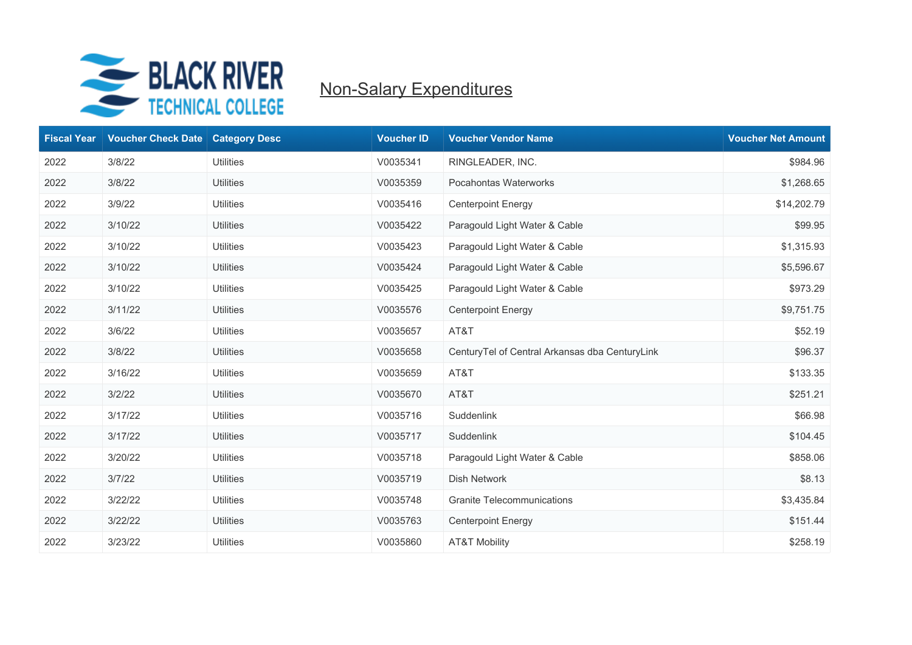Non-Salary Expenditures

| Fiscal Year | Voucher Check Date | Category Desc | Voucher ID | Voucher Vendor Name | Voucher Net Amount |
|---|---|---|---|---|---|
| 2022 | 3/8/22 | Utilities | V0035341 | RINGLEADER, INC. | $984.96 |
| 2022 | 3/8/22 | Utilities | V0035359 | Pocahontas Waterworks | $1,268.65 |
| 2022 | 3/9/22 | Utilities | V0035416 | Centerpoint Energy | $14,202.79 |
| 2022 | 3/10/22 | Utilities | V0035422 | Paragould Light Water & Cable | $99.95 |
| 2022 | 3/10/22 | Utilities | V0035423 | Paragould Light Water & Cable | $1,315.93 |
| 2022 | 3/10/22 | Utilities | V0035424 | Paragould Light Water & Cable | $5,596.67 |
| 2022 | 3/10/22 | Utilities | V0035425 | Paragould Light Water & Cable | $973.29 |
| 2022 | 3/11/22 | Utilities | V0035576 | Centerpoint Energy | $9,751.75 |
| 2022 | 3/6/22 | Utilities | V0035657 | AT&T | $52.19 |
| 2022 | 3/8/22 | Utilities | V0035658 | CenturyTel of Central Arkansas dba CenturyLink | $96.37 |
| 2022 | 3/16/22 | Utilities | V0035659 | AT&T | $133.35 |
| 2022 | 3/2/22 | Utilities | V0035670 | AT&T | $251.21 |
| 2022 | 3/17/22 | Utilities | V0035716 | Suddenlink | $66.98 |
| 2022 | 3/17/22 | Utilities | V0035717 | Suddenlink | $104.45 |
| 2022 | 3/20/22 | Utilities | V0035718 | Paragould Light Water & Cable | $858.06 |
| 2022 | 3/7/22 | Utilities | V0035719 | Dish Network | $8.13 |
| 2022 | 3/22/22 | Utilities | V0035748 | Granite Telecommunications | $3,435.84 |
| 2022 | 3/22/22 | Utilities | V0035763 | Centerpoint Energy | $151.44 |
| 2022 | 3/23/22 | Utilities | V0035860 | AT&T Mobility | $258.19 |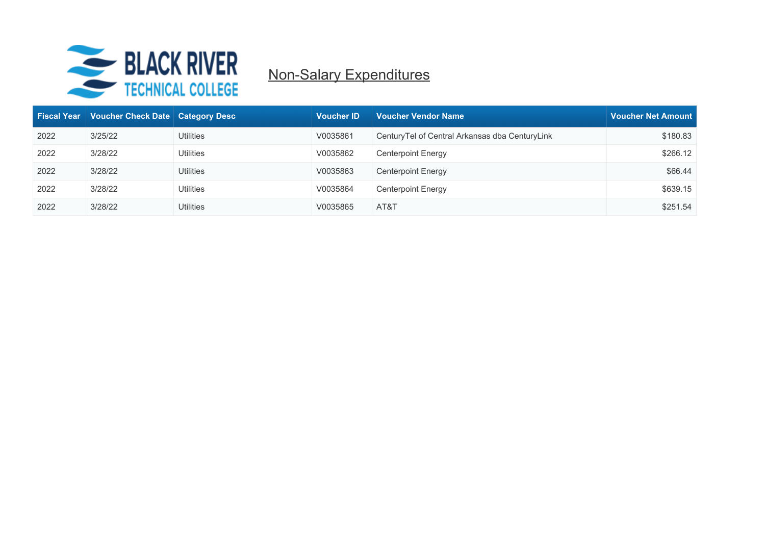BLACK RIVER TECHNICAL COLLEGE

Non-Salary Expenditures

| Fiscal Year | Voucher Check Date | Category Desc | Voucher ID | Voucher Vendor Name | Voucher Net Amount |
|---|---|---|---|---|---|
| 2022 | 3/25/22 | Utilities | V0035861 | CenturyTel of Central Arkansas dba CenturyLink | $180.83 |
| 2022 | 3/28/22 | Utilities | V0035862 | Centerpoint Energy | $266.12 |
| 2022 | 3/28/22 | Utilities | V0035863 | Centerpoint Energy | $66.44 |
| 2022 | 3/28/22 | Utilities | V0035864 | Centerpoint Energy | $639.15 |
| 2022 | 3/28/22 | Utilities | V0035865 | AT&T | $251.54 |